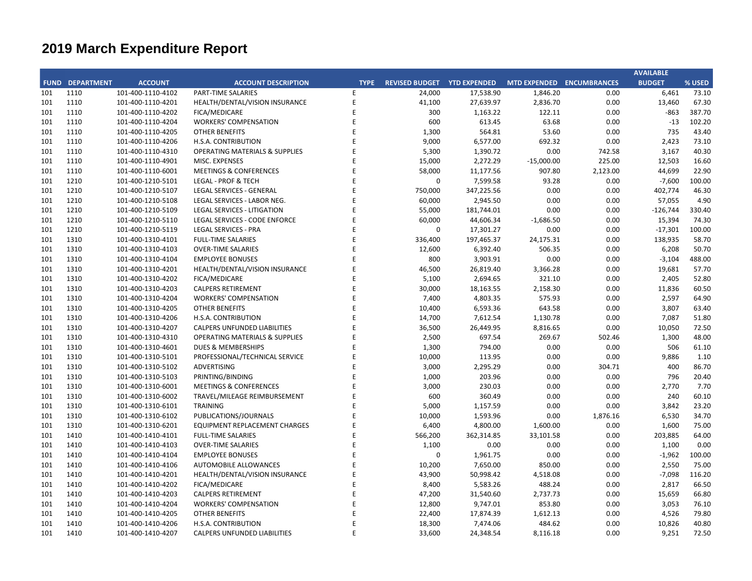# 2019 March Expenditure Report

| FUND | DEPARTMENT | ACCOUNT | ACCOUNT DESCRIPTION | TYPE | REVISED BUDGET | YTD EXPENDED | MTD EXPENDED | ENCUMBRANCES | AVAILABLE BUDGET | % USED |
|---|---|---|---|---|---|---|---|---|---|---|
| 101 | 1110 | 101-400-1110-4102 | PART-TIME SALARIES | E | 24,000 | 17,538.90 | 1,846.20 | 0.00 | 6,461 | 73.10 |
| 101 | 1110 | 101-400-1110-4201 | HEALTH/DENTAL/VISION INSURANCE | E | 41,100 | 27,639.97 | 2,836.70 | 0.00 | 13,460 | 67.30 |
| 101 | 1110 | 101-400-1110-4202 | FICA/MEDICARE | E | 300 | 1,163.22 | 122.11 | 0.00 | -863 | 387.70 |
| 101 | 1110 | 101-400-1110-4204 | WORKERS' COMPENSATION | E | 600 | 613.45 | 63.68 | 0.00 | -13 | 102.20 |
| 101 | 1110 | 101-400-1110-4205 | OTHER BENEFITS | E | 1,300 | 564.81 | 53.60 | 0.00 | 735 | 43.40 |
| 101 | 1110 | 101-400-1110-4206 | H.S.A. CONTRIBUTION | E | 9,000 | 6,577.00 | 692.32 | 0.00 | 2,423 | 73.10 |
| 101 | 1110 | 101-400-1110-4310 | OPERATING MATERIALS & SUPPLIES | E | 5,300 | 1,390.72 | 0.00 | 742.58 | 3,167 | 40.30 |
| 101 | 1110 | 101-400-1110-4901 | MISC. EXPENSES | E | 15,000 | 2,272.29 | -15,000.00 | 225.00 | 12,503 | 16.60 |
| 101 | 1110 | 101-400-1110-6001 | MEETINGS & CONFERENCES | E | 58,000 | 11,177.56 | 907.80 | 2,123.00 | 44,699 | 22.90 |
| 101 | 1210 | 101-400-1210-5101 | LEGAL - PROF & TECH | E | 0 | 7,599.58 | 93.28 | 0.00 | -7,600 | 100.00 |
| 101 | 1210 | 101-400-1210-5107 | LEGAL SERVICES - GENERAL | E | 750,000 | 347,225.56 | 0.00 | 0.00 | 402,774 | 46.30 |
| 101 | 1210 | 101-400-1210-5108 | LEGAL SERVICES - LABOR NEG. | E | 60,000 | 2,945.50 | 0.00 | 0.00 | 57,055 | 4.90 |
| 101 | 1210 | 101-400-1210-5109 | LEGAL SERVICES - LITIGATION | E | 55,000 | 181,744.01 | 0.00 | 0.00 | -126,744 | 330.40 |
| 101 | 1210 | 101-400-1210-5110 | LEGAL SERVICES - CODE ENFORCE | E | 60,000 | 44,606.34 | -1,686.50 | 0.00 | 15,394 | 74.30 |
| 101 | 1210 | 101-400-1210-5119 | LEGAL SERVICES - PRA | E | 0 | 17,301.27 | 0.00 | 0.00 | -17,301 | 100.00 |
| 101 | 1310 | 101-400-1310-4101 | FULL-TIME SALARIES | E | 336,400 | 197,465.37 | 24,175.31 | 0.00 | 138,935 | 58.70 |
| 101 | 1310 | 101-400-1310-4103 | OVER-TIME SALARIES | E | 12,600 | 6,392.40 | 506.35 | 0.00 | 6,208 | 50.70 |
| 101 | 1310 | 101-400-1310-4104 | EMPLOYEE BONUSES | E | 800 | 3,903.91 | 0.00 | 0.00 | -3,104 | 488.00 |
| 101 | 1310 | 101-400-1310-4201 | HEALTH/DENTAL/VISION INSURANCE | E | 46,500 | 26,819.40 | 3,366.28 | 0.00 | 19,681 | 57.70 |
| 101 | 1310 | 101-400-1310-4202 | FICA/MEDICARE | E | 5,100 | 2,694.65 | 321.10 | 0.00 | 2,405 | 52.80 |
| 101 | 1310 | 101-400-1310-4203 | CALPERS RETIREMENT | E | 30,000 | 18,163.55 | 2,158.30 | 0.00 | 11,836 | 60.50 |
| 101 | 1310 | 101-400-1310-4204 | WORKERS' COMPENSATION | E | 7,400 | 4,803.35 | 575.93 | 0.00 | 2,597 | 64.90 |
| 101 | 1310 | 101-400-1310-4205 | OTHER BENEFITS | E | 10,400 | 6,593.36 | 643.58 | 0.00 | 3,807 | 63.40 |
| 101 | 1310 | 101-400-1310-4206 | H.S.A. CONTRIBUTION | E | 14,700 | 7,612.54 | 1,130.78 | 0.00 | 7,087 | 51.80 |
| 101 | 1310 | 101-400-1310-4207 | CALPERS UNFUNDED LIABILITIES | E | 36,500 | 26,449.95 | 8,816.65 | 0.00 | 10,050 | 72.50 |
| 101 | 1310 | 101-400-1310-4310 | OPERATING MATERIALS & SUPPLIES | E | 2,500 | 697.54 | 269.67 | 502.46 | 1,300 | 48.00 |
| 101 | 1310 | 101-400-1310-4601 | DUES & MEMBERSHIPS | E | 1,300 | 794.00 | 0.00 | 0.00 | 506 | 61.10 |
| 101 | 1310 | 101-400-1310-5101 | PROFESSIONAL/TECHNICAL SERVICE | E | 10,000 | 113.95 | 0.00 | 0.00 | 9,886 | 1.10 |
| 101 | 1310 | 101-400-1310-5102 | ADVERTISING | E | 3,000 | 2,295.29 | 0.00 | 304.71 | 400 | 86.70 |
| 101 | 1310 | 101-400-1310-5103 | PRINTING/BINDING | E | 1,000 | 203.96 | 0.00 | 0.00 | 796 | 20.40 |
| 101 | 1310 | 101-400-1310-6001 | MEETINGS & CONFERENCES | E | 3,000 | 230.03 | 0.00 | 0.00 | 2,770 | 7.70 |
| 101 | 1310 | 101-400-1310-6002 | TRAVEL/MILEAGE REIMBURSEMENT | E | 600 | 360.49 | 0.00 | 0.00 | 240 | 60.10 |
| 101 | 1310 | 101-400-1310-6101 | TRAINING | E | 5,000 | 1,157.59 | 0.00 | 0.00 | 3,842 | 23.20 |
| 101 | 1310 | 101-400-1310-6102 | PUBLICATIONS/JOURNALS | E | 10,000 | 1,593.96 | 0.00 | 1,876.16 | 6,530 | 34.70 |
| 101 | 1310 | 101-400-1310-6201 | EQUIPMENT REPLACEMENT CHARGES | E | 6,400 | 4,800.00 | 1,600.00 | 0.00 | 1,600 | 75.00 |
| 101 | 1410 | 101-400-1410-4101 | FULL-TIME SALARIES | E | 566,200 | 362,314.85 | 33,101.58 | 0.00 | 203,885 | 64.00 |
| 101 | 1410 | 101-400-1410-4103 | OVER-TIME SALARIES | E | 1,100 | 0.00 | 0.00 | 0.00 | 1,100 | 0.00 |
| 101 | 1410 | 101-400-1410-4104 | EMPLOYEE BONUSES | E | 0 | 1,961.75 | 0.00 | 0.00 | -1,962 | 100.00 |
| 101 | 1410 | 101-400-1410-4106 | AUTOMOBILE ALLOWANCES | E | 10,200 | 7,650.00 | 850.00 | 0.00 | 2,550 | 75.00 |
| 101 | 1410 | 101-400-1410-4201 | HEALTH/DENTAL/VISION INSURANCE | E | 43,900 | 50,998.42 | 4,518.08 | 0.00 | -7,098 | 116.20 |
| 101 | 1410 | 101-400-1410-4202 | FICA/MEDICARE | E | 8,400 | 5,583.26 | 488.24 | 0.00 | 2,817 | 66.50 |
| 101 | 1410 | 101-400-1410-4203 | CALPERS RETIREMENT | E | 47,200 | 31,540.60 | 2,737.73 | 0.00 | 15,659 | 66.80 |
| 101 | 1410 | 101-400-1410-4204 | WORKERS' COMPENSATION | E | 12,800 | 9,747.01 | 853.80 | 0.00 | 3,053 | 76.10 |
| 101 | 1410 | 101-400-1410-4205 | OTHER BENEFITS | E | 22,400 | 17,874.39 | 1,612.13 | 0.00 | 4,526 | 79.80 |
| 101 | 1410 | 101-400-1410-4206 | H.S.A. CONTRIBUTION | E | 18,300 | 7,474.06 | 484.62 | 0.00 | 10,826 | 40.80 |
| 101 | 1410 | 101-400-1410-4207 | CALPERS UNFUNDED LIABILITIES | E | 33,600 | 24,348.54 | 8,116.18 | 0.00 | 9,251 | 72.50 |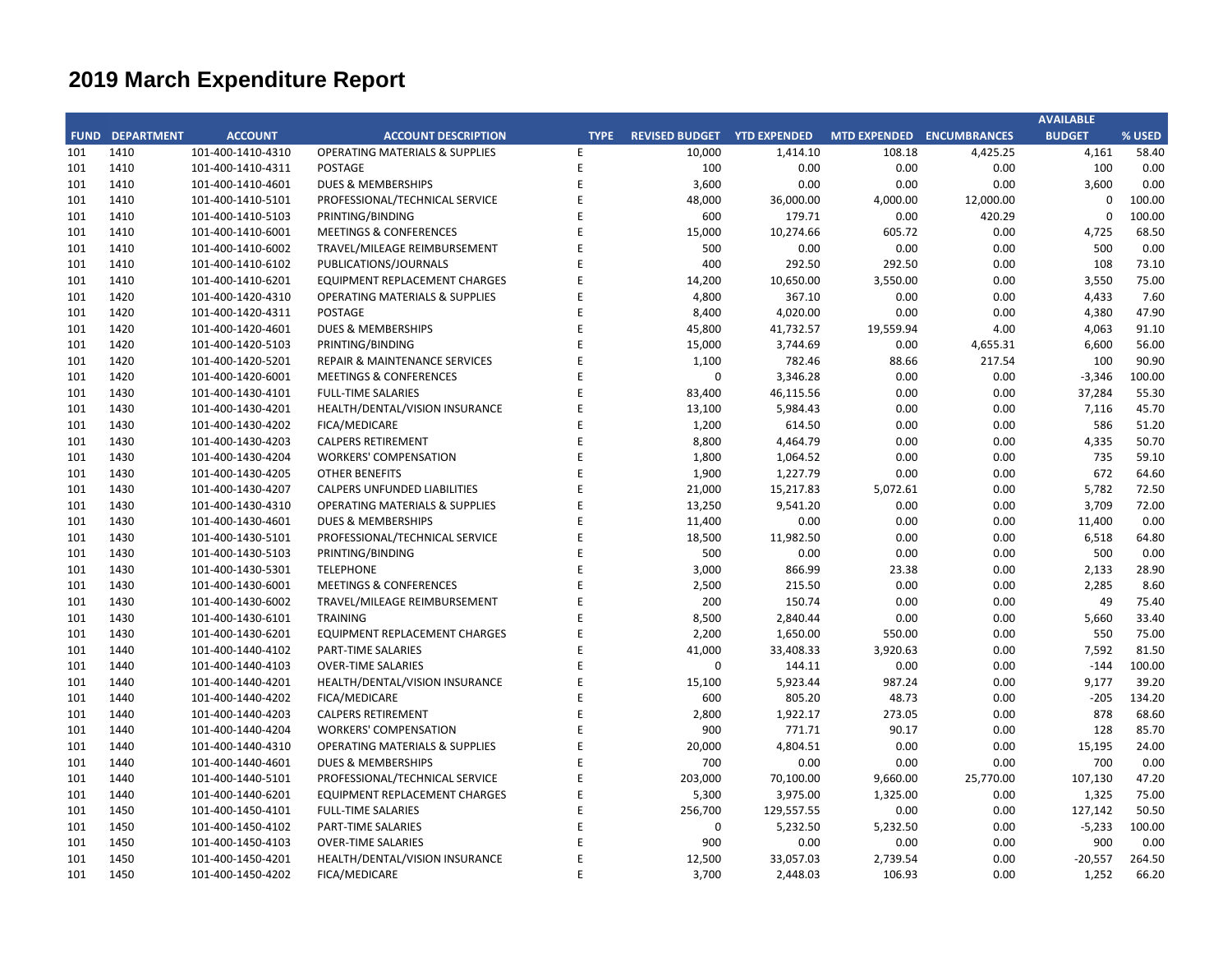# 2019 March Expenditure Report

| FUND | DEPARTMENT | ACCOUNT | ACCOUNT DESCRIPTION | TYPE | REVISED BUDGET | YTD EXPENDED | MTD EXPENDED | ENCUMBRANCES | AVAILABLE BUDGET | % USED |
|---|---|---|---|---|---|---|---|---|---|---|
| 101 | 1410 | 101-400-1410-4310 | OPERATING MATERIALS & SUPPLIES | E | 10,000 | 1,414.10 | 108.18 | 4,425.25 | 4,161 | 58.40 |
| 101 | 1410 | 101-400-1410-4311 | POSTAGE | E | 100 | 0.00 | 0.00 | 0.00 | 100 | 0.00 |
| 101 | 1410 | 101-400-1410-4601 | DUES & MEMBERSHIPS | E | 3,600 | 0.00 | 0.00 | 0.00 | 3,600 | 0.00 |
| 101 | 1410 | 101-400-1410-5101 | PROFESSIONAL/TECHNICAL SERVICE | E | 48,000 | 36,000.00 | 4,000.00 | 12,000.00 | 0 | 100.00 |
| 101 | 1410 | 101-400-1410-5103 | PRINTING/BINDING | E | 600 | 179.71 | 0.00 | 420.29 | 0 | 100.00 |
| 101 | 1410 | 101-400-1410-6001 | MEETINGS & CONFERENCES | E | 15,000 | 10,274.66 | 605.72 | 0.00 | 4,725 | 68.50 |
| 101 | 1410 | 101-400-1410-6002 | TRAVEL/MILEAGE REIMBURSEMENT | E | 500 | 0.00 | 0.00 | 0.00 | 500 | 0.00 |
| 101 | 1410 | 101-400-1410-6102 | PUBLICATIONS/JOURNALS | E | 400 | 292.50 | 292.50 | 0.00 | 108 | 73.10 |
| 101 | 1410 | 101-400-1410-6201 | EQUIPMENT REPLACEMENT CHARGES | E | 14,200 | 10,650.00 | 3,550.00 | 0.00 | 3,550 | 75.00 |
| 101 | 1420 | 101-400-1420-4310 | OPERATING MATERIALS & SUPPLIES | E | 4,800 | 367.10 | 0.00 | 0.00 | 4,433 | 7.60 |
| 101 | 1420 | 101-400-1420-4311 | POSTAGE | E | 8,400 | 4,020.00 | 0.00 | 0.00 | 4,380 | 47.90 |
| 101 | 1420 | 101-400-1420-4601 | DUES & MEMBERSHIPS | E | 45,800 | 41,732.57 | 19,559.94 | 4.00 | 4,063 | 91.10 |
| 101 | 1420 | 101-400-1420-5103 | PRINTING/BINDING | E | 15,000 | 3,744.69 | 0.00 | 4,655.31 | 6,600 | 56.00 |
| 101 | 1420 | 101-400-1420-5201 | REPAIR & MAINTENANCE SERVICES | E | 1,100 | 782.46 | 88.66 | 217.54 | 100 | 90.90 |
| 101 | 1420 | 101-400-1420-6001 | MEETINGS & CONFERENCES | E | 0 | 3,346.28 | 0.00 | 0.00 | -3,346 | 100.00 |
| 101 | 1430 | 101-400-1430-4101 | FULL-TIME SALARIES | E | 83,400 | 46,115.56 | 0.00 | 0.00 | 37,284 | 55.30 |
| 101 | 1430 | 101-400-1430-4201 | HEALTH/DENTAL/VISION INSURANCE | E | 13,100 | 5,984.43 | 0.00 | 0.00 | 7,116 | 45.70 |
| 101 | 1430 | 101-400-1430-4202 | FICA/MEDICARE | E | 1,200 | 614.50 | 0.00 | 0.00 | 586 | 51.20 |
| 101 | 1430 | 101-400-1430-4203 | CALPERS RETIREMENT | E | 8,800 | 4,464.79 | 0.00 | 0.00 | 4,335 | 50.70 |
| 101 | 1430 | 101-400-1430-4204 | WORKERS' COMPENSATION | E | 1,800 | 1,064.52 | 0.00 | 0.00 | 735 | 59.10 |
| 101 | 1430 | 101-400-1430-4205 | OTHER BENEFITS | E | 1,900 | 1,227.79 | 0.00 | 0.00 | 672 | 64.60 |
| 101 | 1430 | 101-400-1430-4207 | CALPERS UNFUNDED LIABILITIES | E | 21,000 | 15,217.83 | 5,072.61 | 0.00 | 5,782 | 72.50 |
| 101 | 1430 | 101-400-1430-4310 | OPERATING MATERIALS & SUPPLIES | E | 13,250 | 9,541.20 | 0.00 | 0.00 | 3,709 | 72.00 |
| 101 | 1430 | 101-400-1430-4601 | DUES & MEMBERSHIPS | E | 11,400 | 0.00 | 0.00 | 0.00 | 11,400 | 0.00 |
| 101 | 1430 | 101-400-1430-5101 | PROFESSIONAL/TECHNICAL SERVICE | E | 18,500 | 11,982.50 | 0.00 | 0.00 | 6,518 | 64.80 |
| 101 | 1430 | 101-400-1430-5103 | PRINTING/BINDING | E | 500 | 0.00 | 0.00 | 0.00 | 500 | 0.00 |
| 101 | 1430 | 101-400-1430-5301 | TELEPHONE | E | 3,000 | 866.99 | 23.38 | 0.00 | 2,133 | 28.90 |
| 101 | 1430 | 101-400-1430-6001 | MEETINGS & CONFERENCES | E | 2,500 | 215.50 | 0.00 | 0.00 | 2,285 | 8.60 |
| 101 | 1430 | 101-400-1430-6002 | TRAVEL/MILEAGE REIMBURSEMENT | E | 200 | 150.74 | 0.00 | 0.00 | 49 | 75.40 |
| 101 | 1430 | 101-400-1430-6101 | TRAINING | E | 8,500 | 2,840.44 | 0.00 | 0.00 | 5,660 | 33.40 |
| 101 | 1430 | 101-400-1430-6201 | EQUIPMENT REPLACEMENT CHARGES | E | 2,200 | 1,650.00 | 550.00 | 0.00 | 550 | 75.00 |
| 101 | 1440 | 101-400-1440-4102 | PART-TIME SALARIES | E | 41,000 | 33,408.33 | 3,920.63 | 0.00 | 7,592 | 81.50 |
| 101 | 1440 | 101-400-1440-4103 | OVER-TIME SALARIES | E | 0 | 144.11 | 0.00 | 0.00 | -144 | 100.00 |
| 101 | 1440 | 101-400-1440-4201 | HEALTH/DENTAL/VISION INSURANCE | E | 15,100 | 5,923.44 | 987.24 | 0.00 | 9,177 | 39.20 |
| 101 | 1440 | 101-400-1440-4202 | FICA/MEDICARE | E | 600 | 805.20 | 48.73 | 0.00 | -205 | 134.20 |
| 101 | 1440 | 101-400-1440-4203 | CALPERS RETIREMENT | E | 2,800 | 1,922.17 | 273.05 | 0.00 | 878 | 68.60 |
| 101 | 1440 | 101-400-1440-4204 | WORKERS' COMPENSATION | E | 900 | 771.71 | 90.17 | 0.00 | 128 | 85.70 |
| 101 | 1440 | 101-400-1440-4310 | OPERATING MATERIALS & SUPPLIES | E | 20,000 | 4,804.51 | 0.00 | 0.00 | 15,195 | 24.00 |
| 101 | 1440 | 101-400-1440-4601 | DUES & MEMBERSHIPS | E | 700 | 0.00 | 0.00 | 0.00 | 700 | 0.00 |
| 101 | 1440 | 101-400-1440-5101 | PROFESSIONAL/TECHNICAL SERVICE | E | 203,000 | 70,100.00 | 9,660.00 | 25,770.00 | 107,130 | 47.20 |
| 101 | 1440 | 101-400-1440-6201 | EQUIPMENT REPLACEMENT CHARGES | E | 5,300 | 3,975.00 | 1,325.00 | 0.00 | 1,325 | 75.00 |
| 101 | 1450 | 101-400-1450-4101 | FULL-TIME SALARIES | E | 256,700 | 129,557.55 | 0.00 | 0.00 | 127,142 | 50.50 |
| 101 | 1450 | 101-400-1450-4102 | PART-TIME SALARIES | E | 0 | 5,232.50 | 5,232.50 | 0.00 | -5,233 | 100.00 |
| 101 | 1450 | 101-400-1450-4103 | OVER-TIME SALARIES | E | 900 | 0.00 | 0.00 | 0.00 | 900 | 0.00 |
| 101 | 1450 | 101-400-1450-4201 | HEALTH/DENTAL/VISION INSURANCE | E | 12,500 | 33,057.03 | 2,739.54 | 0.00 | -20,557 | 264.50 |
| 101 | 1450 | 101-400-1450-4202 | FICA/MEDICARE | E | 3,700 | 2,448.03 | 106.93 | 0.00 | 1,252 | 66.20 |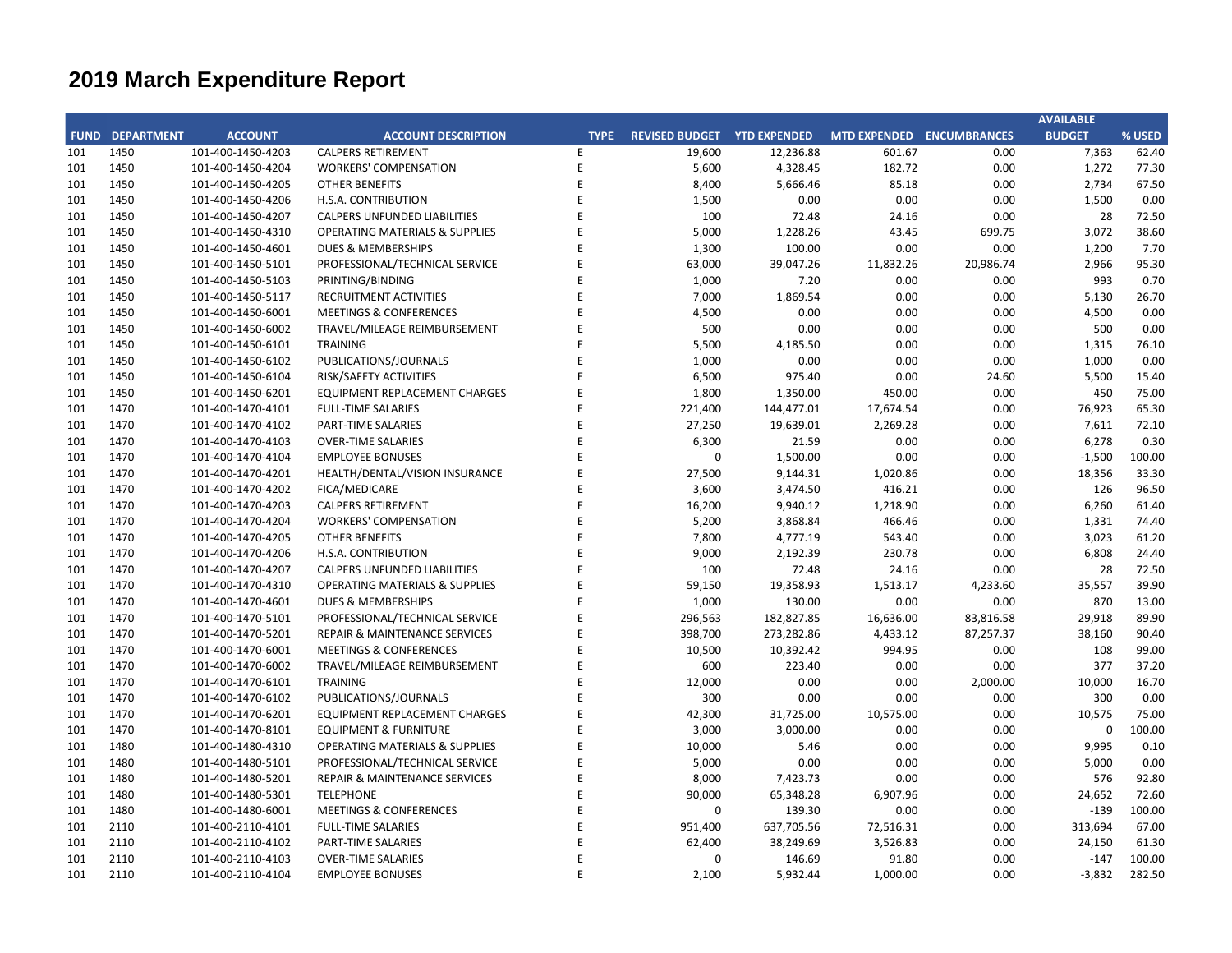# 2019 March Expenditure Report

| FUND | DEPARTMENT | ACCOUNT | ACCOUNT DESCRIPTION | TYPE | REVISED BUDGET | YTD EXPENDED | MTD EXPENDED | ENCUMBRANCES | AVAILABLE BUDGET | % USED |
|---|---|---|---|---|---|---|---|---|---|---|
| 101 | 1450 | 101-400-1450-4203 | CALPERS RETIREMENT | E | 19,600 | 12,236.88 | 601.67 | 0.00 | 7,363 | 62.40 |
| 101 | 1450 | 101-400-1450-4204 | WORKERS' COMPENSATION | E | 5,600 | 4,328.45 | 182.72 | 0.00 | 1,272 | 77.30 |
| 101 | 1450 | 101-400-1450-4205 | OTHER BENEFITS | E | 8,400 | 5,666.46 | 85.18 | 0.00 | 2,734 | 67.50 |
| 101 | 1450 | 101-400-1450-4206 | H.S.A. CONTRIBUTION | E | 1,500 | 0.00 | 0.00 | 0.00 | 1,500 | 0.00 |
| 101 | 1450 | 101-400-1450-4207 | CALPERS UNFUNDED LIABILITIES | E | 100 | 72.48 | 24.16 | 0.00 | 28 | 72.50 |
| 101 | 1450 | 101-400-1450-4310 | OPERATING MATERIALS & SUPPLIES | E | 5,000 | 1,228.26 | 43.45 | 699.75 | 3,072 | 38.60 |
| 101 | 1450 | 101-400-1450-4601 | DUES & MEMBERSHIPS | E | 1,300 | 100.00 | 0.00 | 0.00 | 1,200 | 7.70 |
| 101 | 1450 | 101-400-1450-5101 | PROFESSIONAL/TECHNICAL SERVICE | E | 63,000 | 39,047.26 | 11,832.26 | 20,986.74 | 2,966 | 95.30 |
| 101 | 1450 | 101-400-1450-5103 | PRINTING/BINDING | E | 1,000 | 7.20 | 0.00 | 0.00 | 993 | 0.70 |
| 101 | 1450 | 101-400-1450-5117 | RECRUITMENT ACTIVITIES | E | 7,000 | 1,869.54 | 0.00 | 0.00 | 5,130 | 26.70 |
| 101 | 1450 | 101-400-1450-6001 | MEETINGS & CONFERENCES | E | 4,500 | 0.00 | 0.00 | 0.00 | 4,500 | 0.00 |
| 101 | 1450 | 101-400-1450-6002 | TRAVEL/MILEAGE REIMBURSEMENT | E | 500 | 0.00 | 0.00 | 0.00 | 500 | 0.00 |
| 101 | 1450 | 101-400-1450-6101 | TRAINING | E | 5,500 | 4,185.50 | 0.00 | 0.00 | 1,315 | 76.10 |
| 101 | 1450 | 101-400-1450-6102 | PUBLICATIONS/JOURNALS | E | 1,000 | 0.00 | 0.00 | 0.00 | 1,000 | 0.00 |
| 101 | 1450 | 101-400-1450-6104 | RISK/SAFETY ACTIVITIES | E | 6,500 | 975.40 | 0.00 | 24.60 | 5,500 | 15.40 |
| 101 | 1450 | 101-400-1450-6201 | EQUIPMENT REPLACEMENT CHARGES | E | 1,800 | 1,350.00 | 450.00 | 0.00 | 450 | 75.00 |
| 101 | 1470 | 101-400-1470-4101 | FULL-TIME SALARIES | E | 221,400 | 144,477.01 | 17,674.54 | 0.00 | 76,923 | 65.30 |
| 101 | 1470 | 101-400-1470-4102 | PART-TIME SALARIES | E | 27,250 | 19,639.01 | 2,269.28 | 0.00 | 7,611 | 72.10 |
| 101 | 1470 | 101-400-1470-4103 | OVER-TIME SALARIES | E | 6,300 | 21.59 | 0.00 | 0.00 | 6,278 | 0.30 |
| 101 | 1470 | 101-400-1470-4104 | EMPLOYEE BONUSES | E | 0 | 1,500.00 | 0.00 | 0.00 | -1,500 | 100.00 |
| 101 | 1470 | 101-400-1470-4201 | HEALTH/DENTAL/VISION INSURANCE | E | 27,500 | 9,144.31 | 1,020.86 | 0.00 | 18,356 | 33.30 |
| 101 | 1470 | 101-400-1470-4202 | FICA/MEDICARE | E | 3,600 | 3,474.50 | 416.21 | 0.00 | 126 | 96.50 |
| 101 | 1470 | 101-400-1470-4203 | CALPERS RETIREMENT | E | 16,200 | 9,940.12 | 1,218.90 | 0.00 | 6,260 | 61.40 |
| 101 | 1470 | 101-400-1470-4204 | WORKERS' COMPENSATION | E | 5,200 | 3,868.84 | 466.46 | 0.00 | 1,331 | 74.40 |
| 101 | 1470 | 101-400-1470-4205 | OTHER BENEFITS | E | 7,800 | 4,777.19 | 543.40 | 0.00 | 3,023 | 61.20 |
| 101 | 1470 | 101-400-1470-4206 | H.S.A. CONTRIBUTION | E | 9,000 | 2,192.39 | 230.78 | 0.00 | 6,808 | 24.40 |
| 101 | 1470 | 101-400-1470-4207 | CALPERS UNFUNDED LIABILITIES | E | 100 | 72.48 | 24.16 | 0.00 | 28 | 72.50 |
| 101 | 1470 | 101-400-1470-4310 | OPERATING MATERIALS & SUPPLIES | E | 59,150 | 19,358.93 | 1,513.17 | 4,233.60 | 35,557 | 39.90 |
| 101 | 1470 | 101-400-1470-4601 | DUES & MEMBERSHIPS | E | 1,000 | 130.00 | 0.00 | 0.00 | 870 | 13.00 |
| 101 | 1470 | 101-400-1470-5101 | PROFESSIONAL/TECHNICAL SERVICE | E | 296,563 | 182,827.85 | 16,636.00 | 83,816.58 | 29,918 | 89.90 |
| 101 | 1470 | 101-400-1470-5201 | REPAIR & MAINTENANCE SERVICES | E | 398,700 | 273,282.86 | 4,433.12 | 87,257.37 | 38,160 | 90.40 |
| 101 | 1470 | 101-400-1470-6001 | MEETINGS & CONFERENCES | E | 10,500 | 10,392.42 | 994.95 | 0.00 | 108 | 99.00 |
| 101 | 1470 | 101-400-1470-6002 | TRAVEL/MILEAGE REIMBURSEMENT | E | 600 | 223.40 | 0.00 | 0.00 | 377 | 37.20 |
| 101 | 1470 | 101-400-1470-6101 | TRAINING | E | 12,000 | 0.00 | 0.00 | 2,000.00 | 10,000 | 16.70 |
| 101 | 1470 | 101-400-1470-6102 | PUBLICATIONS/JOURNALS | E | 300 | 0.00 | 0.00 | 0.00 | 300 | 0.00 |
| 101 | 1470 | 101-400-1470-6201 | EQUIPMENT REPLACEMENT CHARGES | E | 42,300 | 31,725.00 | 10,575.00 | 0.00 | 10,575 | 75.00 |
| 101 | 1470 | 101-400-1470-8101 | EQUIPMENT & FURNITURE | E | 3,000 | 3,000.00 | 0.00 | 0.00 | 0 | 100.00 |
| 101 | 1480 | 101-400-1480-4310 | OPERATING MATERIALS & SUPPLIES | E | 10,000 | 5.46 | 0.00 | 0.00 | 9,995 | 0.10 |
| 101 | 1480 | 101-400-1480-5101 | PROFESSIONAL/TECHNICAL SERVICE | E | 5,000 | 0.00 | 0.00 | 0.00 | 5,000 | 0.00 |
| 101 | 1480 | 101-400-1480-5201 | REPAIR & MAINTENANCE SERVICES | E | 8,000 | 7,423.73 | 0.00 | 0.00 | 576 | 92.80 |
| 101 | 1480 | 101-400-1480-5301 | TELEPHONE | E | 90,000 | 65,348.28 | 6,907.96 | 0.00 | 24,652 | 72.60 |
| 101 | 1480 | 101-400-1480-6001 | MEETINGS & CONFERENCES | E | 0 | 139.30 | 0.00 | 0.00 | -139 | 100.00 |
| 101 | 2110 | 101-400-2110-4101 | FULL-TIME SALARIES | E | 951,400 | 637,705.56 | 72,516.31 | 0.00 | 313,694 | 67.00 |
| 101 | 2110 | 101-400-2110-4102 | PART-TIME SALARIES | E | 62,400 | 38,249.69 | 3,526.83 | 0.00 | 24,150 | 61.30 |
| 101 | 2110 | 101-400-2110-4103 | OVER-TIME SALARIES | E | 0 | 146.69 | 91.80 | 0.00 | -147 | 100.00 |
| 101 | 2110 | 101-400-2110-4104 | EMPLOYEE BONUSES | E | 2,100 | 5,932.44 | 1,000.00 | 0.00 | -3,832 | 282.50 |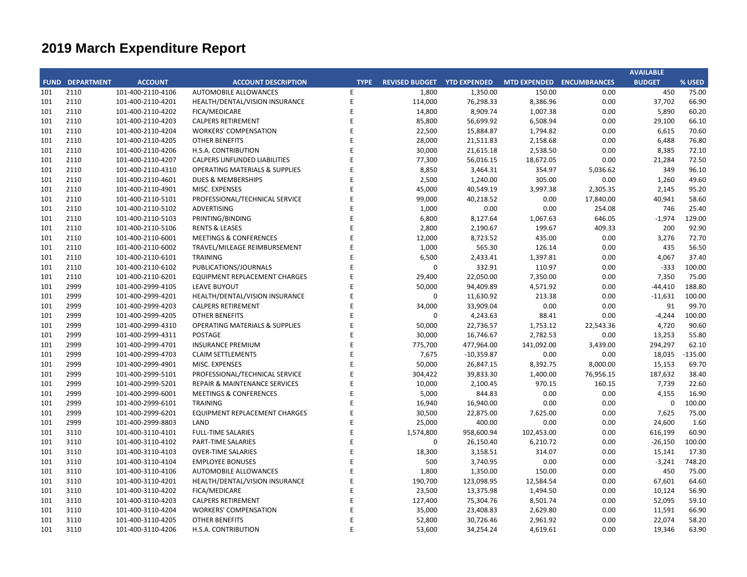# 2019 March Expenditure Report

| FUND | DEPARTMENT | ACCOUNT | ACCOUNT DESCRIPTION | TYPE | REVISED BUDGET | YTD EXPENDED | MTD EXPENDED | ENCUMBRANCES | AVAILABLE BUDGET | % USED |
|---|---|---|---|---|---|---|---|---|---|---|
| 101 | 2110 | 101-400-2110-4106 | AUTOMOBILE ALLOWANCES | E | 1,800 | 1,350.00 | 150.00 | 0.00 | 450 | 75.00 |
| 101 | 2110 | 101-400-2110-4201 | HEALTH/DENTAL/VISION INSURANCE | E | 114,000 | 76,298.33 | 8,386.96 | 0.00 | 37,702 | 66.90 |
| 101 | 2110 | 101-400-2110-4202 | FICA/MEDICARE | E | 14,800 | 8,909.74 | 1,007.38 | 0.00 | 5,890 | 60.20 |
| 101 | 2110 | 101-400-2110-4203 | CALPERS RETIREMENT | E | 85,800 | 56,699.92 | 6,508.94 | 0.00 | 29,100 | 66.10 |
| 101 | 2110 | 101-400-2110-4204 | WORKERS' COMPENSATION | E | 22,500 | 15,884.87 | 1,794.82 | 0.00 | 6,615 | 70.60 |
| 101 | 2110 | 101-400-2110-4205 | OTHER BENEFITS | E | 28,000 | 21,511.83 | 2,158.68 | 0.00 | 6,488 | 76.80 |
| 101 | 2110 | 101-400-2110-4206 | H.S.A. CONTRIBUTION | E | 30,000 | 21,615.18 | 2,538.50 | 0.00 | 8,385 | 72.10 |
| 101 | 2110 | 101-400-2110-4207 | CALPERS UNFUNDED LIABILITIES | E | 77,300 | 56,016.15 | 18,672.05 | 0.00 | 21,284 | 72.50 |
| 101 | 2110 | 101-400-2110-4310 | OPERATING MATERIALS & SUPPLIES | E | 8,850 | 3,464.31 | 354.97 | 5,036.62 | 349 | 96.10 |
| 101 | 2110 | 101-400-2110-4601 | DUES & MEMBERSHIPS | E | 2,500 | 1,240.00 | 305.00 | 0.00 | 1,260 | 49.60 |
| 101 | 2110 | 101-400-2110-4901 | MISC. EXPENSES | E | 45,000 | 40,549.19 | 3,997.38 | 2,305.35 | 2,145 | 95.20 |
| 101 | 2110 | 101-400-2110-5101 | PROFESSIONAL/TECHNICAL SERVICE | E | 99,000 | 40,218.52 | 0.00 | 17,840.00 | 40,941 | 58.60 |
| 101 | 2110 | 101-400-2110-5102 | ADVERTISING | E | 1,000 | 0.00 | 0.00 | 254.08 | 746 | 25.40 |
| 101 | 2110 | 101-400-2110-5103 | PRINTING/BINDING | E | 6,800 | 8,127.64 | 1,067.63 | 646.05 | -1,974 | 129.00 |
| 101 | 2110 | 101-400-2110-5106 | RENTS & LEASES | E | 2,800 | 2,190.67 | 199.67 | 409.33 | 200 | 92.90 |
| 101 | 2110 | 101-400-2110-6001 | MEETINGS & CONFERENCES | E | 12,000 | 8,723.52 | 435.00 | 0.00 | 3,276 | 72.70 |
| 101 | 2110 | 101-400-2110-6002 | TRAVEL/MILEAGE REIMBURSEMENT | E | 1,000 | 565.30 | 126.14 | 0.00 | 435 | 56.50 |
| 101 | 2110 | 101-400-2110-6101 | TRAINING | E | 6,500 | 2,433.41 | 1,397.81 | 0.00 | 4,067 | 37.40 |
| 101 | 2110 | 101-400-2110-6102 | PUBLICATIONS/JOURNALS | E | 0 | 332.91 | 110.97 | 0.00 | -333 | 100.00 |
| 101 | 2110 | 101-400-2110-6201 | EQUIPMENT REPLACEMENT CHARGES | E | 29,400 | 22,050.00 | 7,350.00 | 0.00 | 7,350 | 75.00 |
| 101 | 2999 | 101-400-2999-4105 | LEAVE BUYOUT | E | 50,000 | 94,409.89 | 4,571.92 | 0.00 | -44,410 | 188.80 |
| 101 | 2999 | 101-400-2999-4201 | HEALTH/DENTAL/VISION INSURANCE | E | 0 | 11,630.92 | 213.38 | 0.00 | -11,631 | 100.00 |
| 101 | 2999 | 101-400-2999-4203 | CALPERS RETIREMENT | E | 34,000 | 33,909.04 | 0.00 | 0.00 | 91 | 99.70 |
| 101 | 2999 | 101-400-2999-4205 | OTHER BENEFITS | E | 0 | 4,243.63 | 88.41 | 0.00 | -4,244 | 100.00 |
| 101 | 2999 | 101-400-2999-4310 | OPERATING MATERIALS & SUPPLIES | E | 50,000 | 22,736.57 | 1,753.12 | 22,543.36 | 4,720 | 90.60 |
| 101 | 2999 | 101-400-2999-4311 | POSTAGE | E | 30,000 | 16,746.67 | 2,782.53 | 0.00 | 13,253 | 55.80 |
| 101 | 2999 | 101-400-2999-4701 | INSURANCE PREMIUM | E | 775,700 | 477,964.00 | 141,092.00 | 3,439.00 | 294,297 | 62.10 |
| 101 | 2999 | 101-400-2999-4703 | CLAIM SETTLEMENTS | E | 7,675 | -10,359.87 | 0.00 | 0.00 | 18,035 | -135.00 |
| 101 | 2999 | 101-400-2999-4901 | MISC. EXPENSES | E | 50,000 | 26,847.15 | 8,392.75 | 8,000.00 | 15,153 | 69.70 |
| 101 | 2999 | 101-400-2999-5101 | PROFESSIONAL/TECHNICAL SERVICE | E | 304,422 | 39,833.30 | 1,400.00 | 76,956.15 | 187,632 | 38.40 |
| 101 | 2999 | 101-400-2999-5201 | REPAIR & MAINTENANCE SERVICES | E | 10,000 | 2,100.45 | 970.15 | 160.15 | 7,739 | 22.60 |
| 101 | 2999 | 101-400-2999-6001 | MEETINGS & CONFERENCES | E | 5,000 | 844.83 | 0.00 | 0.00 | 4,155 | 16.90 |
| 101 | 2999 | 101-400-2999-6101 | TRAINING | E | 16,940 | 16,940.00 | 0.00 | 0.00 | 0 | 100.00 |
| 101 | 2999 | 101-400-2999-6201 | EQUIPMENT REPLACEMENT CHARGES | E | 30,500 | 22,875.00 | 7,625.00 | 0.00 | 7,625 | 75.00 |
| 101 | 2999 | 101-400-2999-8803 | LAND | E | 25,000 | 400.00 | 0.00 | 0.00 | 24,600 | 1.60 |
| 101 | 3110 | 101-400-3110-4101 | FULL-TIME SALARIES | E | 1,574,800 | 958,600.94 | 102,453.00 | 0.00 | 616,199 | 60.90 |
| 101 | 3110 | 101-400-3110-4102 | PART-TIME SALARIES | E | 0 | 26,150.40 | 6,210.72 | 0.00 | -26,150 | 100.00 |
| 101 | 3110 | 101-400-3110-4103 | OVER-TIME SALARIES | E | 18,300 | 3,158.51 | 314.07 | 0.00 | 15,141 | 17.30 |
| 101 | 3110 | 101-400-3110-4104 | EMPLOYEE BONUSES | E | 500 | 3,740.95 | 0.00 | 0.00 | -3,241 | 748.20 |
| 101 | 3110 | 101-400-3110-4106 | AUTOMOBILE ALLOWANCES | E | 1,800 | 1,350.00 | 150.00 | 0.00 | 450 | 75.00 |
| 101 | 3110 | 101-400-3110-4201 | HEALTH/DENTAL/VISION INSURANCE | E | 190,700 | 123,098.95 | 12,584.54 | 0.00 | 67,601 | 64.60 |
| 101 | 3110 | 101-400-3110-4202 | FICA/MEDICARE | E | 23,500 | 13,375.98 | 1,494.50 | 0.00 | 10,124 | 56.90 |
| 101 | 3110 | 101-400-3110-4203 | CALPERS RETIREMENT | E | 127,400 | 75,304.76 | 8,501.74 | 0.00 | 52,095 | 59.10 |
| 101 | 3110 | 101-400-3110-4204 | WORKERS' COMPENSATION | E | 35,000 | 23,408.83 | 2,629.80 | 0.00 | 11,591 | 66.90 |
| 101 | 3110 | 101-400-3110-4205 | OTHER BENEFITS | E | 52,800 | 30,726.46 | 2,961.92 | 0.00 | 22,074 | 58.20 |
| 101 | 3110 | 101-400-3110-4206 | H.S.A. CONTRIBUTION | E | 53,600 | 34,254.24 | 4,619.61 | 0.00 | 19,346 | 63.90 |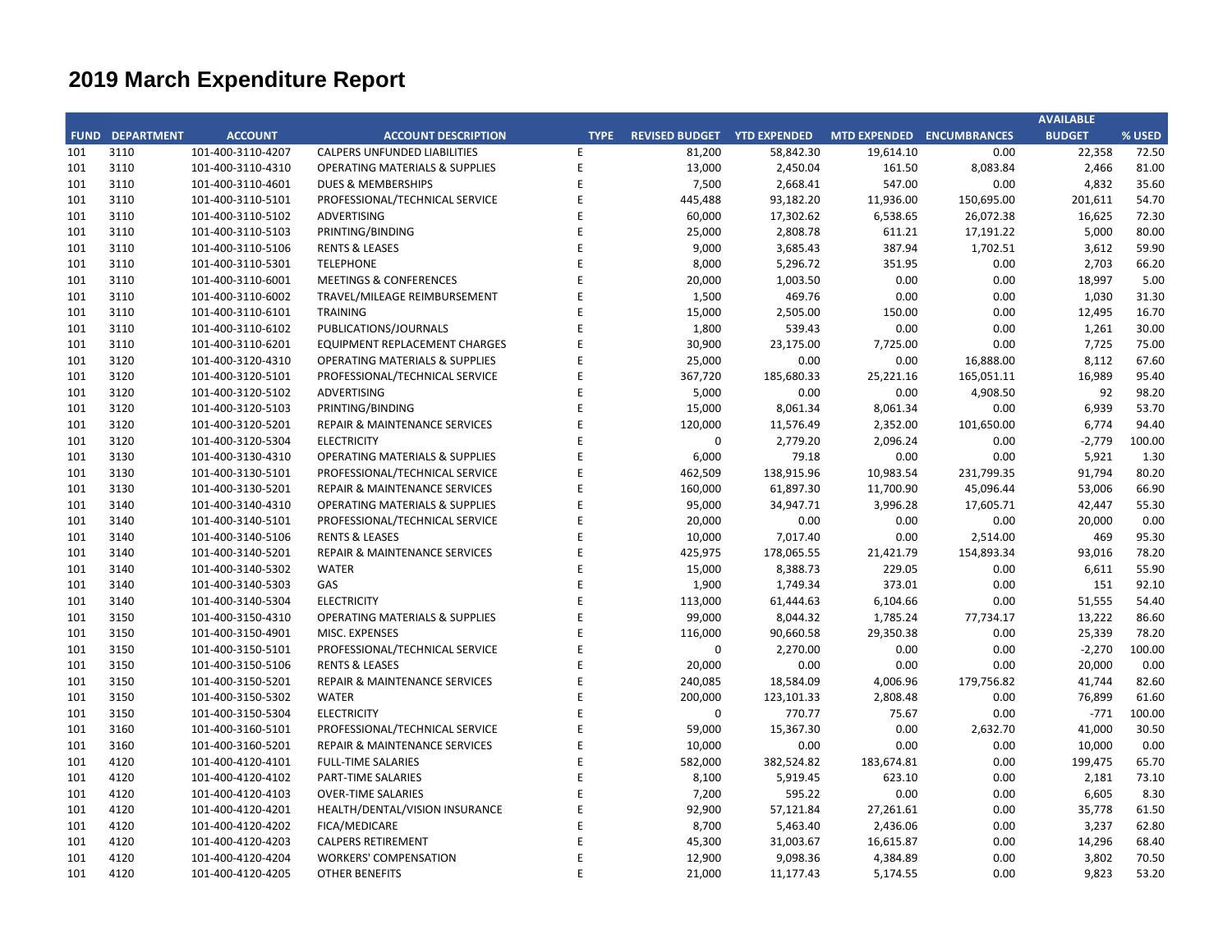# 2019 March Expenditure Report

| FUND | DEPARTMENT | ACCOUNT | ACCOUNT DESCRIPTION | TYPE | REVISED BUDGET | YTD EXPENDED | MTD EXPENDED | ENCUMBRANCES | AVAILABLE BUDGET | % USED |
|---|---|---|---|---|---|---|---|---|---|---|
| 101 | 3110 | 101-400-3110-4207 | CALPERS UNFUNDED LIABILITIES | E | 81,200 | 58,842.30 | 19,614.10 | 0.00 | 22,358 | 72.50 |
| 101 | 3110 | 101-400-3110-4310 | OPERATING MATERIALS & SUPPLIES | E | 13,000 | 2,450.04 | 161.50 | 8,083.84 | 2,466 | 81.00 |
| 101 | 3110 | 101-400-3110-4601 | DUES & MEMBERSHIPS | E | 7,500 | 2,668.41 | 547.00 | 0.00 | 4,832 | 35.60 |
| 101 | 3110 | 101-400-3110-5101 | PROFESSIONAL/TECHNICAL SERVICE | E | 445,488 | 93,182.20 | 11,936.00 | 150,695.00 | 201,611 | 54.70 |
| 101 | 3110 | 101-400-3110-5102 | ADVERTISING | E | 60,000 | 17,302.62 | 6,538.65 | 26,072.38 | 16,625 | 72.30 |
| 101 | 3110 | 101-400-3110-5103 | PRINTING/BINDING | E | 25,000 | 2,808.78 | 611.21 | 17,191.22 | 5,000 | 80.00 |
| 101 | 3110 | 101-400-3110-5106 | RENTS & LEASES | E | 9,000 | 3,685.43 | 387.94 | 1,702.51 | 3,612 | 59.90 |
| 101 | 3110 | 101-400-3110-5301 | TELEPHONE | E | 8,000 | 5,296.72 | 351.95 | 0.00 | 2,703 | 66.20 |
| 101 | 3110 | 101-400-3110-6001 | MEETINGS & CONFERENCES | E | 20,000 | 1,003.50 | 0.00 | 0.00 | 18,997 | 5.00 |
| 101 | 3110 | 101-400-3110-6002 | TRAVEL/MILEAGE REIMBURSEMENT | E | 1,500 | 469.76 | 0.00 | 0.00 | 1,030 | 31.30 |
| 101 | 3110 | 101-400-3110-6101 | TRAINING | E | 15,000 | 2,505.00 | 150.00 | 0.00 | 12,495 | 16.70 |
| 101 | 3110 | 101-400-3110-6102 | PUBLICATIONS/JOURNALS | E | 1,800 | 539.43 | 0.00 | 0.00 | 1,261 | 30.00 |
| 101 | 3110 | 101-400-3110-6201 | EQUIPMENT REPLACEMENT CHARGES | E | 30,900 | 23,175.00 | 7,725.00 | 0.00 | 7,725 | 75.00 |
| 101 | 3120 | 101-400-3120-4310 | OPERATING MATERIALS & SUPPLIES | E | 25,000 | 0.00 | 0.00 | 16,888.00 | 8,112 | 67.60 |
| 101 | 3120 | 101-400-3120-5101 | PROFESSIONAL/TECHNICAL SERVICE | E | 367,720 | 185,680.33 | 25,221.16 | 165,051.11 | 16,989 | 95.40 |
| 101 | 3120 | 101-400-3120-5102 | ADVERTISING | E | 5,000 | 0.00 | 0.00 | 4,908.50 | 92 | 98.20 |
| 101 | 3120 | 101-400-3120-5103 | PRINTING/BINDING | E | 15,000 | 8,061.34 | 8,061.34 | 0.00 | 6,939 | 53.70 |
| 101 | 3120 | 101-400-3120-5201 | REPAIR & MAINTENANCE SERVICES | E | 120,000 | 11,576.49 | 2,352.00 | 101,650.00 | 6,774 | 94.40 |
| 101 | 3120 | 101-400-3120-5304 | ELECTRICITY | E | 0 | 2,779.20 | 2,096.24 | 0.00 | -2,779 | 100.00 |
| 101 | 3130 | 101-400-3130-4310 | OPERATING MATERIALS & SUPPLIES | E | 6,000 | 79.18 | 0.00 | 0.00 | 5,921 | 1.30 |
| 101 | 3130 | 101-400-3130-5101 | PROFESSIONAL/TECHNICAL SERVICE | E | 462,509 | 138,915.96 | 10,983.54 | 231,799.35 | 91,794 | 80.20 |
| 101 | 3130 | 101-400-3130-5201 | REPAIR & MAINTENANCE SERVICES | E | 160,000 | 61,897.30 | 11,700.90 | 45,096.44 | 53,006 | 66.90 |
| 101 | 3140 | 101-400-3140-4310 | OPERATING MATERIALS & SUPPLIES | E | 95,000 | 34,947.71 | 3,996.28 | 17,605.71 | 42,447 | 55.30 |
| 101 | 3140 | 101-400-3140-5101 | PROFESSIONAL/TECHNICAL SERVICE | E | 20,000 | 0.00 | 0.00 | 0.00 | 20,000 | 0.00 |
| 101 | 3140 | 101-400-3140-5106 | RENTS & LEASES | E | 10,000 | 7,017.40 | 0.00 | 2,514.00 | 469 | 95.30 |
| 101 | 3140 | 101-400-3140-5201 | REPAIR & MAINTENANCE SERVICES | E | 425,975 | 178,065.55 | 21,421.79 | 154,893.34 | 93,016 | 78.20 |
| 101 | 3140 | 101-400-3140-5302 | WATER | E | 15,000 | 8,388.73 | 229.05 | 0.00 | 6,611 | 55.90 |
| 101 | 3140 | 101-400-3140-5303 | GAS | E | 1,900 | 1,749.34 | 373.01 | 0.00 | 151 | 92.10 |
| 101 | 3140 | 101-400-3140-5304 | ELECTRICITY | E | 113,000 | 61,444.63 | 6,104.66 | 0.00 | 51,555 | 54.40 |
| 101 | 3150 | 101-400-3150-4310 | OPERATING MATERIALS & SUPPLIES | E | 99,000 | 8,044.32 | 1,785.24 | 77,734.17 | 13,222 | 86.60 |
| 101 | 3150 | 101-400-3150-4901 | MISC. EXPENSES | E | 116,000 | 90,660.58 | 29,350.38 | 0.00 | 25,339 | 78.20 |
| 101 | 3150 | 101-400-3150-5101 | PROFESSIONAL/TECHNICAL SERVICE | E | 0 | 2,270.00 | 0.00 | 0.00 | -2,270 | 100.00 |
| 101 | 3150 | 101-400-3150-5106 | RENTS & LEASES | E | 20,000 | 0.00 | 0.00 | 0.00 | 20,000 | 0.00 |
| 101 | 3150 | 101-400-3150-5201 | REPAIR & MAINTENANCE SERVICES | E | 240,085 | 18,584.09 | 4,006.96 | 179,756.82 | 41,744 | 82.60 |
| 101 | 3150 | 101-400-3150-5302 | WATER | E | 200,000 | 123,101.33 | 2,808.48 | 0.00 | 76,899 | 61.60 |
| 101 | 3150 | 101-400-3150-5304 | ELECTRICITY | E | 0 | 770.77 | 75.67 | 0.00 | -771 | 100.00 |
| 101 | 3160 | 101-400-3160-5101 | PROFESSIONAL/TECHNICAL SERVICE | E | 59,000 | 15,367.30 | 0.00 | 2,632.70 | 41,000 | 30.50 |
| 101 | 3160 | 101-400-3160-5201 | REPAIR & MAINTENANCE SERVICES | E | 10,000 | 0.00 | 0.00 | 0.00 | 10,000 | 0.00 |
| 101 | 4120 | 101-400-4120-4101 | FULL-TIME SALARIES | E | 582,000 | 382,524.82 | 183,674.81 | 0.00 | 199,475 | 65.70 |
| 101 | 4120 | 101-400-4120-4102 | PART-TIME SALARIES | E | 8,100 | 5,919.45 | 623.10 | 0.00 | 2,181 | 73.10 |
| 101 | 4120 | 101-400-4120-4103 | OVER-TIME SALARIES | E | 7,200 | 595.22 | 0.00 | 0.00 | 6,605 | 8.30 |
| 101 | 4120 | 101-400-4120-4201 | HEALTH/DENTAL/VISION INSURANCE | E | 92,900 | 57,121.84 | 27,261.61 | 0.00 | 35,778 | 61.50 |
| 101 | 4120 | 101-400-4120-4202 | FICA/MEDICARE | E | 8,700 | 5,463.40 | 2,436.06 | 0.00 | 3,237 | 62.80 |
| 101 | 4120 | 101-400-4120-4203 | CALPERS RETIREMENT | E | 45,300 | 31,003.67 | 16,615.87 | 0.00 | 14,296 | 68.40 |
| 101 | 4120 | 101-400-4120-4204 | WORKERS' COMPENSATION | E | 12,900 | 9,098.36 | 4,384.89 | 0.00 | 3,802 | 70.50 |
| 101 | 4120 | 101-400-4120-4205 | OTHER BENEFITS | E | 21,000 | 11,177.43 | 5,174.55 | 0.00 | 9,823 | 53.20 |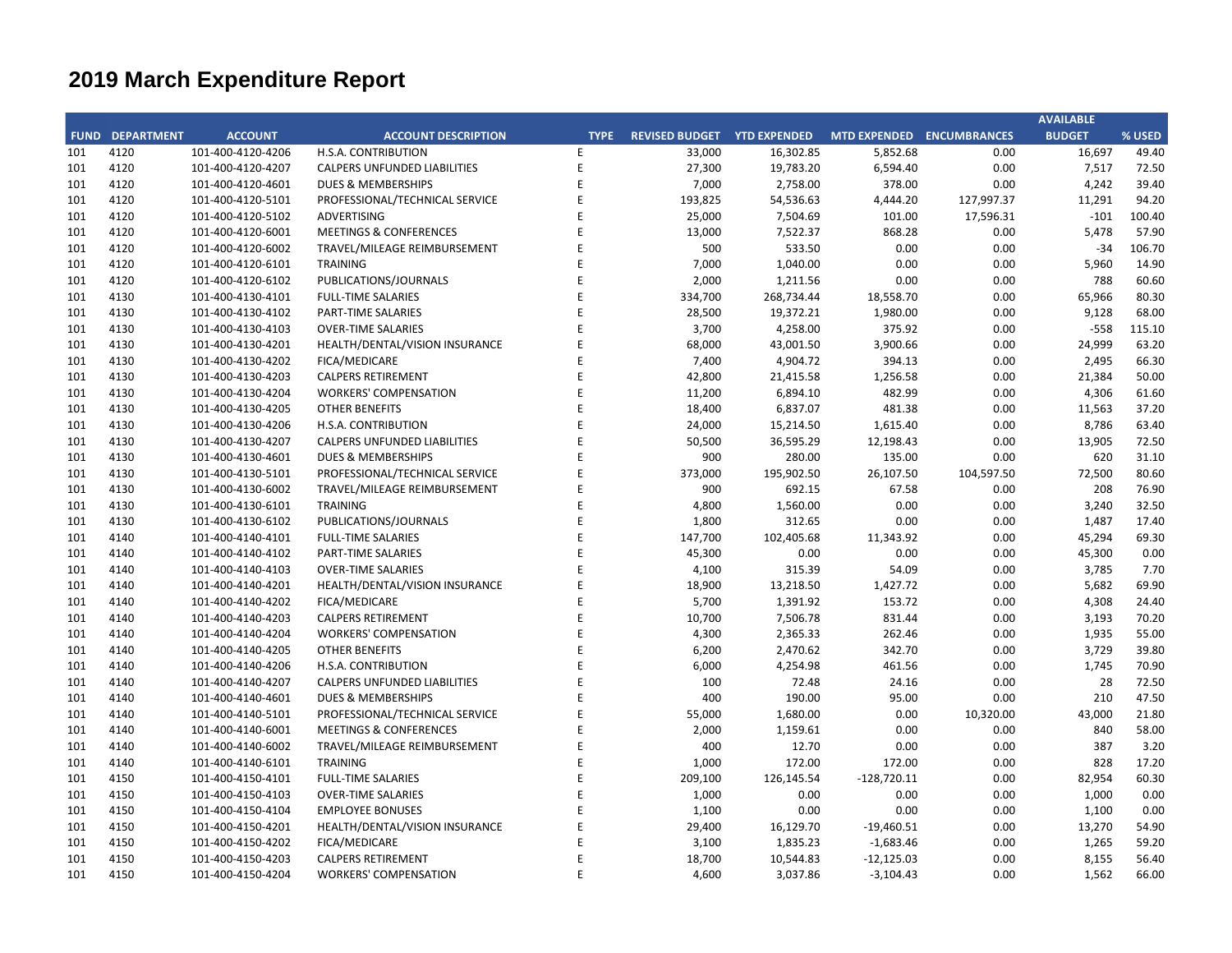# 2019 March Expenditure Report

| FUND | DEPARTMENT | ACCOUNT | ACCOUNT DESCRIPTION | TYPE | REVISED BUDGET | YTD EXPENDED | MTD EXPENDED | ENCUMBRANCES | AVAILABLE BUDGET | % USED |
|---|---|---|---|---|---|---|---|---|---|---|
| 101 | 4120 | 101-400-4120-4206 | H.S.A. CONTRIBUTION | E | 33,000 | 16,302.85 | 5,852.68 | 0.00 | 16,697 | 49.40 |
| 101 | 4120 | 101-400-4120-4207 | CALPERS UNFUNDED LIABILITIES | E | 27,300 | 19,783.20 | 6,594.40 | 0.00 | 7,517 | 72.50 |
| 101 | 4120 | 101-400-4120-4601 | DUES & MEMBERSHIPS | E | 7,000 | 2,758.00 | 378.00 | 0.00 | 4,242 | 39.40 |
| 101 | 4120 | 101-400-4120-5101 | PROFESSIONAL/TECHNICAL SERVICE | E | 193,825 | 54,536.63 | 4,444.20 | 127,997.37 | 11,291 | 94.20 |
| 101 | 4120 | 101-400-4120-5102 | ADVERTISING | E | 25,000 | 7,504.69 | 101.00 | 17,596.31 | -101 | 100.40 |
| 101 | 4120 | 101-400-4120-6001 | MEETINGS & CONFERENCES | E | 13,000 | 7,522.37 | 868.28 | 0.00 | 5,478 | 57.90 |
| 101 | 4120 | 101-400-4120-6002 | TRAVEL/MILEAGE REIMBURSEMENT | E | 500 | 533.50 | 0.00 | 0.00 | -34 | 106.70 |
| 101 | 4120 | 101-400-4120-6101 | TRAINING | E | 7,000 | 1,040.00 | 0.00 | 0.00 | 5,960 | 14.90 |
| 101 | 4120 | 101-400-4120-6102 | PUBLICATIONS/JOURNALS | E | 2,000 | 1,211.56 | 0.00 | 0.00 | 788 | 60.60 |
| 101 | 4130 | 101-400-4130-4101 | FULL-TIME SALARIES | E | 334,700 | 268,734.44 | 18,558.70 | 0.00 | 65,966 | 80.30 |
| 101 | 4130 | 101-400-4130-4102 | PART-TIME SALARIES | E | 28,500 | 19,372.21 | 1,980.00 | 0.00 | 9,128 | 68.00 |
| 101 | 4130 | 101-400-4130-4103 | OVER-TIME SALARIES | E | 3,700 | 4,258.00 | 375.92 | 0.00 | -558 | 115.10 |
| 101 | 4130 | 101-400-4130-4201 | HEALTH/DENTAL/VISION INSURANCE | E | 68,000 | 43,001.50 | 3,900.66 | 0.00 | 24,999 | 63.20 |
| 101 | 4130 | 101-400-4130-4202 | FICA/MEDICARE | E | 7,400 | 4,904.72 | 394.13 | 0.00 | 2,495 | 66.30 |
| 101 | 4130 | 101-400-4130-4203 | CALPERS RETIREMENT | E | 42,800 | 21,415.58 | 1,256.58 | 0.00 | 21,384 | 50.00 |
| 101 | 4130 | 101-400-4130-4204 | WORKERS' COMPENSATION | E | 11,200 | 6,894.10 | 482.99 | 0.00 | 4,306 | 61.60 |
| 101 | 4130 | 101-400-4130-4205 | OTHER BENEFITS | E | 18,400 | 6,837.07 | 481.38 | 0.00 | 11,563 | 37.20 |
| 101 | 4130 | 101-400-4130-4206 | H.S.A. CONTRIBUTION | E | 24,000 | 15,214.50 | 1,615.40 | 0.00 | 8,786 | 63.40 |
| 101 | 4130 | 101-400-4130-4207 | CALPERS UNFUNDED LIABILITIES | E | 50,500 | 36,595.29 | 12,198.43 | 0.00 | 13,905 | 72.50 |
| 101 | 4130 | 101-400-4130-4601 | DUES & MEMBERSHIPS | E | 900 | 280.00 | 135.00 | 0.00 | 620 | 31.10 |
| 101 | 4130 | 101-400-4130-5101 | PROFESSIONAL/TECHNICAL SERVICE | E | 373,000 | 195,902.50 | 26,107.50 | 104,597.50 | 72,500 | 80.60 |
| 101 | 4130 | 101-400-4130-6002 | TRAVEL/MILEAGE REIMBURSEMENT | E | 900 | 692.15 | 67.58 | 0.00 | 208 | 76.90 |
| 101 | 4130 | 101-400-4130-6101 | TRAINING | E | 4,800 | 1,560.00 | 0.00 | 0.00 | 3,240 | 32.50 |
| 101 | 4130 | 101-400-4130-6102 | PUBLICATIONS/JOURNALS | E | 1,800 | 312.65 | 0.00 | 0.00 | 1,487 | 17.40 |
| 101 | 4140 | 101-400-4140-4101 | FULL-TIME SALARIES | E | 147,700 | 102,405.68 | 11,343.92 | 0.00 | 45,294 | 69.30 |
| 101 | 4140 | 101-400-4140-4102 | PART-TIME SALARIES | E | 45,300 | 0.00 | 0.00 | 0.00 | 45,300 | 0.00 |
| 101 | 4140 | 101-400-4140-4103 | OVER-TIME SALARIES | E | 4,100 | 315.39 | 54.09 | 0.00 | 3,785 | 7.70 |
| 101 | 4140 | 101-400-4140-4201 | HEALTH/DENTAL/VISION INSURANCE | E | 18,900 | 13,218.50 | 1,427.72 | 0.00 | 5,682 | 69.90 |
| 101 | 4140 | 101-400-4140-4202 | FICA/MEDICARE | E | 5,700 | 1,391.92 | 153.72 | 0.00 | 4,308 | 24.40 |
| 101 | 4140 | 101-400-4140-4203 | CALPERS RETIREMENT | E | 10,700 | 7,506.78 | 831.44 | 0.00 | 3,193 | 70.20 |
| 101 | 4140 | 101-400-4140-4204 | WORKERS' COMPENSATION | E | 4,300 | 2,365.33 | 262.46 | 0.00 | 1,935 | 55.00 |
| 101 | 4140 | 101-400-4140-4205 | OTHER BENEFITS | E | 6,200 | 2,470.62 | 342.70 | 0.00 | 3,729 | 39.80 |
| 101 | 4140 | 101-400-4140-4206 | H.S.A. CONTRIBUTION | E | 6,000 | 4,254.98 | 461.56 | 0.00 | 1,745 | 70.90 |
| 101 | 4140 | 101-400-4140-4207 | CALPERS UNFUNDED LIABILITIES | E | 100 | 72.48 | 24.16 | 0.00 | 28 | 72.50 |
| 101 | 4140 | 101-400-4140-4601 | DUES & MEMBERSHIPS | E | 400 | 190.00 | 95.00 | 0.00 | 210 | 47.50 |
| 101 | 4140 | 101-400-4140-5101 | PROFESSIONAL/TECHNICAL SERVICE | E | 55,000 | 1,680.00 | 0.00 | 10,320.00 | 43,000 | 21.80 |
| 101 | 4140 | 101-400-4140-6001 | MEETINGS & CONFERENCES | E | 2,000 | 1,159.61 | 0.00 | 0.00 | 840 | 58.00 |
| 101 | 4140 | 101-400-4140-6002 | TRAVEL/MILEAGE REIMBURSEMENT | E | 400 | 12.70 | 0.00 | 0.00 | 387 | 3.20 |
| 101 | 4140 | 101-400-4140-6101 | TRAINING | E | 1,000 | 172.00 | 172.00 | 0.00 | 828 | 17.20 |
| 101 | 4150 | 101-400-4150-4101 | FULL-TIME SALARIES | E | 209,100 | 126,145.54 | -128,720.11 | 0.00 | 82,954 | 60.30 |
| 101 | 4150 | 101-400-4150-4103 | OVER-TIME SALARIES | E | 1,000 | 0.00 | 0.00 | 0.00 | 1,000 | 0.00 |
| 101 | 4150 | 101-400-4150-4104 | EMPLOYEE BONUSES | E | 1,100 | 0.00 | 0.00 | 0.00 | 1,100 | 0.00 |
| 101 | 4150 | 101-400-4150-4201 | HEALTH/DENTAL/VISION INSURANCE | E | 29,400 | 16,129.70 | -19,460.51 | 0.00 | 13,270 | 54.90 |
| 101 | 4150 | 101-400-4150-4202 | FICA/MEDICARE | E | 3,100 | 1,835.23 | -1,683.46 | 0.00 | 1,265 | 59.20 |
| 101 | 4150 | 101-400-4150-4203 | CALPERS RETIREMENT | E | 18,700 | 10,544.83 | -12,125.03 | 0.00 | 8,155 | 56.40 |
| 101 | 4150 | 101-400-4150-4204 | WORKERS' COMPENSATION | E | 4,600 | 3,037.86 | -3,104.43 | 0.00 | 1,562 | 66.00 |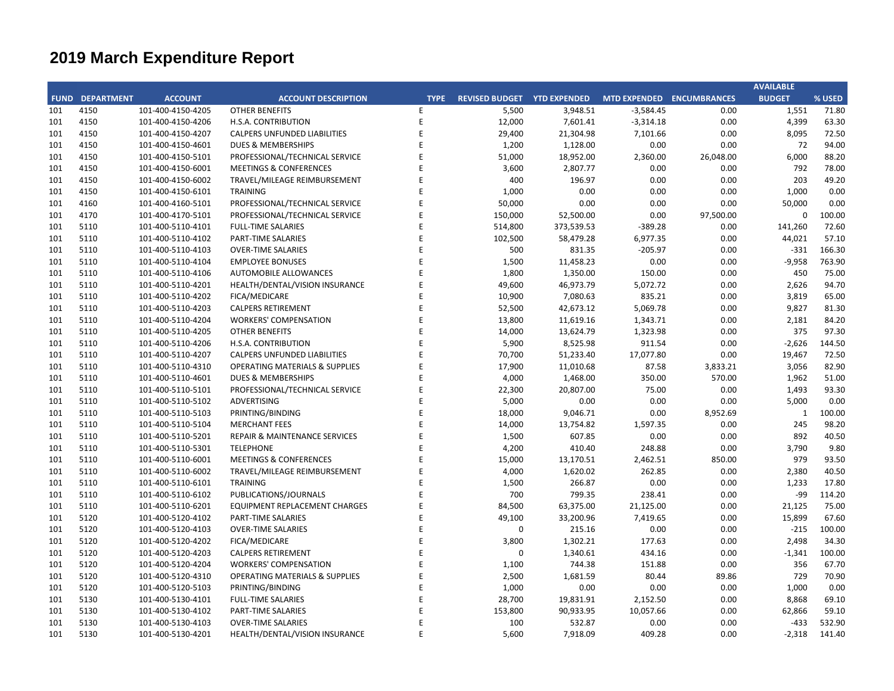# 2019 March Expenditure Report

| FUND | DEPARTMENT | ACCOUNT | ACCOUNT DESCRIPTION | TYPE | REVISED BUDGET | YTD EXPENDED | MTD EXPENDED | ENCUMBRANCES | AVAILABLE BUDGET | % USED |
|---|---|---|---|---|---|---|---|---|---|---|
| 101 | 4150 | 101-400-4150-4205 | OTHER BENEFITS | E | 5,500 | 3,948.51 | -3,584.45 | 0.00 | 1,551 | 71.80 |
| 101 | 4150 | 101-400-4150-4206 | H.S.A. CONTRIBUTION | E | 12,000 | 7,601.41 | -3,314.18 | 0.00 | 4,399 | 63.30 |
| 101 | 4150 | 101-400-4150-4207 | CALPERS UNFUNDED LIABILITIES | E | 29,400 | 21,304.98 | 7,101.66 | 0.00 | 8,095 | 72.50 |
| 101 | 4150 | 101-400-4150-4601 | DUES & MEMBERSHIPS | E | 1,200 | 1,128.00 | 0.00 | 0.00 | 72 | 94.00 |
| 101 | 4150 | 101-400-4150-5101 | PROFESSIONAL/TECHNICAL SERVICE | E | 51,000 | 18,952.00 | 2,360.00 | 26,048.00 | 6,000 | 88.20 |
| 101 | 4150 | 101-400-4150-6001 | MEETINGS & CONFERENCES | E | 3,600 | 2,807.77 | 0.00 | 0.00 | 792 | 78.00 |
| 101 | 4150 | 101-400-4150-6002 | TRAVEL/MILEAGE REIMBURSEMENT | E | 400 | 196.97 | 0.00 | 0.00 | 203 | 49.20 |
| 101 | 4150 | 101-400-4150-6101 | TRAINING | E | 1,000 | 0.00 | 0.00 | 0.00 | 1,000 | 0.00 |
| 101 | 4160 | 101-400-4160-5101 | PROFESSIONAL/TECHNICAL SERVICE | E | 50,000 | 0.00 | 0.00 | 0.00 | 50,000 | 0.00 |
| 101 | 4170 | 101-400-4170-5101 | PROFESSIONAL/TECHNICAL SERVICE | E | 150,000 | 52,500.00 | 0.00 | 97,500.00 | 0 | 100.00 |
| 101 | 5110 | 101-400-5110-4101 | FULL-TIME SALARIES | E | 514,800 | 373,539.53 | -389.28 | 0.00 | 141,260 | 72.60 |
| 101 | 5110 | 101-400-5110-4102 | PART-TIME SALARIES | E | 102,500 | 58,479.28 | 6,977.35 | 0.00 | 44,021 | 57.10 |
| 101 | 5110 | 101-400-5110-4103 | OVER-TIME SALARIES | E | 500 | 831.35 | -205.97 | 0.00 | -331 | 166.30 |
| 101 | 5110 | 101-400-5110-4104 | EMPLOYEE BONUSES | E | 1,500 | 11,458.23 | 0.00 | 0.00 | -9,958 | 763.90 |
| 101 | 5110 | 101-400-5110-4106 | AUTOMOBILE ALLOWANCES | E | 1,800 | 1,350.00 | 150.00 | 0.00 | 450 | 75.00 |
| 101 | 5110 | 101-400-5110-4201 | HEALTH/DENTAL/VISION INSURANCE | E | 49,600 | 46,973.79 | 5,072.72 | 0.00 | 2,626 | 94.70 |
| 101 | 5110 | 101-400-5110-4202 | FICA/MEDICARE | E | 10,900 | 7,080.63 | 835.21 | 0.00 | 3,819 | 65.00 |
| 101 | 5110 | 101-400-5110-4203 | CALPERS RETIREMENT | E | 52,500 | 42,673.12 | 5,069.78 | 0.00 | 9,827 | 81.30 |
| 101 | 5110 | 101-400-5110-4204 | WORKERS' COMPENSATION | E | 13,800 | 11,619.16 | 1,343.71 | 0.00 | 2,181 | 84.20 |
| 101 | 5110 | 101-400-5110-4205 | OTHER BENEFITS | E | 14,000 | 13,624.79 | 1,323.98 | 0.00 | 375 | 97.30 |
| 101 | 5110 | 101-400-5110-4206 | H.S.A. CONTRIBUTION | E | 5,900 | 8,525.98 | 911.54 | 0.00 | -2,626 | 144.50 |
| 101 | 5110 | 101-400-5110-4207 | CALPERS UNFUNDED LIABILITIES | E | 70,700 | 51,233.40 | 17,077.80 | 0.00 | 19,467 | 72.50 |
| 101 | 5110 | 101-400-5110-4310 | OPERATING MATERIALS & SUPPLIES | E | 17,900 | 11,010.68 | 87.58 | 3,833.21 | 3,056 | 82.90 |
| 101 | 5110 | 101-400-5110-4601 | DUES & MEMBERSHIPS | E | 4,000 | 1,468.00 | 350.00 | 570.00 | 1,962 | 51.00 |
| 101 | 5110 | 101-400-5110-5101 | PROFESSIONAL/TECHNICAL SERVICE | E | 22,300 | 20,807.00 | 75.00 | 0.00 | 1,493 | 93.30 |
| 101 | 5110 | 101-400-5110-5102 | ADVERTISING | E | 5,000 | 0.00 | 0.00 | 0.00 | 5,000 | 0.00 |
| 101 | 5110 | 101-400-5110-5103 | PRINTING/BINDING | E | 18,000 | 9,046.71 | 0.00 | 8,952.69 | 1 | 100.00 |
| 101 | 5110 | 101-400-5110-5104 | MERCHANT FEES | E | 14,000 | 13,754.82 | 1,597.35 | 0.00 | 245 | 98.20 |
| 101 | 5110 | 101-400-5110-5201 | REPAIR & MAINTENANCE SERVICES | E | 1,500 | 607.85 | 0.00 | 0.00 | 892 | 40.50 |
| 101 | 5110 | 101-400-5110-5301 | TELEPHONE | E | 4,200 | 410.40 | 248.88 | 0.00 | 3,790 | 9.80 |
| 101 | 5110 | 101-400-5110-6001 | MEETINGS & CONFERENCES | E | 15,000 | 13,170.51 | 2,462.51 | 850.00 | 979 | 93.50 |
| 101 | 5110 | 101-400-5110-6002 | TRAVEL/MILEAGE REIMBURSEMENT | E | 4,000 | 1,620.02 | 262.85 | 0.00 | 2,380 | 40.50 |
| 101 | 5110 | 101-400-5110-6101 | TRAINING | E | 1,500 | 266.87 | 0.00 | 0.00 | 1,233 | 17.80 |
| 101 | 5110 | 101-400-5110-6102 | PUBLICATIONS/JOURNALS | E | 700 | 799.35 | 238.41 | 0.00 | -99 | 114.20 |
| 101 | 5110 | 101-400-5110-6201 | EQUIPMENT REPLACEMENT CHARGES | E | 84,500 | 63,375.00 | 21,125.00 | 0.00 | 21,125 | 75.00 |
| 101 | 5120 | 101-400-5120-4102 | PART-TIME SALARIES | E | 49,100 | 33,200.96 | 7,419.65 | 0.00 | 15,899 | 67.60 |
| 101 | 5120 | 101-400-5120-4103 | OVER-TIME SALARIES | E | 0 | 215.16 | 0.00 | 0.00 | -215 | 100.00 |
| 101 | 5120 | 101-400-5120-4202 | FICA/MEDICARE | E | 3,800 | 1,302.21 | 177.63 | 0.00 | 2,498 | 34.30 |
| 101 | 5120 | 101-400-5120-4203 | CALPERS RETIREMENT | E | 0 | 1,340.61 | 434.16 | 0.00 | -1,341 | 100.00 |
| 101 | 5120 | 101-400-5120-4204 | WORKERS' COMPENSATION | E | 1,100 | 744.38 | 151.88 | 0.00 | 356 | 67.70 |
| 101 | 5120 | 101-400-5120-4310 | OPERATING MATERIALS & SUPPLIES | E | 2,500 | 1,681.59 | 80.44 | 89.86 | 729 | 70.90 |
| 101 | 5120 | 101-400-5120-5103 | PRINTING/BINDING | E | 1,000 | 0.00 | 0.00 | 0.00 | 1,000 | 0.00 |
| 101 | 5130 | 101-400-5130-4101 | FULL-TIME SALARIES | E | 28,700 | 19,831.91 | 2,152.50 | 0.00 | 8,868 | 69.10 |
| 101 | 5130 | 101-400-5130-4102 | PART-TIME SALARIES | E | 153,800 | 90,933.95 | 10,057.66 | 0.00 | 62,866 | 59.10 |
| 101 | 5130 | 101-400-5130-4103 | OVER-TIME SALARIES | E | 100 | 532.87 | 0.00 | 0.00 | -433 | 532.90 |
| 101 | 5130 | 101-400-5130-4201 | HEALTH/DENTAL/VISION INSURANCE | E | 5,600 | 7,918.09 | 409.28 | 0.00 | -2,318 | 141.40 |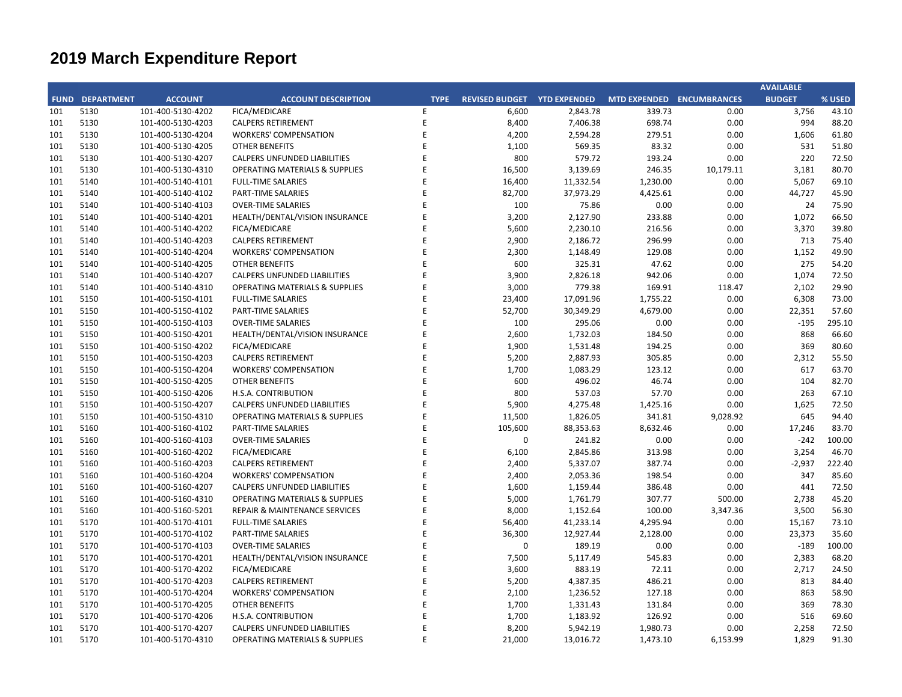# 2019 March Expenditure Report

| FUND | DEPARTMENT | ACCOUNT | ACCOUNT DESCRIPTION | TYPE | REVISED BUDGET | YTD EXPENDED | MTD EXPENDED | ENCUMBRANCES | AVAILABLE BUDGET | % USED |
|---|---|---|---|---|---|---|---|---|---|---|
| 101 | 5130 | 101-400-5130-4202 | FICA/MEDICARE | E | 6,600 | 2,843.78 | 339.73 | 0.00 | 3,756 | 43.10 |
| 101 | 5130 | 101-400-5130-4203 | CALPERS RETIREMENT | E | 8,400 | 7,406.38 | 698.74 | 0.00 | 994 | 88.20 |
| 101 | 5130 | 101-400-5130-4204 | WORKERS' COMPENSATION | E | 4,200 | 2,594.28 | 279.51 | 0.00 | 1,606 | 61.80 |
| 101 | 5130 | 101-400-5130-4205 | OTHER BENEFITS | E | 1,100 | 569.35 | 83.32 | 0.00 | 531 | 51.80 |
| 101 | 5130 | 101-400-5130-4207 | CALPERS UNFUNDED LIABILITIES | E | 800 | 579.72 | 193.24 | 0.00 | 220 | 72.50 |
| 101 | 5130 | 101-400-5130-4310 | OPERATING MATERIALS & SUPPLIES | E | 16,500 | 3,139.69 | 246.35 | 10,179.11 | 3,181 | 80.70 |
| 101 | 5140 | 101-400-5140-4101 | FULL-TIME SALARIES | E | 16,400 | 11,332.54 | 1,230.00 | 0.00 | 5,067 | 69.10 |
| 101 | 5140 | 101-400-5140-4102 | PART-TIME SALARIES | E | 82,700 | 37,973.29 | 4,425.61 | 0.00 | 44,727 | 45.90 |
| 101 | 5140 | 101-400-5140-4103 | OVER-TIME SALARIES | E | 100 | 75.86 | 0.00 | 0.00 | 24 | 75.90 |
| 101 | 5140 | 101-400-5140-4201 | HEALTH/DENTAL/VISION INSURANCE | E | 3,200 | 2,127.90 | 233.88 | 0.00 | 1,072 | 66.50 |
| 101 | 5140 | 101-400-5140-4202 | FICA/MEDICARE | E | 5,600 | 2,230.10 | 216.56 | 0.00 | 3,370 | 39.80 |
| 101 | 5140 | 101-400-5140-4203 | CALPERS RETIREMENT | E | 2,900 | 2,186.72 | 296.99 | 0.00 | 713 | 75.40 |
| 101 | 5140 | 101-400-5140-4204 | WORKERS' COMPENSATION | E | 2,300 | 1,148.49 | 129.08 | 0.00 | 1,152 | 49.90 |
| 101 | 5140 | 101-400-5140-4205 | OTHER BENEFITS | E | 600 | 325.31 | 47.62 | 0.00 | 275 | 54.20 |
| 101 | 5140 | 101-400-5140-4207 | CALPERS UNFUNDED LIABILITIES | E | 3,900 | 2,826.18 | 942.06 | 0.00 | 1,074 | 72.50 |
| 101 | 5140 | 101-400-5140-4310 | OPERATING MATERIALS & SUPPLIES | E | 3,000 | 779.38 | 169.91 | 118.47 | 2,102 | 29.90 |
| 101 | 5150 | 101-400-5150-4101 | FULL-TIME SALARIES | E | 23,400 | 17,091.96 | 1,755.22 | 0.00 | 6,308 | 73.00 |
| 101 | 5150 | 101-400-5150-4102 | PART-TIME SALARIES | E | 52,700 | 30,349.29 | 4,679.00 | 0.00 | 22,351 | 57.60 |
| 101 | 5150 | 101-400-5150-4103 | OVER-TIME SALARIES | E | 100 | 295.06 | 0.00 | 0.00 | -195 | 295.10 |
| 101 | 5150 | 101-400-5150-4201 | HEALTH/DENTAL/VISION INSURANCE | E | 2,600 | 1,732.03 | 184.50 | 0.00 | 868 | 66.60 |
| 101 | 5150 | 101-400-5150-4202 | FICA/MEDICARE | E | 1,900 | 1,531.48 | 194.25 | 0.00 | 369 | 80.60 |
| 101 | 5150 | 101-400-5150-4203 | CALPERS RETIREMENT | E | 5,200 | 2,887.93 | 305.85 | 0.00 | 2,312 | 55.50 |
| 101 | 5150 | 101-400-5150-4204 | WORKERS' COMPENSATION | E | 1,700 | 1,083.29 | 123.12 | 0.00 | 617 | 63.70 |
| 101 | 5150 | 101-400-5150-4205 | OTHER BENEFITS | E | 600 | 496.02 | 46.74 | 0.00 | 104 | 82.70 |
| 101 | 5150 | 101-400-5150-4206 | H.S.A. CONTRIBUTION | E | 800 | 537.03 | 57.70 | 0.00 | 263 | 67.10 |
| 101 | 5150 | 101-400-5150-4207 | CALPERS UNFUNDED LIABILITIES | E | 5,900 | 4,275.48 | 1,425.16 | 0.00 | 1,625 | 72.50 |
| 101 | 5150 | 101-400-5150-4310 | OPERATING MATERIALS & SUPPLIES | E | 11,500 | 1,826.05 | 341.81 | 9,028.92 | 645 | 94.40 |
| 101 | 5160 | 101-400-5160-4102 | PART-TIME SALARIES | E | 105,600 | 88,353.63 | 8,632.46 | 0.00 | 17,246 | 83.70 |
| 101 | 5160 | 101-400-5160-4103 | OVER-TIME SALARIES | E | 0 | 241.82 | 0.00 | 0.00 | -242 | 100.00 |
| 101 | 5160 | 101-400-5160-4202 | FICA/MEDICARE | E | 6,100 | 2,845.86 | 313.98 | 0.00 | 3,254 | 46.70 |
| 101 | 5160 | 101-400-5160-4203 | CALPERS RETIREMENT | E | 2,400 | 5,337.07 | 387.74 | 0.00 | -2,937 | 222.40 |
| 101 | 5160 | 101-400-5160-4204 | WORKERS' COMPENSATION | E | 2,400 | 2,053.36 | 198.54 | 0.00 | 347 | 85.60 |
| 101 | 5160 | 101-400-5160-4207 | CALPERS UNFUNDED LIABILITIES | E | 1,600 | 1,159.44 | 386.48 | 0.00 | 441 | 72.50 |
| 101 | 5160 | 101-400-5160-4310 | OPERATING MATERIALS & SUPPLIES | E | 5,000 | 1,761.79 | 307.77 | 500.00 | 2,738 | 45.20 |
| 101 | 5160 | 101-400-5160-5201 | REPAIR & MAINTENANCE SERVICES | E | 8,000 | 1,152.64 | 100.00 | 3,347.36 | 3,500 | 56.30 |
| 101 | 5170 | 101-400-5170-4101 | FULL-TIME SALARIES | E | 56,400 | 41,233.14 | 4,295.94 | 0.00 | 15,167 | 73.10 |
| 101 | 5170 | 101-400-5170-4102 | PART-TIME SALARIES | E | 36,300 | 12,927.44 | 2,128.00 | 0.00 | 23,373 | 35.60 |
| 101 | 5170 | 101-400-5170-4103 | OVER-TIME SALARIES | E | 0 | 189.19 | 0.00 | 0.00 | -189 | 100.00 |
| 101 | 5170 | 101-400-5170-4201 | HEALTH/DENTAL/VISION INSURANCE | E | 7,500 | 5,117.49 | 545.83 | 0.00 | 2,383 | 68.20 |
| 101 | 5170 | 101-400-5170-4202 | FICA/MEDICARE | E | 3,600 | 883.19 | 72.11 | 0.00 | 2,717 | 24.50 |
| 101 | 5170 | 101-400-5170-4203 | CALPERS RETIREMENT | E | 5,200 | 4,387.35 | 486.21 | 0.00 | 813 | 84.40 |
| 101 | 5170 | 101-400-5170-4204 | WORKERS' COMPENSATION | E | 2,100 | 1,236.52 | 127.18 | 0.00 | 863 | 58.90 |
| 101 | 5170 | 101-400-5170-4205 | OTHER BENEFITS | E | 1,700 | 1,331.43 | 131.84 | 0.00 | 369 | 78.30 |
| 101 | 5170 | 101-400-5170-4206 | H.S.A. CONTRIBUTION | E | 1,700 | 1,183.92 | 126.92 | 0.00 | 516 | 69.60 |
| 101 | 5170 | 101-400-5170-4207 | CALPERS UNFUNDED LIABILITIES | E | 8,200 | 5,942.19 | 1,980.73 | 0.00 | 2,258 | 72.50 |
| 101 | 5170 | 101-400-5170-4310 | OPERATING MATERIALS & SUPPLIES | E | 21,000 | 13,016.72 | 1,473.10 | 6,153.99 | 1,829 | 91.30 |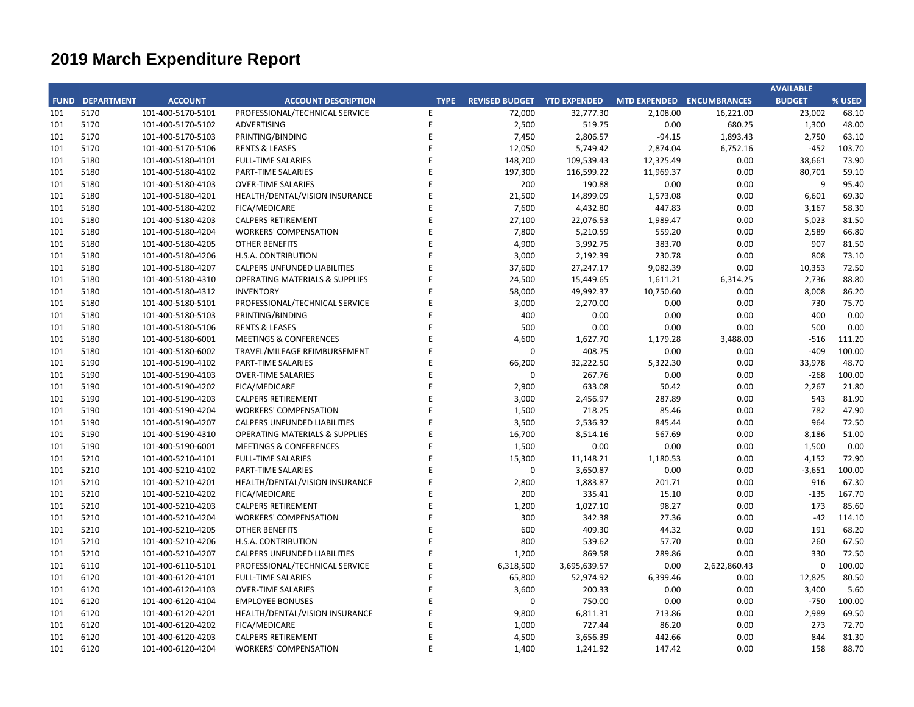# 2019 March Expenditure Report

| FUND | DEPARTMENT | ACCOUNT | ACCOUNT DESCRIPTION | TYPE | REVISED BUDGET | YTD EXPENDED | MTD EXPENDED | ENCUMBRANCES | AVAILABLE BUDGET | % USED |
|---|---|---|---|---|---|---|---|---|---|---|
| 101 | 5170 | 101-400-5170-5101 | PROFESSIONAL/TECHNICAL SERVICE | E | 72,000 | 32,777.30 | 2,108.00 | 16,221.00 | 23,002 | 68.10 |
| 101 | 5170 | 101-400-5170-5102 | ADVERTISING | E | 2,500 | 519.75 | 0.00 | 680.25 | 1,300 | 48.00 |
| 101 | 5170 | 101-400-5170-5103 | PRINTING/BINDING | E | 7,450 | 2,806.57 | -94.15 | 1,893.43 | 2,750 | 63.10 |
| 101 | 5170 | 101-400-5170-5106 | RENTS & LEASES | E | 12,050 | 5,749.42 | 2,874.04 | 6,752.16 | -452 | 103.70 |
| 101 | 5180 | 101-400-5180-4101 | FULL-TIME SALARIES | E | 148,200 | 109,539.43 | 12,325.49 | 0.00 | 38,661 | 73.90 |
| 101 | 5180 | 101-400-5180-4102 | PART-TIME SALARIES | E | 197,300 | 116,599.22 | 11,969.37 | 0.00 | 80,701 | 59.10 |
| 101 | 5180 | 101-400-5180-4103 | OVER-TIME SALARIES | E | 200 | 190.88 | 0.00 | 0.00 | 9 | 95.40 |
| 101 | 5180 | 101-400-5180-4201 | HEALTH/DENTAL/VISION INSURANCE | E | 21,500 | 14,899.09 | 1,573.08 | 0.00 | 6,601 | 69.30 |
| 101 | 5180 | 101-400-5180-4202 | FICA/MEDICARE | E | 7,600 | 4,432.80 | 447.83 | 0.00 | 3,167 | 58.30 |
| 101 | 5180 | 101-400-5180-4203 | CALPERS RETIREMENT | E | 27,100 | 22,076.53 | 1,989.47 | 0.00 | 5,023 | 81.50 |
| 101 | 5180 | 101-400-5180-4204 | WORKERS' COMPENSATION | E | 7,800 | 5,210.59 | 559.20 | 0.00 | 2,589 | 66.80 |
| 101 | 5180 | 101-400-5180-4205 | OTHER BENEFITS | E | 4,900 | 3,992.75 | 383.70 | 0.00 | 907 | 81.50 |
| 101 | 5180 | 101-400-5180-4206 | H.S.A. CONTRIBUTION | E | 3,000 | 2,192.39 | 230.78 | 0.00 | 808 | 73.10 |
| 101 | 5180 | 101-400-5180-4207 | CALPERS UNFUNDED LIABILITIES | E | 37,600 | 27,247.17 | 9,082.39 | 0.00 | 10,353 | 72.50 |
| 101 | 5180 | 101-400-5180-4310 | OPERATING MATERIALS & SUPPLIES | E | 24,500 | 15,449.65 | 1,611.21 | 6,314.25 | 2,736 | 88.80 |
| 101 | 5180 | 101-400-5180-4312 | INVENTORY | E | 58,000 | 49,992.37 | 10,750.60 | 0.00 | 8,008 | 86.20 |
| 101 | 5180 | 101-400-5180-5101 | PROFESSIONAL/TECHNICAL SERVICE | E | 3,000 | 2,270.00 | 0.00 | 0.00 | 730 | 75.70 |
| 101 | 5180 | 101-400-5180-5103 | PRINTING/BINDING | E | 400 | 0.00 | 0.00 | 0.00 | 400 | 0.00 |
| 101 | 5180 | 101-400-5180-5106 | RENTS & LEASES | E | 500 | 0.00 | 0.00 | 0.00 | 500 | 0.00 |
| 101 | 5180 | 101-400-5180-6001 | MEETINGS & CONFERENCES | E | 4,600 | 1,627.70 | 1,179.28 | 3,488.00 | -516 | 111.20 |
| 101 | 5180 | 101-400-5180-6002 | TRAVEL/MILEAGE REIMBURSEMENT | E | 0 | 408.75 | 0.00 | 0.00 | -409 | 100.00 |
| 101 | 5190 | 101-400-5190-4102 | PART-TIME SALARIES | E | 66,200 | 32,222.50 | 5,322.30 | 0.00 | 33,978 | 48.70 |
| 101 | 5190 | 101-400-5190-4103 | OVER-TIME SALARIES | E | 0 | 267.76 | 0.00 | 0.00 | -268 | 100.00 |
| 101 | 5190 | 101-400-5190-4202 | FICA/MEDICARE | E | 2,900 | 633.08 | 50.42 | 0.00 | 2,267 | 21.80 |
| 101 | 5190 | 101-400-5190-4203 | CALPERS RETIREMENT | E | 3,000 | 2,456.97 | 287.89 | 0.00 | 543 | 81.90 |
| 101 | 5190 | 101-400-5190-4204 | WORKERS' COMPENSATION | E | 1,500 | 718.25 | 85.46 | 0.00 | 782 | 47.90 |
| 101 | 5190 | 101-400-5190-4207 | CALPERS UNFUNDED LIABILITIES | E | 3,500 | 2,536.32 | 845.44 | 0.00 | 964 | 72.50 |
| 101 | 5190 | 101-400-5190-4310 | OPERATING MATERIALS & SUPPLIES | E | 16,700 | 8,514.16 | 567.69 | 0.00 | 8,186 | 51.00 |
| 101 | 5190 | 101-400-5190-6001 | MEETINGS & CONFERENCES | E | 1,500 | 0.00 | 0.00 | 0.00 | 1,500 | 0.00 |
| 101 | 5210 | 101-400-5210-4101 | FULL-TIME SALARIES | E | 15,300 | 11,148.21 | 1,180.53 | 0.00 | 4,152 | 72.90 |
| 101 | 5210 | 101-400-5210-4102 | PART-TIME SALARIES | E | 0 | 3,650.87 | 0.00 | 0.00 | -3,651 | 100.00 |
| 101 | 5210 | 101-400-5210-4201 | HEALTH/DENTAL/VISION INSURANCE | E | 2,800 | 1,883.87 | 201.71 | 0.00 | 916 | 67.30 |
| 101 | 5210 | 101-400-5210-4202 | FICA/MEDICARE | E | 200 | 335.41 | 15.10 | 0.00 | -135 | 167.70 |
| 101 | 5210 | 101-400-5210-4203 | CALPERS RETIREMENT | E | 1,200 | 1,027.10 | 98.27 | 0.00 | 173 | 85.60 |
| 101 | 5210 | 101-400-5210-4204 | WORKERS' COMPENSATION | E | 300 | 342.38 | 27.36 | 0.00 | -42 | 114.10 |
| 101 | 5210 | 101-400-5210-4205 | OTHER BENEFITS | E | 600 | 409.30 | 44.32 | 0.00 | 191 | 68.20 |
| 101 | 5210 | 101-400-5210-4206 | H.S.A. CONTRIBUTION | E | 800 | 539.62 | 57.70 | 0.00 | 260 | 67.50 |
| 101 | 5210 | 101-400-5210-4207 | CALPERS UNFUNDED LIABILITIES | E | 1,200 | 869.58 | 289.86 | 0.00 | 330 | 72.50 |
| 101 | 6110 | 101-400-6110-5101 | PROFESSIONAL/TECHNICAL SERVICE | E | 6,318,500 | 3,695,639.57 | 0.00 | 2,622,860.43 | 0 | 100.00 |
| 101 | 6120 | 101-400-6120-4101 | FULL-TIME SALARIES | E | 65,800 | 52,974.92 | 6,399.46 | 0.00 | 12,825 | 80.50 |
| 101 | 6120 | 101-400-6120-4103 | OVER-TIME SALARIES | E | 3,600 | 200.33 | 0.00 | 0.00 | 3,400 | 5.60 |
| 101 | 6120 | 101-400-6120-4104 | EMPLOYEE BONUSES | E | 0 | 750.00 | 0.00 | 0.00 | -750 | 100.00 |
| 101 | 6120 | 101-400-6120-4201 | HEALTH/DENTAL/VISION INSURANCE | E | 9,800 | 6,811.31 | 713.86 | 0.00 | 2,989 | 69.50 |
| 101 | 6120 | 101-400-6120-4202 | FICA/MEDICARE | E | 1,000 | 727.44 | 86.20 | 0.00 | 273 | 72.70 |
| 101 | 6120 | 101-400-6120-4203 | CALPERS RETIREMENT | E | 4,500 | 3,656.39 | 442.66 | 0.00 | 844 | 81.30 |
| 101 | 6120 | 101-400-6120-4204 | WORKERS' COMPENSATION | E | 1,400 | 1,241.92 | 147.42 | 0.00 | 158 | 88.70 |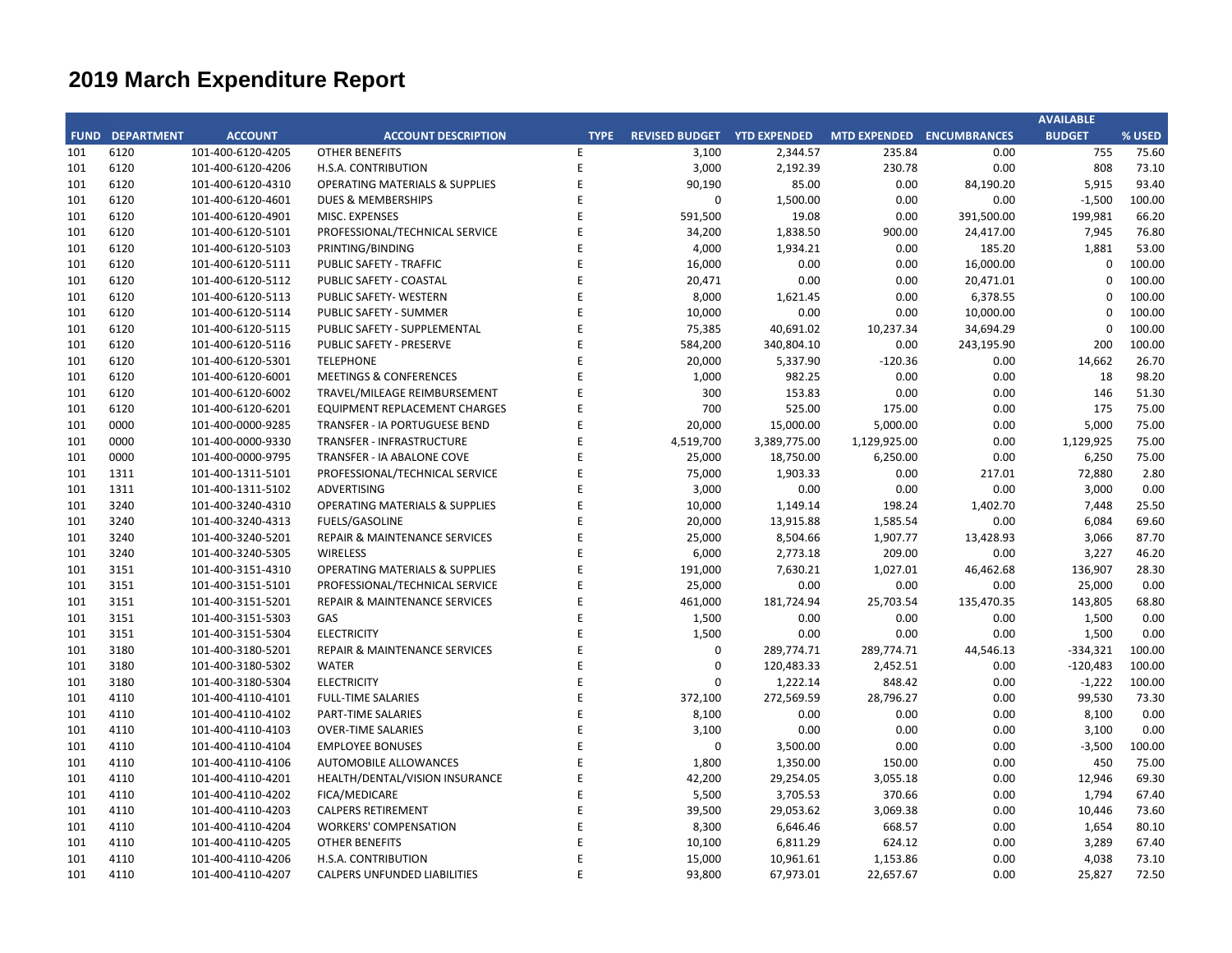# 2019 March Expenditure Report

| FUND | DEPARTMENT | ACCOUNT | ACCOUNT DESCRIPTION | TYPE | REVISED BUDGET | YTD EXPENDED | MTD EXPENDED | ENCUMBRANCES | AVAILABLE BUDGET | % USED |
|---|---|---|---|---|---|---|---|---|---|---|
| 101 | 6120 | 101-400-6120-4205 | OTHER BENEFITS | E | 3,100 | 2,344.57 | 235.84 | 0.00 | 755 | 75.60 |
| 101 | 6120 | 101-400-6120-4206 | H.S.A. CONTRIBUTION | E | 3,000 | 2,192.39 | 230.78 | 0.00 | 808 | 73.10 |
| 101 | 6120 | 101-400-6120-4310 | OPERATING MATERIALS & SUPPLIES | E | 90,190 | 85.00 | 0.00 | 84,190.20 | 5,915 | 93.40 |
| 101 | 6120 | 101-400-6120-4601 | DUES & MEMBERSHIPS | E | 0 | 1,500.00 | 0.00 | 0.00 | -1,500 | 100.00 |
| 101 | 6120 | 101-400-6120-4901 | MISC. EXPENSES | E | 591,500 | 19.08 | 0.00 | 391,500.00 | 199,981 | 66.20 |
| 101 | 6120 | 101-400-6120-5101 | PROFESSIONAL/TECHNICAL SERVICE | E | 34,200 | 1,838.50 | 900.00 | 24,417.00 | 7,945 | 76.80 |
| 101 | 6120 | 101-400-6120-5103 | PRINTING/BINDING | E | 4,000 | 1,934.21 | 0.00 | 185.20 | 1,881 | 53.00 |
| 101 | 6120 | 101-400-6120-5111 | PUBLIC SAFETY - TRAFFIC | E | 16,000 | 0.00 | 0.00 | 16,000.00 | 0 | 100.00 |
| 101 | 6120 | 101-400-6120-5112 | PUBLIC SAFETY - COASTAL | E | 20,471 | 0.00 | 0.00 | 20,471.01 | 0 | 100.00 |
| 101 | 6120 | 101-400-6120-5113 | PUBLIC SAFETY- WESTERN | E | 8,000 | 1,621.45 | 0.00 | 6,378.55 | 0 | 100.00 |
| 101 | 6120 | 101-400-6120-5114 | PUBLIC SAFETY - SUMMER | E | 10,000 | 0.00 | 0.00 | 10,000.00 | 0 | 100.00 |
| 101 | 6120 | 101-400-6120-5115 | PUBLIC SAFETY - SUPPLEMENTAL | E | 75,385 | 40,691.02 | 10,237.34 | 34,694.29 | 0 | 100.00 |
| 101 | 6120 | 101-400-6120-5116 | PUBLIC SAFETY - PRESERVE | E | 584,200 | 340,804.10 | 0.00 | 243,195.90 | 200 | 100.00 |
| 101 | 6120 | 101-400-6120-5301 | TELEPHONE | E | 20,000 | 5,337.90 | -120.36 | 0.00 | 14,662 | 26.70 |
| 101 | 6120 | 101-400-6120-6001 | MEETINGS & CONFERENCES | E | 1,000 | 982.25 | 0.00 | 0.00 | 18 | 98.20 |
| 101 | 6120 | 101-400-6120-6002 | TRAVEL/MILEAGE REIMBURSEMENT | E | 300 | 153.83 | 0.00 | 0.00 | 146 | 51.30 |
| 101 | 6120 | 101-400-6120-6201 | EQUIPMENT REPLACEMENT CHARGES | E | 700 | 525.00 | 175.00 | 0.00 | 175 | 75.00 |
| 101 | 0000 | 101-400-0000-9285 | TRANSFER - IA PORTUGUESE BEND | E | 20,000 | 15,000.00 | 5,000.00 | 0.00 | 5,000 | 75.00 |
| 101 | 0000 | 101-400-0000-9330 | TRANSFER - INFRASTRUCTURE | E | 4,519,700 | 3,389,775.00 | 1,129,925.00 | 0.00 | 1,129,925 | 75.00 |
| 101 | 0000 | 101-400-0000-9795 | TRANSFER - IA ABALONE COVE | E | 25,000 | 18,750.00 | 6,250.00 | 0.00 | 6,250 | 75.00 |
| 101 | 1311 | 101-400-1311-5101 | PROFESSIONAL/TECHNICAL SERVICE | E | 75,000 | 1,903.33 | 0.00 | 217.01 | 72,880 | 2.80 |
| 101 | 1311 | 101-400-1311-5102 | ADVERTISING | E | 3,000 | 0.00 | 0.00 | 0.00 | 3,000 | 0.00 |
| 101 | 3240 | 101-400-3240-4310 | OPERATING MATERIALS & SUPPLIES | E | 10,000 | 1,149.14 | 198.24 | 1,402.70 | 7,448 | 25.50 |
| 101 | 3240 | 101-400-3240-4313 | FUELS/GASOLINE | E | 20,000 | 13,915.88 | 1,585.54 | 0.00 | 6,084 | 69.60 |
| 101 | 3240 | 101-400-3240-5201 | REPAIR & MAINTENANCE SERVICES | E | 25,000 | 8,504.66 | 1,907.77 | 13,428.93 | 3,066 | 87.70 |
| 101 | 3240 | 101-400-3240-5305 | WIRELESS | E | 6,000 | 2,773.18 | 209.00 | 0.00 | 3,227 | 46.20 |
| 101 | 3151 | 101-400-3151-4310 | OPERATING MATERIALS & SUPPLIES | E | 191,000 | 7,630.21 | 1,027.01 | 46,462.68 | 136,907 | 28.30 |
| 101 | 3151 | 101-400-3151-5101 | PROFESSIONAL/TECHNICAL SERVICE | E | 25,000 | 0.00 | 0.00 | 0.00 | 25,000 | 0.00 |
| 101 | 3151 | 101-400-3151-5201 | REPAIR & MAINTENANCE SERVICES | E | 461,000 | 181,724.94 | 25,703.54 | 135,470.35 | 143,805 | 68.80 |
| 101 | 3151 | 101-400-3151-5303 | GAS | E | 1,500 | 0.00 | 0.00 | 0.00 | 1,500 | 0.00 |
| 101 | 3151 | 101-400-3151-5304 | ELECTRICITY | E | 1,500 | 0.00 | 0.00 | 0.00 | 1,500 | 0.00 |
| 101 | 3180 | 101-400-3180-5201 | REPAIR & MAINTENANCE SERVICES | E | 0 | 289,774.71 | 289,774.71 | 44,546.13 | -334,321 | 100.00 |
| 101 | 3180 | 101-400-3180-5302 | WATER | E | 0 | 120,483.33 | 2,452.51 | 0.00 | -120,483 | 100.00 |
| 101 | 3180 | 101-400-3180-5304 | ELECTRICITY | E | 0 | 1,222.14 | 848.42 | 0.00 | -1,222 | 100.00 |
| 101 | 4110 | 101-400-4110-4101 | FULL-TIME SALARIES | E | 372,100 | 272,569.59 | 28,796.27 | 0.00 | 99,530 | 73.30 |
| 101 | 4110 | 101-400-4110-4102 | PART-TIME SALARIES | E | 8,100 | 0.00 | 0.00 | 0.00 | 8,100 | 0.00 |
| 101 | 4110 | 101-400-4110-4103 | OVER-TIME SALARIES | E | 3,100 | 0.00 | 0.00 | 0.00 | 3,100 | 0.00 |
| 101 | 4110 | 101-400-4110-4104 | EMPLOYEE BONUSES | E | 0 | 3,500.00 | 0.00 | 0.00 | -3,500 | 100.00 |
| 101 | 4110 | 101-400-4110-4106 | AUTOMOBILE ALLOWANCES | E | 1,800 | 1,350.00 | 150.00 | 0.00 | 450 | 75.00 |
| 101 | 4110 | 101-400-4110-4201 | HEALTH/DENTAL/VISION INSURANCE | E | 42,200 | 29,254.05 | 3,055.18 | 0.00 | 12,946 | 69.30 |
| 101 | 4110 | 101-400-4110-4202 | FICA/MEDICARE | E | 5,500 | 3,705.53 | 370.66 | 0.00 | 1,794 | 67.40 |
| 101 | 4110 | 101-400-4110-4203 | CALPERS RETIREMENT | E | 39,500 | 29,053.62 | 3,069.38 | 0.00 | 10,446 | 73.60 |
| 101 | 4110 | 101-400-4110-4204 | WORKERS' COMPENSATION | E | 8,300 | 6,646.46 | 668.57 | 0.00 | 1,654 | 80.10 |
| 101 | 4110 | 101-400-4110-4205 | OTHER BENEFITS | E | 10,100 | 6,811.29 | 624.12 | 0.00 | 3,289 | 67.40 |
| 101 | 4110 | 101-400-4110-4206 | H.S.A. CONTRIBUTION | E | 15,000 | 10,961.61 | 1,153.86 | 0.00 | 4,038 | 73.10 |
| 101 | 4110 | 101-400-4110-4207 | CALPERS UNFUNDED LIABILITIES | E | 93,800 | 67,973.01 | 22,657.67 | 0.00 | 25,827 | 72.50 |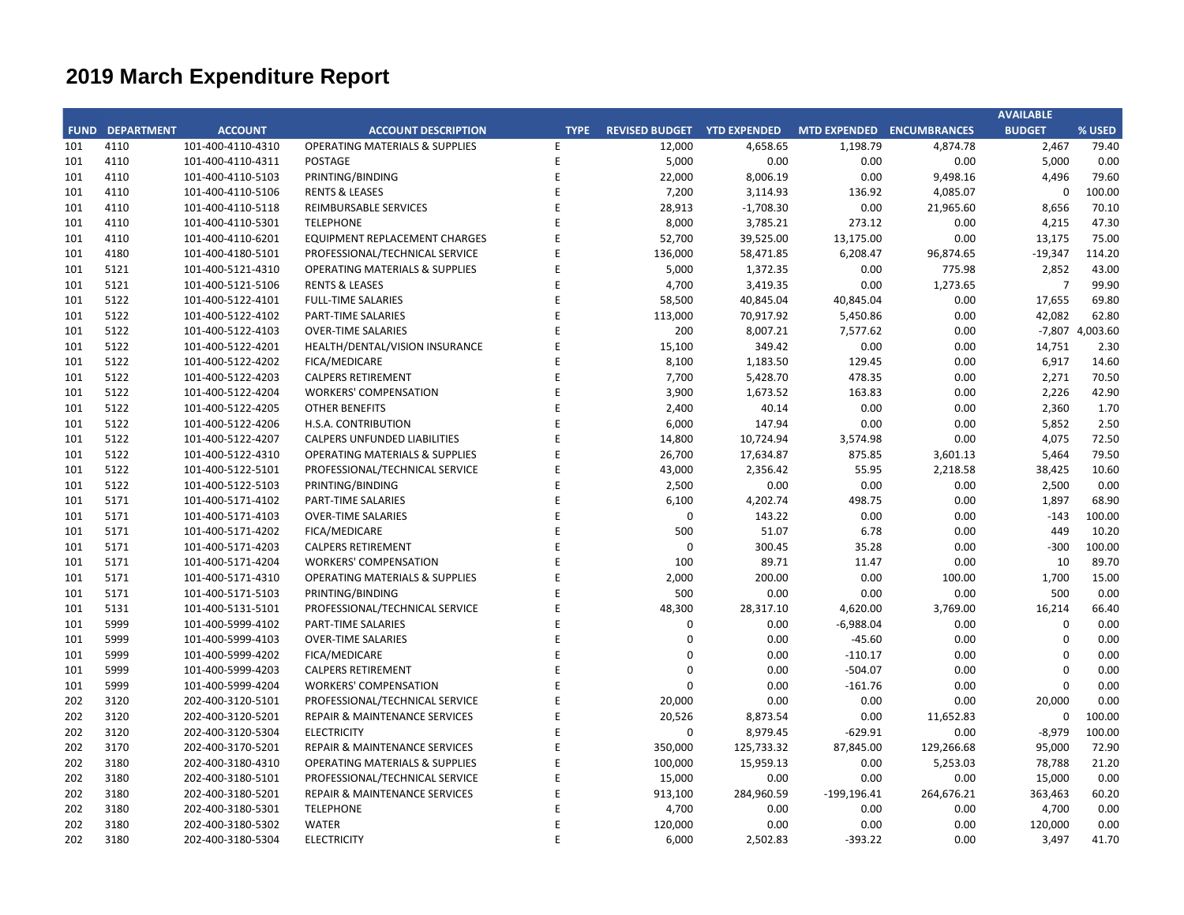# 2019 March Expenditure Report

| FUND | DEPARTMENT | ACCOUNT | ACCOUNT DESCRIPTION | TYPE | REVISED BUDGET | YTD EXPENDED | MTD EXPENDED | ENCUMBRANCES | AVAILABLE BUDGET | % USED |
|---|---|---|---|---|---|---|---|---|---|---|
| 101 | 4110 | 101-400-4110-4310 | OPERATING MATERIALS & SUPPLIES | E | 12,000 | 4,658.65 | 1,198.79 | 4,874.78 | 2,467 | 79.40 |
| 101 | 4110 | 101-400-4110-4311 | POSTAGE | E | 5,000 | 0.00 | 0.00 | 0.00 | 5,000 | 0.00 |
| 101 | 4110 | 101-400-4110-5103 | PRINTING/BINDING | E | 22,000 | 8,006.19 | 0.00 | 9,498.16 | 4,496 | 79.60 |
| 101 | 4110 | 101-400-4110-5106 | RENTS & LEASES | E | 7,200 | 3,114.93 | 136.92 | 4,085.07 | 0 | 100.00 |
| 101 | 4110 | 101-400-4110-5118 | REIMBURSABLE SERVICES | E | 28,913 | -1,708.30 | 0.00 | 21,965.60 | 8,656 | 70.10 |
| 101 | 4110 | 101-400-4110-5301 | TELEPHONE | E | 8,000 | 3,785.21 | 273.12 | 0.00 | 4,215 | 47.30 |
| 101 | 4110 | 101-400-4110-6201 | EQUIPMENT REPLACEMENT CHARGES | E | 52,700 | 39,525.00 | 13,175.00 | 0.00 | 13,175 | 75.00 |
| 101 | 4180 | 101-400-4180-5101 | PROFESSIONAL/TECHNICAL SERVICE | E | 136,000 | 58,471.85 | 6,208.47 | 96,874.65 | -19,347 | 114.20 |
| 101 | 5121 | 101-400-5121-4310 | OPERATING MATERIALS & SUPPLIES | E | 5,000 | 1,372.35 | 0.00 | 775.98 | 2,852 | 43.00 |
| 101 | 5121 | 101-400-5121-5106 | RENTS & LEASES | E | 4,700 | 3,419.35 | 0.00 | 1,273.65 | 7 | 99.90 |
| 101 | 5122 | 101-400-5122-4101 | FULL-TIME SALARIES | E | 58,500 | 40,845.04 | 40,845.04 | 0.00 | 17,655 | 69.80 |
| 101 | 5122 | 101-400-5122-4102 | PART-TIME SALARIES | E | 113,000 | 70,917.92 | 5,450.86 | 0.00 | 42,082 | 62.80 |
| 101 | 5122 | 101-400-5122-4103 | OVER-TIME SALARIES | E | 200 | 8,007.21 | 7,577.62 | 0.00 | -7,807 | 4,003.60 |
| 101 | 5122 | 101-400-5122-4201 | HEALTH/DENTAL/VISION INSURANCE | E | 15,100 | 349.42 | 0.00 | 0.00 | 14,751 | 2.30 |
| 101 | 5122 | 101-400-5122-4202 | FICA/MEDICARE | E | 8,100 | 1,183.50 | 129.45 | 0.00 | 6,917 | 14.60 |
| 101 | 5122 | 101-400-5122-4203 | CALPERS RETIREMENT | E | 7,700 | 5,428.70 | 478.35 | 0.00 | 2,271 | 70.50 |
| 101 | 5122 | 101-400-5122-4204 | WORKERS' COMPENSATION | E | 3,900 | 1,673.52 | 163.83 | 0.00 | 2,226 | 42.90 |
| 101 | 5122 | 101-400-5122-4205 | OTHER BENEFITS | E | 2,400 | 40.14 | 0.00 | 0.00 | 2,360 | 1.70 |
| 101 | 5122 | 101-400-5122-4206 | H.S.A. CONTRIBUTION | E | 6,000 | 147.94 | 0.00 | 0.00 | 5,852 | 2.50 |
| 101 | 5122 | 101-400-5122-4207 | CALPERS UNFUNDED LIABILITIES | E | 14,800 | 10,724.94 | 3,574.98 | 0.00 | 4,075 | 72.50 |
| 101 | 5122 | 101-400-5122-4310 | OPERATING MATERIALS & SUPPLIES | E | 26,700 | 17,634.87 | 875.85 | 3,601.13 | 5,464 | 79.50 |
| 101 | 5122 | 101-400-5122-5101 | PROFESSIONAL/TECHNICAL SERVICE | E | 43,000 | 2,356.42 | 55.95 | 2,218.58 | 38,425 | 10.60 |
| 101 | 5122 | 101-400-5122-5103 | PRINTING/BINDING | E | 2,500 | 0.00 | 0.00 | 0.00 | 2,500 | 0.00 |
| 101 | 5171 | 101-400-5171-4102 | PART-TIME SALARIES | E | 6,100 | 4,202.74 | 498.75 | 0.00 | 1,897 | 68.90 |
| 101 | 5171 | 101-400-5171-4103 | OVER-TIME SALARIES | E | 0 | 143.22 | 0.00 | 0.00 | -143 | 100.00 |
| 101 | 5171 | 101-400-5171-4202 | FICA/MEDICARE | E | 500 | 51.07 | 6.78 | 0.00 | 449 | 10.20 |
| 101 | 5171 | 101-400-5171-4203 | CALPERS RETIREMENT | E | 0 | 300.45 | 35.28 | 0.00 | -300 | 100.00 |
| 101 | 5171 | 101-400-5171-4204 | WORKERS' COMPENSATION | E | 100 | 89.71 | 11.47 | 0.00 | 10 | 89.70 |
| 101 | 5171 | 101-400-5171-4310 | OPERATING MATERIALS & SUPPLIES | E | 2,000 | 200.00 | 0.00 | 100.00 | 1,700 | 15.00 |
| 101 | 5171 | 101-400-5171-5103 | PRINTING/BINDING | E | 500 | 0.00 | 0.00 | 0.00 | 500 | 0.00 |
| 101 | 5131 | 101-400-5131-5101 | PROFESSIONAL/TECHNICAL SERVICE | E | 48,300 | 28,317.10 | 4,620.00 | 3,769.00 | 16,214 | 66.40 |
| 101 | 5999 | 101-400-5999-4102 | PART-TIME SALARIES | E | 0 | 0.00 | -6,988.04 | 0.00 | 0 | 0.00 |
| 101 | 5999 | 101-400-5999-4103 | OVER-TIME SALARIES | E | 0 | 0.00 | -45.60 | 0.00 | 0 | 0.00 |
| 101 | 5999 | 101-400-5999-4202 | FICA/MEDICARE | E | 0 | 0.00 | -110.17 | 0.00 | 0 | 0.00 |
| 101 | 5999 | 101-400-5999-4203 | CALPERS RETIREMENT | E | 0 | 0.00 | -504.07 | 0.00 | 0 | 0.00 |
| 101 | 5999 | 101-400-5999-4204 | WORKERS' COMPENSATION | E | 0 | 0.00 | -161.76 | 0.00 | 0 | 0.00 |
| 202 | 3120 | 202-400-3120-5101 | PROFESSIONAL/TECHNICAL SERVICE | E | 20,000 | 0.00 | 0.00 | 0.00 | 20,000 | 0.00 |
| 202 | 3120 | 202-400-3120-5201 | REPAIR & MAINTENANCE SERVICES | E | 20,526 | 8,873.54 | 0.00 | 11,652.83 | 0 | 100.00 |
| 202 | 3120 | 202-400-3120-5304 | ELECTRICITY | E | 0 | 8,979.45 | -629.91 | 0.00 | -8,979 | 100.00 |
| 202 | 3170 | 202-400-3170-5201 | REPAIR & MAINTENANCE SERVICES | E | 350,000 | 125,733.32 | 87,845.00 | 129,266.68 | 95,000 | 72.90 |
| 202 | 3180 | 202-400-3180-4310 | OPERATING MATERIALS & SUPPLIES | E | 100,000 | 15,959.13 | 0.00 | 5,253.03 | 78,788 | 21.20 |
| 202 | 3180 | 202-400-3180-5101 | PROFESSIONAL/TECHNICAL SERVICE | E | 15,000 | 0.00 | 0.00 | 0.00 | 15,000 | 0.00 |
| 202 | 3180 | 202-400-3180-5201 | REPAIR & MAINTENANCE SERVICES | E | 913,100 | 284,960.59 | -199,196.41 | 264,676.21 | 363,463 | 60.20 |
| 202 | 3180 | 202-400-3180-5301 | TELEPHONE | E | 4,700 | 0.00 | 0.00 | 0.00 | 4,700 | 0.00 |
| 202 | 3180 | 202-400-3180-5302 | WATER | E | 120,000 | 0.00 | 0.00 | 0.00 | 120,000 | 0.00 |
| 202 | 3180 | 202-400-3180-5304 | ELECTRICITY | E | 6,000 | 2,502.83 | -393.22 | 0.00 | 3,497 | 41.70 |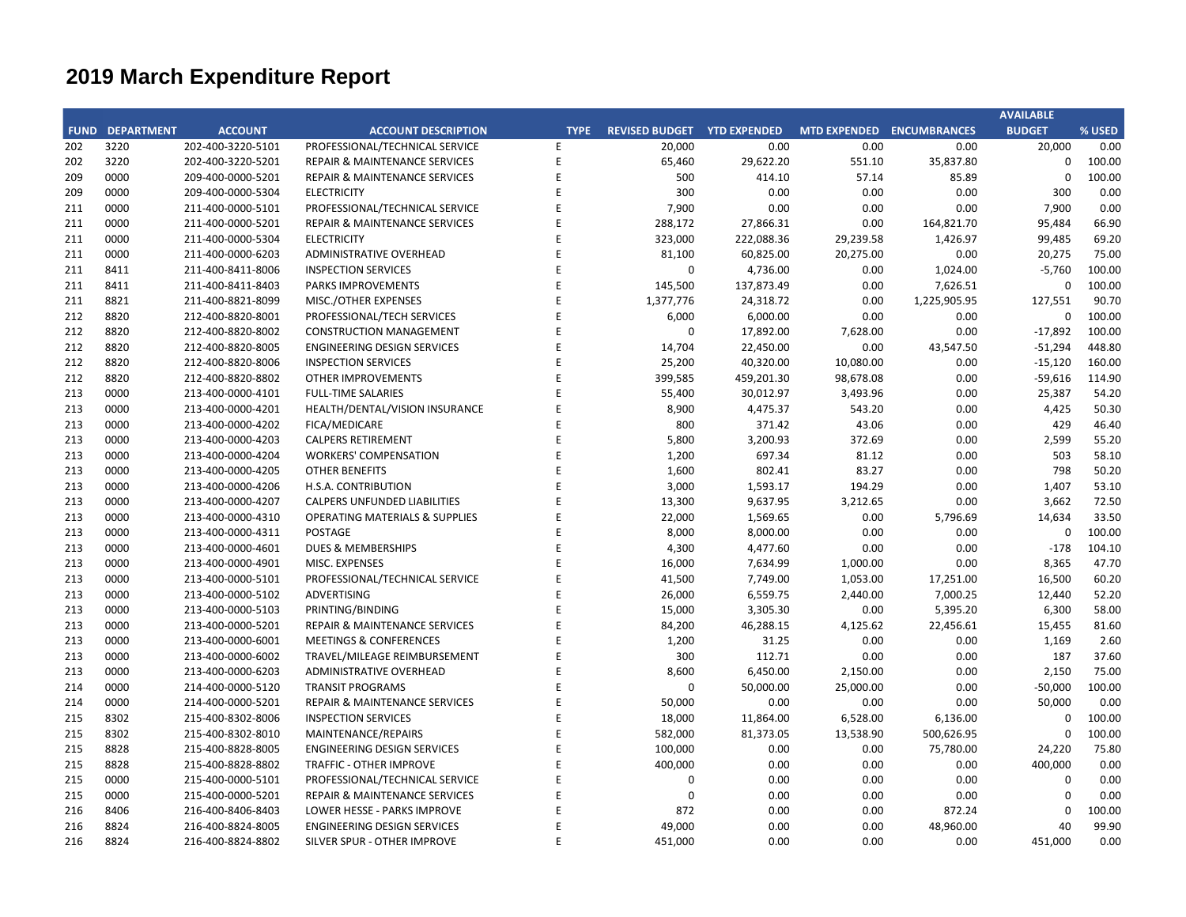# 2019 March Expenditure Report

| FUND | DEPARTMENT | ACCOUNT | ACCOUNT DESCRIPTION | TYPE | REVISED BUDGET | YTD EXPENDED | MTD EXPENDED | ENCUMBRANCES | AVAILABLE BUDGET | % USED |
|---|---|---|---|---|---|---|---|---|---|---|
| 202 | 3220 | 202-400-3220-5101 | PROFESSIONAL/TECHNICAL SERVICE | E | 20,000 | 0.00 | 0.00 | 0.00 | 20,000 | 0.00 |
| 202 | 3220 | 202-400-3220-5201 | REPAIR & MAINTENANCE SERVICES | E | 65,460 | 29,622.20 | 551.10 | 35,837.80 | 0 | 100.00 |
| 209 | 0000 | 209-400-0000-5201 | REPAIR & MAINTENANCE SERVICES | E | 500 | 414.10 | 57.14 | 85.89 | 0 | 100.00 |
| 209 | 0000 | 209-400-0000-5304 | ELECTRICITY | E | 300 | 0.00 | 0.00 | 0.00 | 300 | 0.00 |
| 211 | 0000 | 211-400-0000-5101 | PROFESSIONAL/TECHNICAL SERVICE | E | 7,900 | 0.00 | 0.00 | 0.00 | 7,900 | 0.00 |
| 211 | 0000 | 211-400-0000-5201 | REPAIR & MAINTENANCE SERVICES | E | 288,172 | 27,866.31 | 0.00 | 164,821.70 | 95,484 | 66.90 |
| 211 | 0000 | 211-400-0000-5304 | ELECTRICITY | E | 323,000 | 222,088.36 | 29,239.58 | 1,426.97 | 99,485 | 69.20 |
| 211 | 0000 | 211-400-0000-6203 | ADMINISTRATIVE OVERHEAD | E | 81,100 | 60,825.00 | 20,275.00 | 0.00 | 20,275 | 75.00 |
| 211 | 8411 | 211-400-8411-8006 | INSPECTION SERVICES | E | 0 | 4,736.00 | 0.00 | 1,024.00 | -5,760 | 100.00 |
| 211 | 8411 | 211-400-8411-8403 | PARKS IMPROVEMENTS | E | 145,500 | 137,873.49 | 0.00 | 7,626.51 | 0 | 100.00 |
| 211 | 8821 | 211-400-8821-8099 | MISC./OTHER EXPENSES | E | 1,377,776 | 24,318.72 | 0.00 | 1,225,905.95 | 127,551 | 90.70 |
| 212 | 8820 | 212-400-8820-8001 | PROFESSIONAL/TECH SERVICES | E | 6,000 | 6,000.00 | 0.00 | 0.00 | 0 | 100.00 |
| 212 | 8820 | 212-400-8820-8002 | CONSTRUCTION MANAGEMENT | E | 0 | 17,892.00 | 7,628.00 | 0.00 | -17,892 | 100.00 |
| 212 | 8820 | 212-400-8820-8005 | ENGINEERING DESIGN SERVICES | E | 14,704 | 22,450.00 | 0.00 | 43,547.50 | -51,294 | 448.80 |
| 212 | 8820 | 212-400-8820-8006 | INSPECTION SERVICES | E | 25,200 | 40,320.00 | 10,080.00 | 0.00 | -15,120 | 160.00 |
| 212 | 8820 | 212-400-8820-8802 | OTHER IMPROVEMENTS | E | 399,585 | 459,201.30 | 98,678.08 | 0.00 | -59,616 | 114.90 |
| 213 | 0000 | 213-400-0000-4101 | FULL-TIME SALARIES | E | 55,400 | 30,012.97 | 3,493.96 | 0.00 | 25,387 | 54.20 |
| 213 | 0000 | 213-400-0000-4201 | HEALTH/DENTAL/VISION INSURANCE | E | 8,900 | 4,475.37 | 543.20 | 0.00 | 4,425 | 50.30 |
| 213 | 0000 | 213-400-0000-4202 | FICA/MEDICARE | E | 800 | 371.42 | 43.06 | 0.00 | 429 | 46.40 |
| 213 | 0000 | 213-400-0000-4203 | CALPERS RETIREMENT | E | 5,800 | 3,200.93 | 372.69 | 0.00 | 2,599 | 55.20 |
| 213 | 0000 | 213-400-0000-4204 | WORKERS' COMPENSATION | E | 1,200 | 697.34 | 81.12 | 0.00 | 503 | 58.10 |
| 213 | 0000 | 213-400-0000-4205 | OTHER BENEFITS | E | 1,600 | 802.41 | 83.27 | 0.00 | 798 | 50.20 |
| 213 | 0000 | 213-400-0000-4206 | H.S.A. CONTRIBUTION | E | 3,000 | 1,593.17 | 194.29 | 0.00 | 1,407 | 53.10 |
| 213 | 0000 | 213-400-0000-4207 | CALPERS UNFUNDED LIABILITIES | E | 13,300 | 9,637.95 | 3,212.65 | 0.00 | 3,662 | 72.50 |
| 213 | 0000 | 213-400-0000-4310 | OPERATING MATERIALS & SUPPLIES | E | 22,000 | 1,569.65 | 0.00 | 5,796.69 | 14,634 | 33.50 |
| 213 | 0000 | 213-400-0000-4311 | POSTAGE | E | 8,000 | 8,000.00 | 0.00 | 0.00 | 0 | 100.00 |
| 213 | 0000 | 213-400-0000-4601 | DUES & MEMBERSHIPS | E | 4,300 | 4,477.60 | 0.00 | 0.00 | -178 | 104.10 |
| 213 | 0000 | 213-400-0000-4901 | MISC. EXPENSES | E | 16,000 | 7,634.99 | 1,000.00 | 0.00 | 8,365 | 47.70 |
| 213 | 0000 | 213-400-0000-5101 | PROFESSIONAL/TECHNICAL SERVICE | E | 41,500 | 7,749.00 | 1,053.00 | 17,251.00 | 16,500 | 60.20 |
| 213 | 0000 | 213-400-0000-5102 | ADVERTISING | E | 26,000 | 6,559.75 | 2,440.00 | 7,000.25 | 12,440 | 52.20 |
| 213 | 0000 | 213-400-0000-5103 | PRINTING/BINDING | E | 15,000 | 3,305.30 | 0.00 | 5,395.20 | 6,300 | 58.00 |
| 213 | 0000 | 213-400-0000-5201 | REPAIR & MAINTENANCE SERVICES | E | 84,200 | 46,288.15 | 4,125.62 | 22,456.61 | 15,455 | 81.60 |
| 213 | 0000 | 213-400-0000-6001 | MEETINGS & CONFERENCES | E | 1,200 | 31.25 | 0.00 | 0.00 | 1,169 | 2.60 |
| 213 | 0000 | 213-400-0000-6002 | TRAVEL/MILEAGE REIMBURSEMENT | E | 300 | 112.71 | 0.00 | 0.00 | 187 | 37.60 |
| 213 | 0000 | 213-400-0000-6203 | ADMINISTRATIVE OVERHEAD | E | 8,600 | 6,450.00 | 2,150.00 | 0.00 | 2,150 | 75.00 |
| 214 | 0000 | 214-400-0000-5120 | TRANSIT PROGRAMS | E | 0 | 50,000.00 | 25,000.00 | 0.00 | -50,000 | 100.00 |
| 214 | 0000 | 214-400-0000-5201 | REPAIR & MAINTENANCE SERVICES | E | 50,000 | 0.00 | 0.00 | 0.00 | 50,000 | 0.00 |
| 215 | 8302 | 215-400-8302-8006 | INSPECTION SERVICES | E | 18,000 | 11,864.00 | 6,528.00 | 6,136.00 | 0 | 100.00 |
| 215 | 8302 | 215-400-8302-8010 | MAINTENANCE/REPAIRS | E | 582,000 | 81,373.05 | 13,538.90 | 500,626.95 | 0 | 100.00 |
| 215 | 8828 | 215-400-8828-8005 | ENGINEERING DESIGN SERVICES | E | 100,000 | 0.00 | 0.00 | 75,780.00 | 24,220 | 75.80 |
| 215 | 8828 | 215-400-8828-8802 | TRAFFIC - OTHER IMPROVE | E | 400,000 | 0.00 | 0.00 | 0.00 | 400,000 | 0.00 |
| 215 | 0000 | 215-400-0000-5101 | PROFESSIONAL/TECHNICAL SERVICE | E | 0 | 0.00 | 0.00 | 0.00 | 0 | 0.00 |
| 215 | 0000 | 215-400-0000-5201 | REPAIR & MAINTENANCE SERVICES | E | 0 | 0.00 | 0.00 | 0.00 | 0 | 0.00 |
| 216 | 8406 | 216-400-8406-8403 | LOWER HESSE - PARKS IMPROVE | E | 872 | 0.00 | 0.00 | 872.24 | 0 | 100.00 |
| 216 | 8824 | 216-400-8824-8005 | ENGINEERING DESIGN SERVICES | E | 49,000 | 0.00 | 0.00 | 48,960.00 | 40 | 99.90 |
| 216 | 8824 | 216-400-8824-8802 | SILVER SPUR - OTHER IMPROVE | E | 451,000 | 0.00 | 0.00 | 0.00 | 451,000 | 0.00 |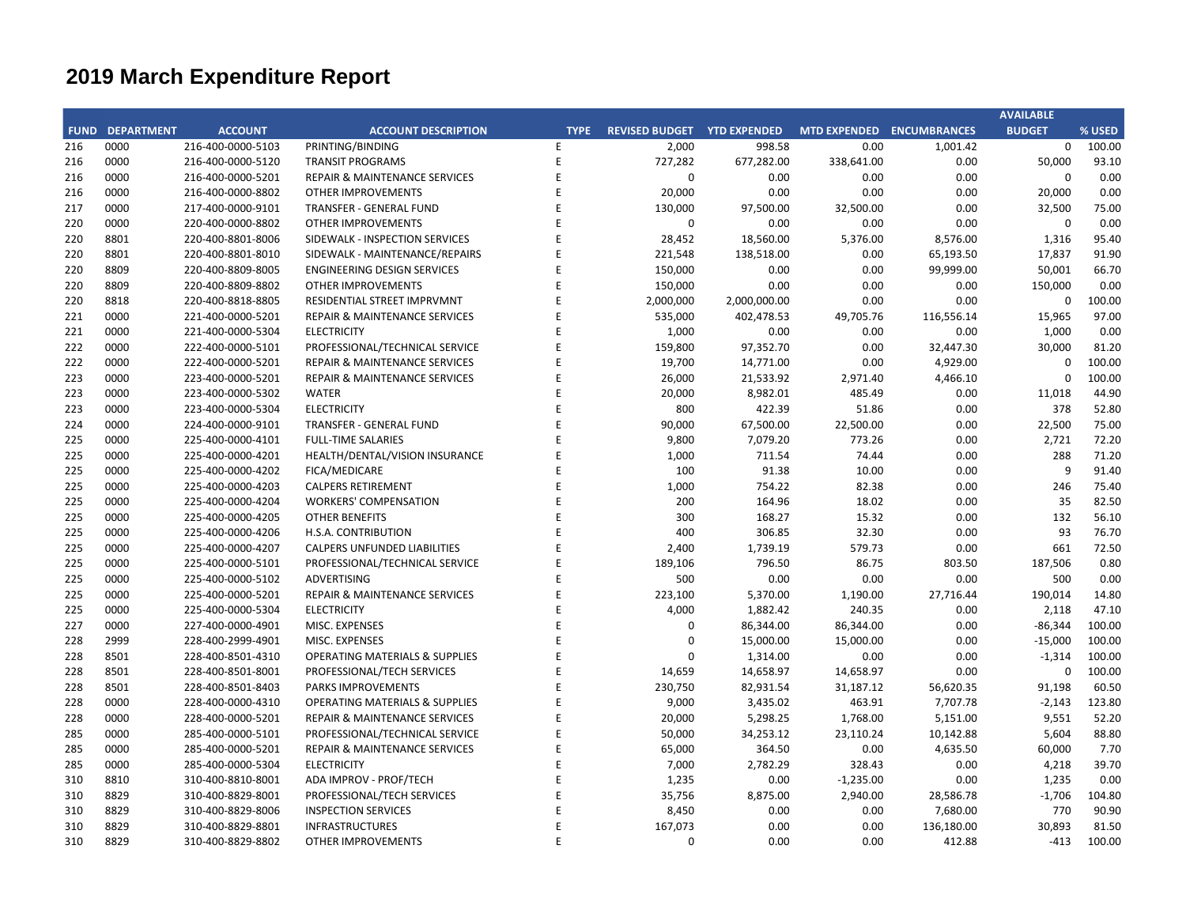# 2019 March Expenditure Report

| FUND | DEPARTMENT | ACCOUNT | ACCOUNT DESCRIPTION | TYPE | REVISED BUDGET | YTD EXPENDED | MTD EXPENDED | ENCUMBRANCES | AVAILABLE BUDGET | % USED |
|---|---|---|---|---|---|---|---|---|---|---|
| 216 | 0000 | 216-400-0000-5103 | PRINTING/BINDING | E | 2,000 | 998.58 | 0.00 | 1,001.42 | 0 | 100.00 |
| 216 | 0000 | 216-400-0000-5120 | TRANSIT PROGRAMS | E | 727,282 | 677,282.00 | 338,641.00 | 0.00 | 50,000 | 93.10 |
| 216 | 0000 | 216-400-0000-5201 | REPAIR & MAINTENANCE SERVICES | E | 0 | 0.00 | 0.00 | 0.00 | 0 | 0.00 |
| 216 | 0000 | 216-400-0000-8802 | OTHER IMPROVEMENTS | E | 20,000 | 0.00 | 0.00 | 0.00 | 20,000 | 0.00 |
| 217 | 0000 | 217-400-0000-9101 | TRANSFER - GENERAL FUND | E | 130,000 | 97,500.00 | 32,500.00 | 0.00 | 32,500 | 75.00 |
| 220 | 0000 | 220-400-0000-8802 | OTHER IMPROVEMENTS | E | 0 | 0.00 | 0.00 | 0.00 | 0 | 0.00 |
| 220 | 8801 | 220-400-8801-8006 | SIDEWALK - INSPECTION SERVICES | E | 28,452 | 18,560.00 | 5,376.00 | 8,576.00 | 1,316 | 95.40 |
| 220 | 8801 | 220-400-8801-8010 | SIDEWALK - MAINTENANCE/REPAIRS | E | 221,548 | 138,518.00 | 0.00 | 65,193.50 | 17,837 | 91.90 |
| 220 | 8809 | 220-400-8809-8005 | ENGINEERING DESIGN SERVICES | E | 150,000 | 0.00 | 0.00 | 99,999.00 | 50,001 | 66.70 |
| 220 | 8809 | 220-400-8809-8802 | OTHER IMPROVEMENTS | E | 150,000 | 0.00 | 0.00 | 0.00 | 150,000 | 0.00 |
| 220 | 8818 | 220-400-8818-8805 | RESIDENTIAL STREET IMPRVMNT | E | 2,000,000 | 2,000,000.00 | 0.00 | 0.00 | 0 | 100.00 |
| 221 | 0000 | 221-400-0000-5201 | REPAIR & MAINTENANCE SERVICES | E | 535,000 | 402,478.53 | 49,705.76 | 116,556.14 | 15,965 | 97.00 |
| 221 | 0000 | 221-400-0000-5304 | ELECTRICITY | E | 1,000 | 0.00 | 0.00 | 0.00 | 1,000 | 0.00 |
| 222 | 0000 | 222-400-0000-5101 | PROFESSIONAL/TECHNICAL SERVICE | E | 159,800 | 97,352.70 | 0.00 | 32,447.30 | 30,000 | 81.20 |
| 222 | 0000 | 222-400-0000-5201 | REPAIR & MAINTENANCE SERVICES | E | 19,700 | 14,771.00 | 0.00 | 4,929.00 | 0 | 100.00 |
| 223 | 0000 | 223-400-0000-5201 | REPAIR & MAINTENANCE SERVICES | E | 26,000 | 21,533.92 | 2,971.40 | 4,466.10 | 0 | 100.00 |
| 223 | 0000 | 223-400-0000-5302 | WATER | E | 20,000 | 8,982.01 | 485.49 | 0.00 | 11,018 | 44.90 |
| 223 | 0000 | 223-400-0000-5304 | ELECTRICITY | E | 800 | 422.39 | 51.86 | 0.00 | 378 | 52.80 |
| 224 | 0000 | 224-400-0000-9101 | TRANSFER - GENERAL FUND | E | 90,000 | 67,500.00 | 22,500.00 | 0.00 | 22,500 | 75.00 |
| 225 | 0000 | 225-400-0000-4101 | FULL-TIME SALARIES | E | 9,800 | 7,079.20 | 773.26 | 0.00 | 2,721 | 72.20 |
| 225 | 0000 | 225-400-0000-4201 | HEALTH/DENTAL/VISION INSURANCE | E | 1,000 | 711.54 | 74.44 | 0.00 | 288 | 71.20 |
| 225 | 0000 | 225-400-0000-4202 | FICA/MEDICARE | E | 100 | 91.38 | 10.00 | 0.00 | 9 | 91.40 |
| 225 | 0000 | 225-400-0000-4203 | CALPERS RETIREMENT | E | 1,000 | 754.22 | 82.38 | 0.00 | 246 | 75.40 |
| 225 | 0000 | 225-400-0000-4204 | WORKERS' COMPENSATION | E | 200 | 164.96 | 18.02 | 0.00 | 35 | 82.50 |
| 225 | 0000 | 225-400-0000-4205 | OTHER BENEFITS | E | 300 | 168.27 | 15.32 | 0.00 | 132 | 56.10 |
| 225 | 0000 | 225-400-0000-4206 | H.S.A. CONTRIBUTION | E | 400 | 306.85 | 32.30 | 0.00 | 93 | 76.70 |
| 225 | 0000 | 225-400-0000-4207 | CALPERS UNFUNDED LIABILITIES | E | 2,400 | 1,739.19 | 579.73 | 0.00 | 661 | 72.50 |
| 225 | 0000 | 225-400-0000-5101 | PROFESSIONAL/TECHNICAL SERVICE | E | 189,106 | 796.50 | 86.75 | 803.50 | 187,506 | 0.80 |
| 225 | 0000 | 225-400-0000-5102 | ADVERTISING | E | 500 | 0.00 | 0.00 | 0.00 | 500 | 0.00 |
| 225 | 0000 | 225-400-0000-5201 | REPAIR & MAINTENANCE SERVICES | E | 223,100 | 5,370.00 | 1,190.00 | 27,716.44 | 190,014 | 14.80 |
| 225 | 0000 | 225-400-0000-5304 | ELECTRICITY | E | 4,000 | 1,882.42 | 240.35 | 0.00 | 2,118 | 47.10 |
| 227 | 0000 | 227-400-0000-4901 | MISC. EXPENSES | E | 0 | 86,344.00 | 86,344.00 | 0.00 | -86,344 | 100.00 |
| 228 | 2999 | 228-400-2999-4901 | MISC. EXPENSES | E | 0 | 15,000.00 | 15,000.00 | 0.00 | -15,000 | 100.00 |
| 228 | 8501 | 228-400-8501-4310 | OPERATING MATERIALS & SUPPLIES | E | 0 | 1,314.00 | 0.00 | 0.00 | -1,314 | 100.00 |
| 228 | 8501 | 228-400-8501-8001 | PROFESSIONAL/TECH SERVICES | E | 14,659 | 14,658.97 | 14,658.97 | 0.00 | 0 | 100.00 |
| 228 | 8501 | 228-400-8501-8403 | PARKS IMPROVEMENTS | E | 230,750 | 82,931.54 | 31,187.12 | 56,620.35 | 91,198 | 60.50 |
| 228 | 0000 | 228-400-0000-4310 | OPERATING MATERIALS & SUPPLIES | E | 9,000 | 3,435.02 | 463.91 | 7,707.78 | -2,143 | 123.80 |
| 228 | 0000 | 228-400-0000-5201 | REPAIR & MAINTENANCE SERVICES | E | 20,000 | 5,298.25 | 1,768.00 | 5,151.00 | 9,551 | 52.20 |
| 285 | 0000 | 285-400-0000-5101 | PROFESSIONAL/TECHNICAL SERVICE | E | 50,000 | 34,253.12 | 23,110.24 | 10,142.88 | 5,604 | 88.80 |
| 285 | 0000 | 285-400-0000-5201 | REPAIR & MAINTENANCE SERVICES | E | 65,000 | 364.50 | 0.00 | 4,635.50 | 60,000 | 7.70 |
| 285 | 0000 | 285-400-0000-5304 | ELECTRICITY | E | 7,000 | 2,782.29 | 328.43 | 0.00 | 4,218 | 39.70 |
| 310 | 8810 | 310-400-8810-8001 | ADA IMPROV - PROF/TECH | E | 1,235 | 0.00 | -1,235.00 | 0.00 | 1,235 | 0.00 |
| 310 | 8829 | 310-400-8829-8001 | PROFESSIONAL/TECH SERVICES | E | 35,756 | 8,875.00 | 2,940.00 | 28,586.78 | -1,706 | 104.80 |
| 310 | 8829 | 310-400-8829-8006 | INSPECTION SERVICES | E | 8,450 | 0.00 | 0.00 | 7,680.00 | 770 | 90.90 |
| 310 | 8829 | 310-400-8829-8801 | INFRASTRUCTURES | E | 167,073 | 0.00 | 0.00 | 136,180.00 | 30,893 | 81.50 |
| 310 | 8829 | 310-400-8829-8802 | OTHER IMPROVEMENTS | E | 0 | 0.00 | 0.00 | 412.88 | -413 | 100.00 |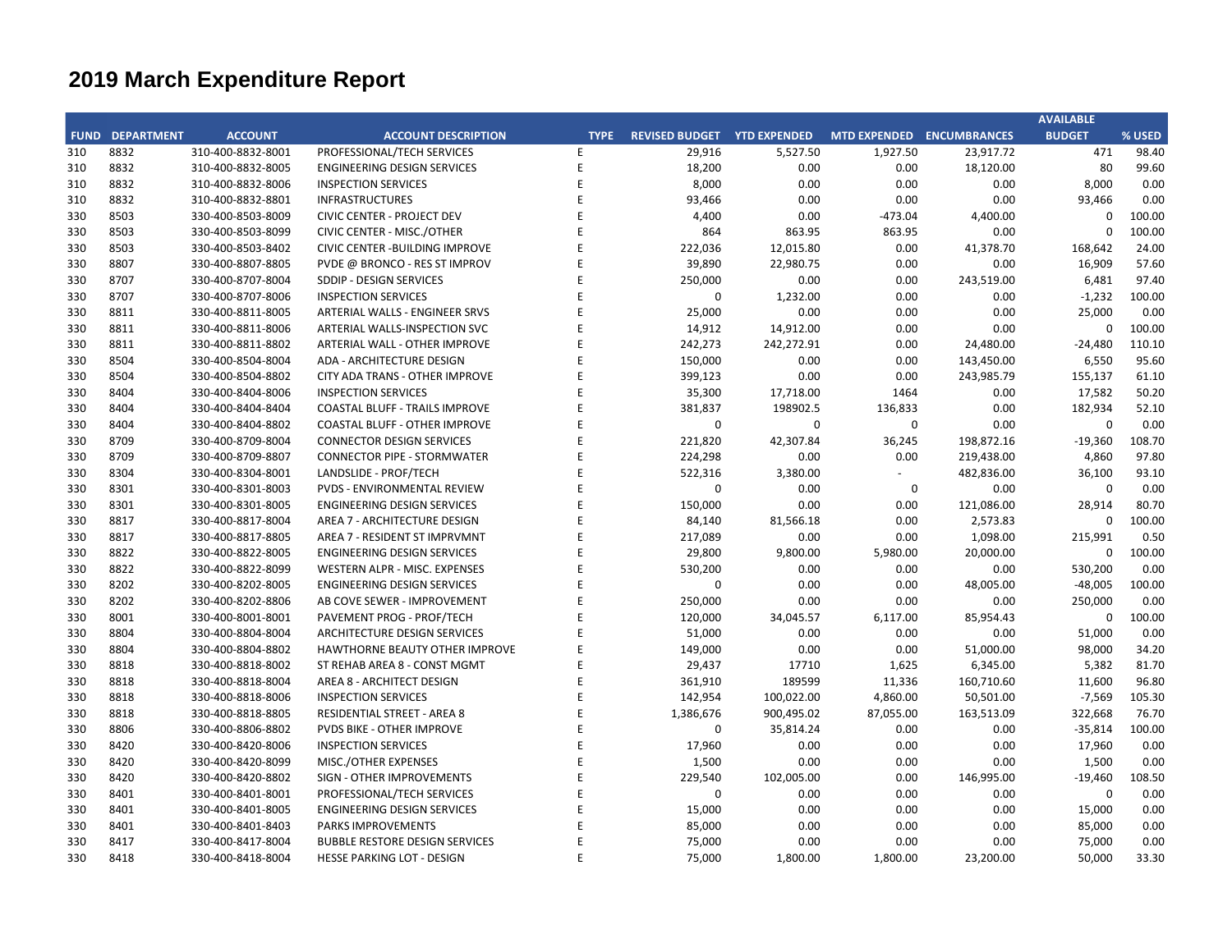# 2019 March Expenditure Report

| FUND | DEPARTMENT | ACCOUNT | ACCOUNT DESCRIPTION | TYPE | REVISED BUDGET | YTD EXPENDED | MTD EXPENDED | ENCUMBRANCES | AVAILABLE BUDGET | % USED |
|---|---|---|---|---|---|---|---|---|---|---|
| 310 | 8832 | 310-400-8832-8001 | PROFESSIONAL/TECH SERVICES | E | 29,916 | 5,527.50 | 1,927.50 | 23,917.72 | 471 | 98.40 |
| 310 | 8832 | 310-400-8832-8005 | ENGINEERING DESIGN SERVICES | E | 18,200 | 0.00 | 0.00 | 18,120.00 | 80 | 99.60 |
| 310 | 8832 | 310-400-8832-8006 | INSPECTION SERVICES | E | 8,000 | 0.00 | 0.00 | 0.00 | 8,000 | 0.00 |
| 310 | 8832 | 310-400-8832-8801 | INFRASTRUCTURES | E | 93,466 | 0.00 | 0.00 | 0.00 | 93,466 | 0.00 |
| 330 | 8503 | 330-400-8503-8009 | CIVIC CENTER - PROJECT DEV | E | 4,400 | 0.00 | -473.04 | 4,400.00 | 0 | 100.00 |
| 330 | 8503 | 330-400-8503-8099 | CIVIC CENTER - MISC./OTHER | E | 864 | 863.95 | 863.95 | 0.00 | 0 | 100.00 |
| 330 | 8503 | 330-400-8503-8402 | CIVIC CENTER -BUILDING IMPROVE | E | 222,036 | 12,015.80 | 0.00 | 41,378.70 | 168,642 | 24.00 |
| 330 | 8807 | 330-400-8807-8805 | PVDE @ BRONCO - RES ST IMPROV | E | 39,890 | 22,980.75 | 0.00 | 0.00 | 16,909 | 57.60 |
| 330 | 8707 | 330-400-8707-8004 | SDDIP - DESIGN SERVICES | E | 250,000 | 0.00 | 0.00 | 243,519.00 | 6,481 | 97.40 |
| 330 | 8707 | 330-400-8707-8006 | INSPECTION SERVICES | E | 0 | 1,232.00 | 0.00 | 0.00 | -1,232 | 100.00 |
| 330 | 8811 | 330-400-8811-8005 | ARTERIAL WALLS - ENGINEER SRVS | E | 25,000 | 0.00 | 0.00 | 0.00 | 25,000 | 0.00 |
| 330 | 8811 | 330-400-8811-8006 | ARTERIAL WALLS-INSPECTION SVC | E | 14,912 | 14,912.00 | 0.00 | 0.00 | 0 | 100.00 |
| 330 | 8811 | 330-400-8811-8802 | ARTERIAL WALL - OTHER IMPROVE | E | 242,273 | 242,272.91 | 0.00 | 24,480.00 | -24,480 | 110.10 |
| 330 | 8504 | 330-400-8504-8004 | ADA - ARCHITECTURE DESIGN | E | 150,000 | 0.00 | 0.00 | 143,450.00 | 6,550 | 95.60 |
| 330 | 8504 | 330-400-8504-8802 | CITY ADA TRANS - OTHER IMPROVE | E | 399,123 | 0.00 | 0.00 | 243,985.79 | 155,137 | 61.10 |
| 330 | 8404 | 330-400-8404-8006 | INSPECTION SERVICES | E | 35,300 | 17,718.00 | 1464 | 0.00 | 17,582 | 50.20 |
| 330 | 8404 | 330-400-8404-8404 | COASTAL BLUFF - TRAILS IMPROVE | E | 381,837 | 198902.5 | 136,833 | 0.00 | 182,934 | 52.10 |
| 330 | 8404 | 330-400-8404-8802 | COASTAL BLUFF - OTHER IMPROVE | E | 0 | 0 | 0 | 0.00 | 0 | 0.00 |
| 330 | 8709 | 330-400-8709-8004 | CONNECTOR DESIGN SERVICES | E | 221,820 | 42,307.84 | 36,245 | 198,872.16 | -19,360 | 108.70 |
| 330 | 8709 | 330-400-8709-8807 | CONNECTOR PIPE - STORMWATER | E | 224,298 | 0.00 | 0.00 | 219,438.00 | 4,860 | 97.80 |
| 330 | 8304 | 330-400-8304-8001 | LANDSLIDE - PROF/TECH | E | 522,316 | 3,380.00 | - | 482,836.00 | 36,100 | 93.10 |
| 330 | 8301 | 330-400-8301-8003 | PVDS - ENVIRONMENTAL REVIEW | E | 0 | 0.00 | 0 | 0.00 | 0 | 0.00 |
| 330 | 8301 | 330-400-8301-8005 | ENGINEERING DESIGN SERVICES | E | 150,000 | 0.00 | 0.00 | 121,086.00 | 28,914 | 80.70 |
| 330 | 8817 | 330-400-8817-8004 | AREA 7 - ARCHITECTURE DESIGN | E | 84,140 | 81,566.18 | 0.00 | 2,573.83 | 0 | 100.00 |
| 330 | 8817 | 330-400-8817-8805 | AREA 7 - RESIDENT ST IMPRVMNT | E | 217,089 | 0.00 | 0.00 | 1,098.00 | 215,991 | 0.50 |
| 330 | 8822 | 330-400-8822-8005 | ENGINEERING DESIGN SERVICES | E | 29,800 | 9,800.00 | 5,980.00 | 20,000.00 | 0 | 100.00 |
| 330 | 8822 | 330-400-8822-8099 | WESTERN ALPR - MISC. EXPENSES | E | 530,200 | 0.00 | 0.00 | 0.00 | 530,200 | 0.00 |
| 330 | 8202 | 330-400-8202-8005 | ENGINEERING DESIGN SERVICES | E | 0 | 0.00 | 0.00 | 48,005.00 | -48,005 | 100.00 |
| 330 | 8202 | 330-400-8202-8806 | AB COVE SEWER - IMPROVEMENT | E | 250,000 | 0.00 | 0.00 | 0.00 | 250,000 | 0.00 |
| 330 | 8001 | 330-400-8001-8001 | PAVEMENT PROG - PROF/TECH | E | 120,000 | 34,045.57 | 6,117.00 | 85,954.43 | 0 | 100.00 |
| 330 | 8804 | 330-400-8804-8004 | ARCHITECTURE DESIGN SERVICES | E | 51,000 | 0.00 | 0.00 | 0.00 | 51,000 | 0.00 |
| 330 | 8804 | 330-400-8804-8802 | HAWTHORNE BEAUTY OTHER IMPROVE | E | 149,000 | 0.00 | 0.00 | 51,000.00 | 98,000 | 34.20 |
| 330 | 8818 | 330-400-8818-8002 | ST REHAB AREA 8 - CONST MGMT | E | 29,437 | 17710 | 1,625 | 6,345.00 | 5,382 | 81.70 |
| 330 | 8818 | 330-400-8818-8004 | AREA 8 - ARCHITECT DESIGN | E | 361,910 | 189599 | 11,336 | 160,710.60 | 11,600 | 96.80 |
| 330 | 8818 | 330-400-8818-8006 | INSPECTION SERVICES | E | 142,954 | 100,022.00 | 4,860.00 | 50,501.00 | -7,569 | 105.30 |
| 330 | 8818 | 330-400-8818-8805 | RESIDENTIAL STREET - AREA 8 | E | 1,386,676 | 900,495.02 | 87,055.00 | 163,513.09 | 322,668 | 76.70 |
| 330 | 8806 | 330-400-8806-8802 | PVDS BIKE - OTHER IMPROVE | E | 0 | 35,814.24 | 0.00 | 0.00 | -35,814 | 100.00 |
| 330 | 8420 | 330-400-8420-8006 | INSPECTION SERVICES | E | 17,960 | 0.00 | 0.00 | 0.00 | 17,960 | 0.00 |
| 330 | 8420 | 330-400-8420-8099 | MISC./OTHER EXPENSES | E | 1,500 | 0.00 | 0.00 | 0.00 | 1,500 | 0.00 |
| 330 | 8420 | 330-400-8420-8802 | SIGN - OTHER IMPROVEMENTS | E | 229,540 | 102,005.00 | 0.00 | 146,995.00 | -19,460 | 108.50 |
| 330 | 8401 | 330-400-8401-8001 | PROFESSIONAL/TECH SERVICES | E | 0 | 0.00 | 0.00 | 0.00 | 0 | 0.00 |
| 330 | 8401 | 330-400-8401-8005 | ENGINEERING DESIGN SERVICES | E | 15,000 | 0.00 | 0.00 | 0.00 | 15,000 | 0.00 |
| 330 | 8401 | 330-400-8401-8403 | PARKS IMPROVEMENTS | E | 85,000 | 0.00 | 0.00 | 0.00 | 85,000 | 0.00 |
| 330 | 8417 | 330-400-8417-8004 | BUBBLE RESTORE DESIGN SERVICES | E | 75,000 | 0.00 | 0.00 | 0.00 | 75,000 | 0.00 |
| 330 | 8418 | 330-400-8418-8004 | HESSE PARKING LOT - DESIGN | E | 75,000 | 1,800.00 | 1,800.00 | 23,200.00 | 50,000 | 33.30 |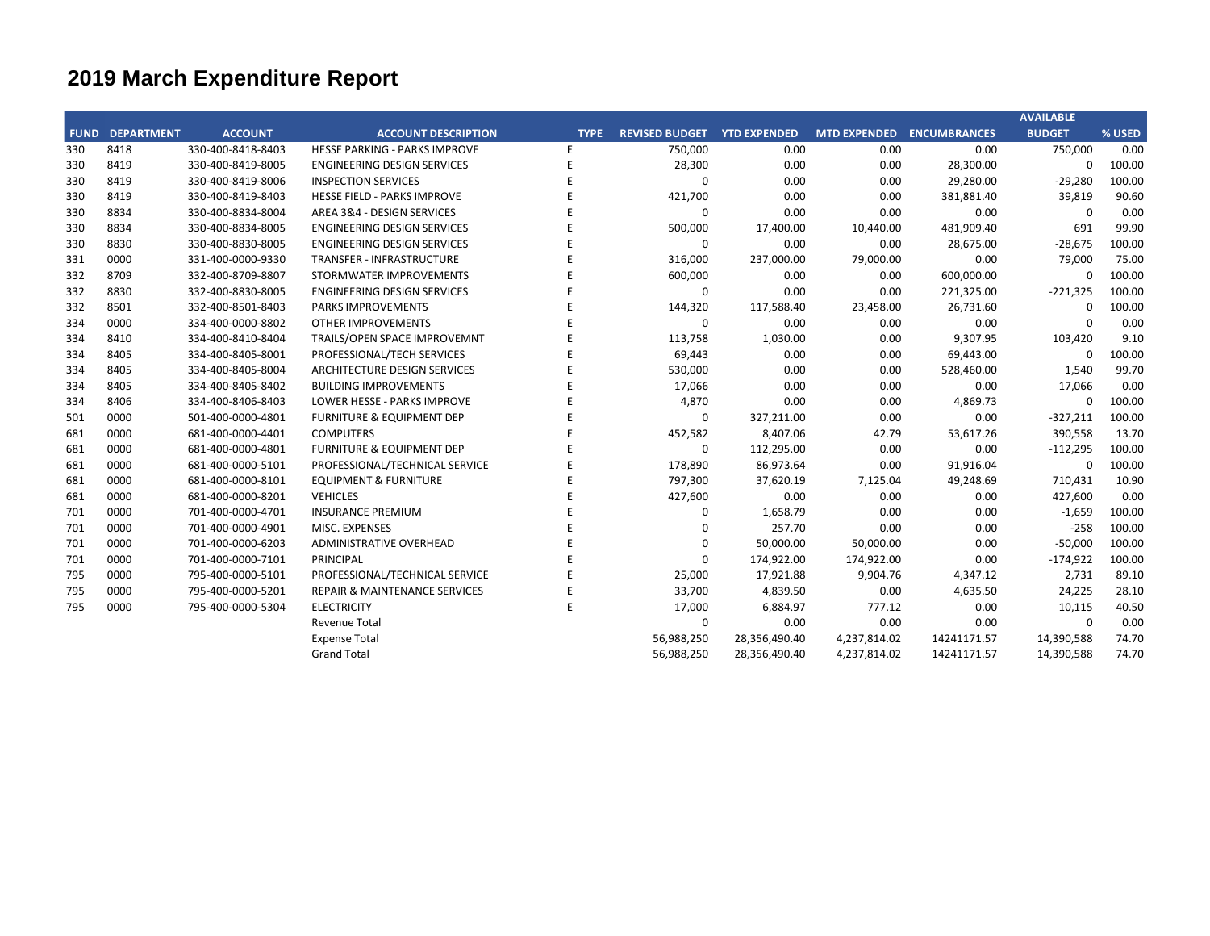# 2019 March Expenditure Report

| FUND | DEPARTMENT | ACCOUNT | ACCOUNT DESCRIPTION | TYPE | REVISED BUDGET | YTD EXPENDED | MTD EXPENDED | ENCUMBRANCES | AVAILABLE BUDGET | % USED |
|---|---|---|---|---|---|---|---|---|---|---|
| 330 | 8418 | 330-400-8418-8403 | HESSE PARKING - PARKS IMPROVE | E | 750,000 | 0.00 | 0.00 | 0.00 | 750,000 | 0.00 |
| 330 | 8419 | 330-400-8419-8005 | ENGINEERING DESIGN SERVICES | E | 28,300 | 0.00 | 0.00 | 28,300.00 | 0 | 100.00 |
| 330 | 8419 | 330-400-8419-8006 | INSPECTION SERVICES | E | 0 | 0.00 | 0.00 | 29,280.00 | -29,280 | 100.00 |
| 330 | 8419 | 330-400-8419-8403 | HESSE FIELD - PARKS IMPROVE | E | 421,700 | 0.00 | 0.00 | 381,881.40 | 39,819 | 90.60 |
| 330 | 8834 | 330-400-8834-8004 | AREA 3&4 - DESIGN SERVICES | E | 0 | 0.00 | 0.00 | 0.00 | 0 | 0.00 |
| 330 | 8834 | 330-400-8834-8005 | ENGINEERING DESIGN SERVICES | E | 500,000 | 17,400.00 | 10,440.00 | 481,909.40 | 691 | 99.90 |
| 330 | 8830 | 330-400-8830-8005 | ENGINEERING DESIGN SERVICES | E | 0 | 0.00 | 0.00 | 28,675.00 | -28,675 | 100.00 |
| 331 | 0000 | 331-400-0000-9330 | TRANSFER - INFRASTRUCTURE | E | 316,000 | 237,000.00 | 79,000.00 | 0.00 | 79,000 | 75.00 |
| 332 | 8709 | 332-400-8709-8807 | STORMWATER IMPROVEMENTS | E | 600,000 | 0.00 | 0.00 | 600,000.00 | 0 | 100.00 |
| 332 | 8830 | 332-400-8830-8005 | ENGINEERING DESIGN SERVICES | E | 0 | 0.00 | 0.00 | 221,325.00 | -221,325 | 100.00 |
| 332 | 8501 | 332-400-8501-8403 | PARKS IMPROVEMENTS | E | 144,320 | 117,588.40 | 23,458.00 | 26,731.60 | 0 | 100.00 |
| 334 | 0000 | 334-400-0000-8802 | OTHER IMPROVEMENTS | E | 0 | 0.00 | 0.00 | 0.00 | 0 | 0.00 |
| 334 | 8410 | 334-400-8410-8404 | TRAILS/OPEN SPACE IMPROVEMNT | E | 113,758 | 1,030.00 | 0.00 | 9,307.95 | 103,420 | 9.10 |
| 334 | 8405 | 334-400-8405-8001 | PROFESSIONAL/TECH SERVICES | E | 69,443 | 0.00 | 0.00 | 69,443.00 | 0 | 100.00 |
| 334 | 8405 | 334-400-8405-8004 | ARCHITECTURE DESIGN SERVICES | E | 530,000 | 0.00 | 0.00 | 528,460.00 | 1,540 | 99.70 |
| 334 | 8405 | 334-400-8405-8402 | BUILDING IMPROVEMENTS | E | 17,066 | 0.00 | 0.00 | 0.00 | 17,066 | 0.00 |
| 334 | 8406 | 334-400-8406-8403 | LOWER HESSE - PARKS IMPROVE | E | 4,870 | 0.00 | 0.00 | 4,869.73 | 0 | 100.00 |
| 501 | 0000 | 501-400-0000-4801 | FURNITURE & EQUIPMENT DEP | E | 0 | 327,211.00 | 0.00 | 0.00 | -327,211 | 100.00 |
| 681 | 0000 | 681-400-0000-4401 | COMPUTERS | E | 452,582 | 8,407.06 | 42.79 | 53,617.26 | 390,558 | 13.70 |
| 681 | 0000 | 681-400-0000-4801 | FURNITURE & EQUIPMENT DEP | E | 0 | 112,295.00 | 0.00 | 0.00 | -112,295 | 100.00 |
| 681 | 0000 | 681-400-0000-5101 | PROFESSIONAL/TECHNICAL SERVICE | E | 178,890 | 86,973.64 | 0.00 | 91,916.04 | 0 | 100.00 |
| 681 | 0000 | 681-400-0000-8101 | EQUIPMENT & FURNITURE | E | 797,300 | 37,620.19 | 7,125.04 | 49,248.69 | 710,431 | 10.90 |
| 681 | 0000 | 681-400-0000-8201 | VEHICLES | E | 427,600 | 0.00 | 0.00 | 0.00 | 427,600 | 0.00 |
| 701 | 0000 | 701-400-0000-4701 | INSURANCE PREMIUM | E | 0 | 1,658.79 | 0.00 | 0.00 | -1,659 | 100.00 |
| 701 | 0000 | 701-400-0000-4901 | MISC. EXPENSES | E | 0 | 257.70 | 0.00 | 0.00 | -258 | 100.00 |
| 701 | 0000 | 701-400-0000-6203 | ADMINISTRATIVE OVERHEAD | E | 0 | 50,000.00 | 50,000.00 | 0.00 | -50,000 | 100.00 |
| 701 | 0000 | 701-400-0000-7101 | PRINCIPAL | E | 0 | 174,922.00 | 174,922.00 | 0.00 | -174,922 | 100.00 |
| 795 | 0000 | 795-400-0000-5101 | PROFESSIONAL/TECHNICAL SERVICE | E | 25,000 | 17,921.88 | 9,904.76 | 4,347.12 | 2,731 | 89.10 |
| 795 | 0000 | 795-400-0000-5201 | REPAIR & MAINTENANCE SERVICES | E | 33,700 | 4,839.50 | 0.00 | 4,635.50 | 24,225 | 28.10 |
| 795 | 0000 | 795-400-0000-5304 | ELECTRICITY | E | 17,000 | 6,884.97 | 777.12 | 0.00 | 10,115 | 40.50 |
| | | | Revenue Total | | 0 | 0.00 | 0.00 | 0.00 | 0 | 0.00 |
| | | | Expense Total | | 56,988,250 | 28,356,490.40 | 4,237,814.02 | 14241171.57 | 14,390,588 | 74.70 |
| | | | Grand Total | | 56,988,250 | 28,356,490.40 | 4,237,814.02 | 14241171.57 | 14,390,588 | 74.70 |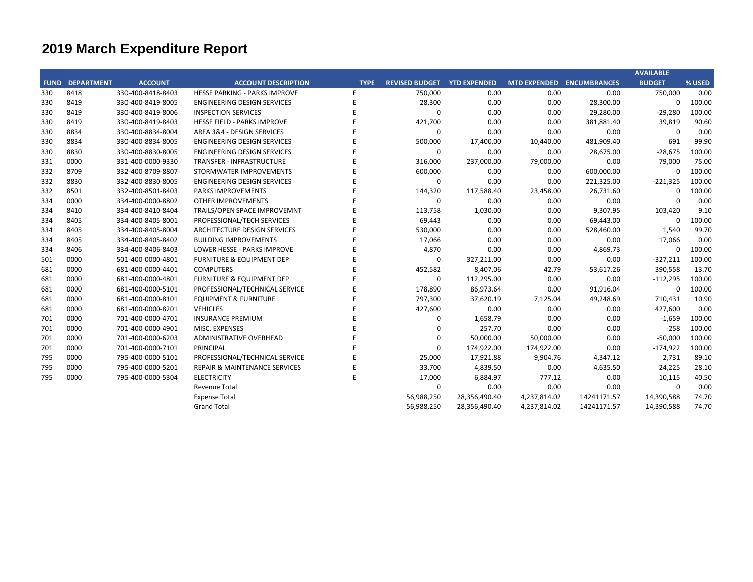# 2019 March Expenditure Report

| FUND | DEPARTMENT | ACCOUNT | ACCOUNT DESCRIPTION | TYPE | REVISED BUDGET | YTD EXPENDED | MTD EXPENDED | ENCUMBRANCES | AVAILABLE BUDGET | % USED |
|---|---|---|---|---|---|---|---|---|---|---|
| 330 | 8418 | 330-400-8418-8403 | HESSE PARKING - PARKS IMPROVE | E | 750,000 | 0.00 | 0.00 | 0.00 | 750,000 | 0.00 |
| 330 | 8419 | 330-400-8419-8005 | ENGINEERING DESIGN SERVICES | E | 28,300 | 0.00 | 0.00 | 28,300.00 | 0 | 100.00 |
| 330 | 8419 | 330-400-8419-8006 | INSPECTION SERVICES | E | 0 | 0.00 | 0.00 | 29,280.00 | -29,280 | 100.00 |
| 330 | 8419 | 330-400-8419-8403 | HESSE FIELD - PARKS IMPROVE | E | 421,700 | 0.00 | 0.00 | 381,881.40 | 39,819 | 90.60 |
| 330 | 8834 | 330-400-8834-8004 | AREA 3&4 - DESIGN SERVICES | E | 0 | 0.00 | 0.00 | 0.00 | 0 | 0.00 |
| 330 | 8834 | 330-400-8834-8005 | ENGINEERING DESIGN SERVICES | E | 500,000 | 17,400.00 | 10,440.00 | 481,909.40 | 691 | 99.90 |
| 330 | 8830 | 330-400-8830-8005 | ENGINEERING DESIGN SERVICES | E | 0 | 0.00 | 0.00 | 28,675.00 | -28,675 | 100.00 |
| 331 | 0000 | 331-400-0000-9330 | TRANSFER - INFRASTRUCTURE | E | 316,000 | 237,000.00 | 79,000.00 | 0.00 | 79,000 | 75.00 |
| 332 | 8709 | 332-400-8709-8807 | STORMWATER IMPROVEMENTS | E | 600,000 | 0.00 | 0.00 | 600,000.00 | 0 | 100.00 |
| 332 | 8830 | 332-400-8830-8005 | ENGINEERING DESIGN SERVICES | E | 0 | 0.00 | 0.00 | 221,325.00 | -221,325 | 100.00 |
| 332 | 8501 | 332-400-8501-8403 | PARKS IMPROVEMENTS | E | 144,320 | 117,588.40 | 23,458.00 | 26,731.60 | 0 | 100.00 |
| 334 | 0000 | 334-400-0000-8802 | OTHER IMPROVEMENTS | E | 0 | 0.00 | 0.00 | 0.00 | 0 | 0.00 |
| 334 | 8410 | 334-400-8410-8404 | TRAILS/OPEN SPACE IMPROVEMNT | E | 113,758 | 1,030.00 | 0.00 | 9,307.95 | 103,420 | 9.10 |
| 334 | 8405 | 334-400-8405-8001 | PROFESSIONAL/TECH SERVICES | E | 69,443 | 0.00 | 0.00 | 69,443.00 | 0 | 100.00 |
| 334 | 8405 | 334-400-8405-8004 | ARCHITECTURE DESIGN SERVICES | E | 530,000 | 0.00 | 0.00 | 528,460.00 | 1,540 | 99.70 |
| 334 | 8405 | 334-400-8405-8402 | BUILDING IMPROVEMENTS | E | 17,066 | 0.00 | 0.00 | 0.00 | 17,066 | 0.00 |
| 334 | 8406 | 334-400-8406-8403 | LOWER HESSE - PARKS IMPROVE | E | 4,870 | 0.00 | 0.00 | 4,869.73 | 0 | 100.00 |
| 501 | 0000 | 501-400-0000-4801 | FURNITURE & EQUIPMENT DEP | E | 0 | 327,211.00 | 0.00 | 0.00 | -327,211 | 100.00 |
| 681 | 0000 | 681-400-0000-4401 | COMPUTERS | E | 452,582 | 8,407.06 | 42.79 | 53,617.26 | 390,558 | 13.70 |
| 681 | 0000 | 681-400-0000-4801 | FURNITURE & EQUIPMENT DEP | E | 0 | 112,295.00 | 0.00 | 0.00 | -112,295 | 100.00 |
| 681 | 0000 | 681-400-0000-5101 | PROFESSIONAL/TECHNICAL SERVICE | E | 178,890 | 86,973.64 | 0.00 | 91,916.04 | 0 | 100.00 |
| 681 | 0000 | 681-400-0000-8101 | EQUIPMENT & FURNITURE | E | 797,300 | 37,620.19 | 7,125.04 | 49,248.69 | 710,431 | 10.90 |
| 681 | 0000 | 681-400-0000-8201 | VEHICLES | E | 427,600 | 0.00 | 0.00 | 0.00 | 427,600 | 0.00 |
| 701 | 0000 | 701-400-0000-4701 | INSURANCE PREMIUM | E | 0 | 1,658.79 | 0.00 | 0.00 | -1,659 | 100.00 |
| 701 | 0000 | 701-400-0000-4901 | MISC. EXPENSES | E | 0 | 257.70 | 0.00 | 0.00 | -258 | 100.00 |
| 701 | 0000 | 701-400-0000-6203 | ADMINISTRATIVE OVERHEAD | E | 0 | 50,000.00 | 50,000.00 | 0.00 | -50,000 | 100.00 |
| 701 | 0000 | 701-400-0000-7101 | PRINCIPAL | E | 0 | 174,922.00 | 174,922.00 | 0.00 | -174,922 | 100.00 |
| 795 | 0000 | 795-400-0000-5101 | PROFESSIONAL/TECHNICAL SERVICE | E | 25,000 | 17,921.88 | 9,904.76 | 4,347.12 | 2,731 | 89.10 |
| 795 | 0000 | 795-400-0000-5201 | REPAIR & MAINTENANCE SERVICES | E | 33,700 | 4,839.50 | 0.00 | 4,635.50 | 24,225 | 28.10 |
| 795 | 0000 | 795-400-0000-5304 | ELECTRICITY | E | 17,000 | 6,884.97 | 777.12 | 0.00 | 10,115 | 40.50 |
| | | | Revenue Total | | 0 | 0.00 | 0.00 | 0.00 | 0 | 0.00 |
| | | | Expense Total | | 56,988,250 | 28,356,490.40 | 4,237,814.02 | 14241171.57 | 14,390,588 | 74.70 |
| | | | Grand Total | | 56,988,250 | 28,356,490.40 | 4,237,814.02 | 14241171.57 | 14,390,588 | 74.70 |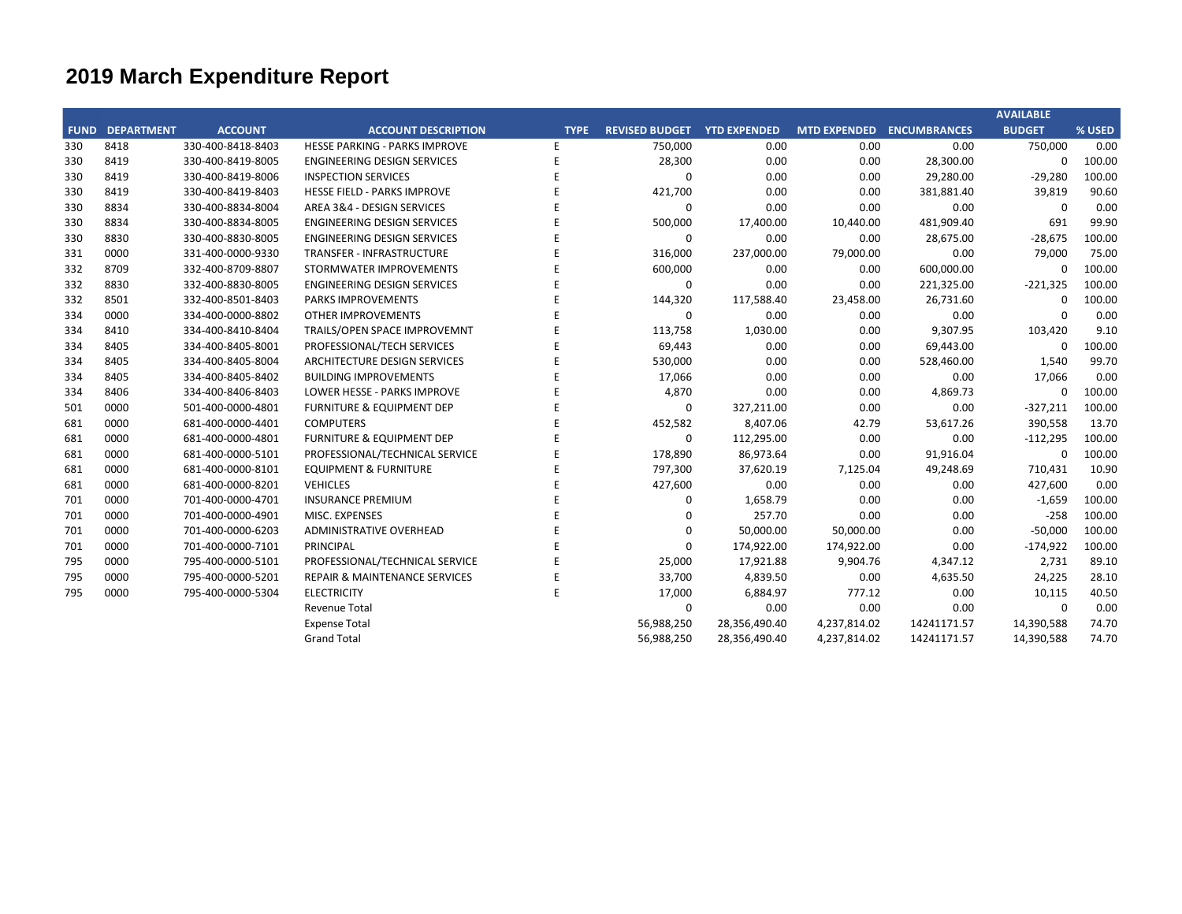# 2019 March Expenditure Report

| FUND | DEPARTMENT | ACCOUNT | ACCOUNT DESCRIPTION | TYPE | REVISED BUDGET | YTD EXPENDED | MTD EXPENDED | ENCUMBRANCES | AVAILABLE BUDGET | % USED |
|---|---|---|---|---|---|---|---|---|---|---|
| 330 | 8418 | 330-400-8418-8403 | HESSE PARKING - PARKS IMPROVE | E | 750,000 | 0.00 | 0.00 | 0.00 | 750,000 | 0.00 |
| 330 | 8419 | 330-400-8419-8005 | ENGINEERING DESIGN SERVICES | E | 28,300 | 0.00 | 0.00 | 28,300.00 | 0 | 100.00 |
| 330 | 8419 | 330-400-8419-8006 | INSPECTION SERVICES | E | 0 | 0.00 | 0.00 | 29,280.00 | -29,280 | 100.00 |
| 330 | 8419 | 330-400-8419-8403 | HESSE FIELD - PARKS IMPROVE | E | 421,700 | 0.00 | 0.00 | 381,881.40 | 39,819 | 90.60 |
| 330 | 8834 | 330-400-8834-8004 | AREA 3&4 - DESIGN SERVICES | E | 0 | 0.00 | 0.00 | 0.00 | 0 | 0.00 |
| 330 | 8834 | 330-400-8834-8005 | ENGINEERING DESIGN SERVICES | E | 500,000 | 17,400.00 | 10,440.00 | 481,909.40 | 691 | 99.90 |
| 330 | 8830 | 330-400-8830-8005 | ENGINEERING DESIGN SERVICES | E | 0 | 0.00 | 0.00 | 28,675.00 | -28,675 | 100.00 |
| 331 | 0000 | 331-400-0000-9330 | TRANSFER - INFRASTRUCTURE | E | 316,000 | 237,000.00 | 79,000.00 | 0.00 | 79,000 | 75.00 |
| 332 | 8709 | 332-400-8709-8807 | STORMWATER IMPROVEMENTS | E | 600,000 | 0.00 | 0.00 | 600,000.00 | 0 | 100.00 |
| 332 | 8830 | 332-400-8830-8005 | ENGINEERING DESIGN SERVICES | E | 0 | 0.00 | 0.00 | 221,325.00 | -221,325 | 100.00 |
| 332 | 8501 | 332-400-8501-8403 | PARKS IMPROVEMENTS | E | 144,320 | 117,588.40 | 23,458.00 | 26,731.60 | 0 | 100.00 |
| 334 | 0000 | 334-400-0000-8802 | OTHER IMPROVEMENTS | E | 0 | 0.00 | 0.00 | 0.00 | 0 | 0.00 |
| 334 | 8410 | 334-400-8410-8404 | TRAILS/OPEN SPACE IMPROVEMNT | E | 113,758 | 1,030.00 | 0.00 | 9,307.95 | 103,420 | 9.10 |
| 334 | 8405 | 334-400-8405-8001 | PROFESSIONAL/TECH SERVICES | E | 69,443 | 0.00 | 0.00 | 69,443.00 | 0 | 100.00 |
| 334 | 8405 | 334-400-8405-8004 | ARCHITECTURE DESIGN SERVICES | E | 530,000 | 0.00 | 0.00 | 528,460.00 | 1,540 | 99.70 |
| 334 | 8405 | 334-400-8405-8402 | BUILDING IMPROVEMENTS | E | 17,066 | 0.00 | 0.00 | 0.00 | 17,066 | 0.00 |
| 334 | 8406 | 334-400-8406-8403 | LOWER HESSE - PARKS IMPROVE | E | 4,870 | 0.00 | 0.00 | 4,869.73 | 0 | 100.00 |
| 501 | 0000 | 501-400-0000-4801 | FURNITURE & EQUIPMENT DEP | E | 0 | 327,211.00 | 0.00 | 0.00 | -327,211 | 100.00 |
| 681 | 0000 | 681-400-0000-4401 | COMPUTERS | E | 452,582 | 8,407.06 | 42.79 | 53,617.26 | 390,558 | 13.70 |
| 681 | 0000 | 681-400-0000-4801 | FURNITURE & EQUIPMENT DEP | E | 0 | 112,295.00 | 0.00 | 0.00 | -112,295 | 100.00 |
| 681 | 0000 | 681-400-0000-5101 | PROFESSIONAL/TECHNICAL SERVICE | E | 178,890 | 86,973.64 | 0.00 | 91,916.04 | 0 | 100.00 |
| 681 | 0000 | 681-400-0000-8101 | EQUIPMENT & FURNITURE | E | 797,300 | 37,620.19 | 7,125.04 | 49,248.69 | 710,431 | 10.90 |
| 681 | 0000 | 681-400-0000-8201 | VEHICLES | E | 427,600 | 0.00 | 0.00 | 0.00 | 427,600 | 0.00 |
| 701 | 0000 | 701-400-0000-4701 | INSURANCE PREMIUM | E | 0 | 1,658.79 | 0.00 | 0.00 | -1,659 | 100.00 |
| 701 | 0000 | 701-400-0000-4901 | MISC. EXPENSES | E | 0 | 257.70 | 0.00 | 0.00 | -258 | 100.00 |
| 701 | 0000 | 701-400-0000-6203 | ADMINISTRATIVE OVERHEAD | E | 0 | 50,000.00 | 50,000.00 | 0.00 | -50,000 | 100.00 |
| 701 | 0000 | 701-400-0000-7101 | PRINCIPAL | E | 0 | 174,922.00 | 174,922.00 | 0.00 | -174,922 | 100.00 |
| 795 | 0000 | 795-400-0000-5101 | PROFESSIONAL/TECHNICAL SERVICE | E | 25,000 | 17,921.88 | 9,904.76 | 4,347.12 | 2,731 | 89.10 |
| 795 | 0000 | 795-400-0000-5201 | REPAIR & MAINTENANCE SERVICES | E | 33,700 | 4,839.50 | 0.00 | 4,635.50 | 24,225 | 28.10 |
| 795 | 0000 | 795-400-0000-5304 | ELECTRICITY | E | 17,000 | 6,884.97 | 777.12 | 0.00 | 10,115 | 40.50 |
| | | | Revenue Total | | 0 | 0.00 | 0.00 | 0.00 | 0 | 0.00 |
| | | | Expense Total | | 56,988,250 | 28,356,490.40 | 4,237,814.02 | 14241171.57 | 14,390,588 | 74.70 |
| | | | Grand Total | | 56,988,250 | 28,356,490.40 | 4,237,814.02 | 14241171.57 | 14,390,588 | 74.70 |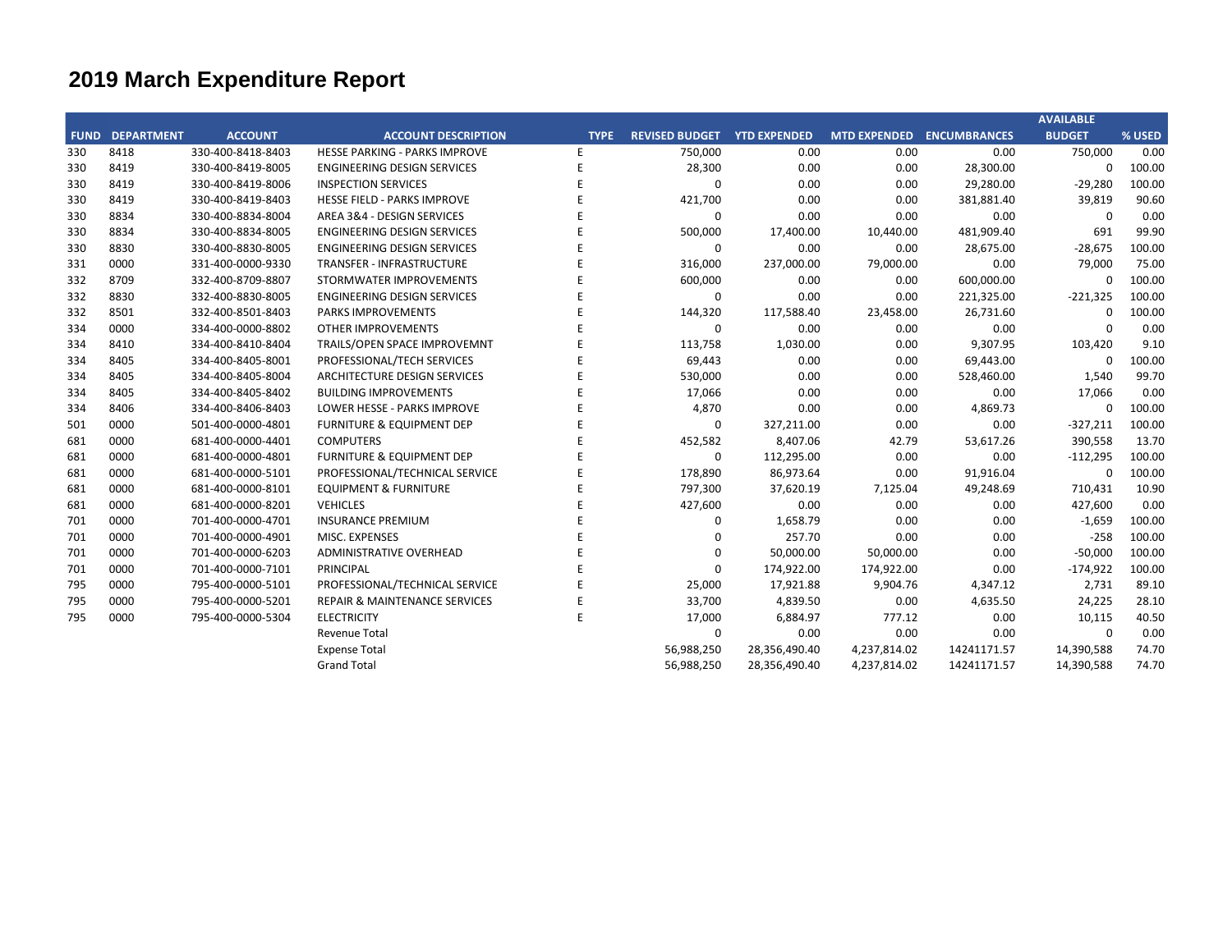# 2019 March Expenditure Report

| FUND | DEPARTMENT | ACCOUNT | ACCOUNT DESCRIPTION | TYPE | REVISED BUDGET | YTD EXPENDED | MTD EXPENDED | ENCUMBRANCES | AVAILABLE BUDGET | % USED |
|---|---|---|---|---|---|---|---|---|---|---|
| 330 | 8418 | 330-400-8418-8403 | HESSE PARKING - PARKS IMPROVE | E | 750,000 | 0.00 | 0.00 | 0.00 | 750,000 | 0.00 |
| 330 | 8419 | 330-400-8419-8005 | ENGINEERING DESIGN SERVICES | E | 28,300 | 0.00 | 0.00 | 28,300.00 | 0 | 100.00 |
| 330 | 8419 | 330-400-8419-8006 | INSPECTION SERVICES | E | 0 | 0.00 | 0.00 | 29,280.00 | -29,280 | 100.00 |
| 330 | 8419 | 330-400-8419-8403 | HESSE FIELD - PARKS IMPROVE | E | 421,700 | 0.00 | 0.00 | 381,881.40 | 39,819 | 90.60 |
| 330 | 8834 | 330-400-8834-8004 | AREA 3&4 - DESIGN SERVICES | E | 0 | 0.00 | 0.00 | 0.00 | 0 | 0.00 |
| 330 | 8834 | 330-400-8834-8005 | ENGINEERING DESIGN SERVICES | E | 500,000 | 17,400.00 | 10,440.00 | 481,909.40 | 691 | 99.90 |
| 330 | 8830 | 330-400-8830-8005 | ENGINEERING DESIGN SERVICES | E | 0 | 0.00 | 0.00 | 28,675.00 | -28,675 | 100.00 |
| 331 | 0000 | 331-400-0000-9330 | TRANSFER - INFRASTRUCTURE | E | 316,000 | 237,000.00 | 79,000.00 | 0.00 | 79,000 | 75.00 |
| 332 | 8709 | 332-400-8709-8807 | STORMWATER IMPROVEMENTS | E | 600,000 | 0.00 | 0.00 | 600,000.00 | 0 | 100.00 |
| 332 | 8830 | 332-400-8830-8005 | ENGINEERING DESIGN SERVICES | E | 0 | 0.00 | 0.00 | 221,325.00 | -221,325 | 100.00 |
| 332 | 8501 | 332-400-8501-8403 | PARKS IMPROVEMENTS | E | 144,320 | 117,588.40 | 23,458.00 | 26,731.60 | 0 | 100.00 |
| 334 | 0000 | 334-400-0000-8802 | OTHER IMPROVEMENTS | E | 0 | 0.00 | 0.00 | 0.00 | 0 | 0.00 |
| 334 | 8410 | 334-400-8410-8404 | TRAILS/OPEN SPACE IMPROVEMNT | E | 113,758 | 1,030.00 | 0.00 | 9,307.95 | 103,420 | 9.10 |
| 334 | 8405 | 334-400-8405-8001 | PROFESSIONAL/TECH SERVICES | E | 69,443 | 0.00 | 0.00 | 69,443.00 | 0 | 100.00 |
| 334 | 8405 | 334-400-8405-8004 | ARCHITECTURE DESIGN SERVICES | E | 530,000 | 0.00 | 0.00 | 528,460.00 | 1,540 | 99.70 |
| 334 | 8405 | 334-400-8405-8402 | BUILDING IMPROVEMENTS | E | 17,066 | 0.00 | 0.00 | 0.00 | 17,066 | 0.00 |
| 334 | 8406 | 334-400-8406-8403 | LOWER HESSE - PARKS IMPROVE | E | 4,870 | 0.00 | 0.00 | 4,869.73 | 0 | 100.00 |
| 501 | 0000 | 501-400-0000-4801 | FURNITURE & EQUIPMENT DEP | E | 0 | 327,211.00 | 0.00 | 0.00 | -327,211 | 100.00 |
| 681 | 0000 | 681-400-0000-4401 | COMPUTERS | E | 452,582 | 8,407.06 | 42.79 | 53,617.26 | 390,558 | 13.70 |
| 681 | 0000 | 681-400-0000-4801 | FURNITURE & EQUIPMENT DEP | E | 0 | 112,295.00 | 0.00 | 0.00 | -112,295 | 100.00 |
| 681 | 0000 | 681-400-0000-5101 | PROFESSIONAL/TECHNICAL SERVICE | E | 178,890 | 86,973.64 | 0.00 | 91,916.04 | 0 | 100.00 |
| 681 | 0000 | 681-400-0000-8101 | EQUIPMENT & FURNITURE | E | 797,300 | 37,620.19 | 7,125.04 | 49,248.69 | 710,431 | 10.90 |
| 681 | 0000 | 681-400-0000-8201 | VEHICLES | E | 427,600 | 0.00 | 0.00 | 0.00 | 427,600 | 0.00 |
| 701 | 0000 | 701-400-0000-4701 | INSURANCE PREMIUM | E | 0 | 1,658.79 | 0.00 | 0.00 | -1,659 | 100.00 |
| 701 | 0000 | 701-400-0000-4901 | MISC. EXPENSES | E | 0 | 257.70 | 0.00 | 0.00 | -258 | 100.00 |
| 701 | 0000 | 701-400-0000-6203 | ADMINISTRATIVE OVERHEAD | E | 0 | 50,000.00 | 50,000.00 | 0.00 | -50,000 | 100.00 |
| 701 | 0000 | 701-400-0000-7101 | PRINCIPAL | E | 0 | 174,922.00 | 174,922.00 | 0.00 | -174,922 | 100.00 |
| 795 | 0000 | 795-400-0000-5101 | PROFESSIONAL/TECHNICAL SERVICE | E | 25,000 | 17,921.88 | 9,904.76 | 4,347.12 | 2,731 | 89.10 |
| 795 | 0000 | 795-400-0000-5201 | REPAIR & MAINTENANCE SERVICES | E | 33,700 | 4,839.50 | 0.00 | 4,635.50 | 24,225 | 28.10 |
| 795 | 0000 | 795-400-0000-5304 | ELECTRICITY | E | 17,000 | 6,884.97 | 777.12 | 0.00 | 10,115 | 40.50 |
| | | | Revenue Total | | 0 | 0.00 | 0.00 | 0.00 | 0 | 0.00 |
| | | | Expense Total | | 56,988,250 | 28,356,490.40 | 4,237,814.02 | 14241171.57 | 14,390,588 | 74.70 |
| | | | Grand Total | | 56,988,250 | 28,356,490.40 | 4,237,814.02 | 14241171.57 | 14,390,588 | 74.70 |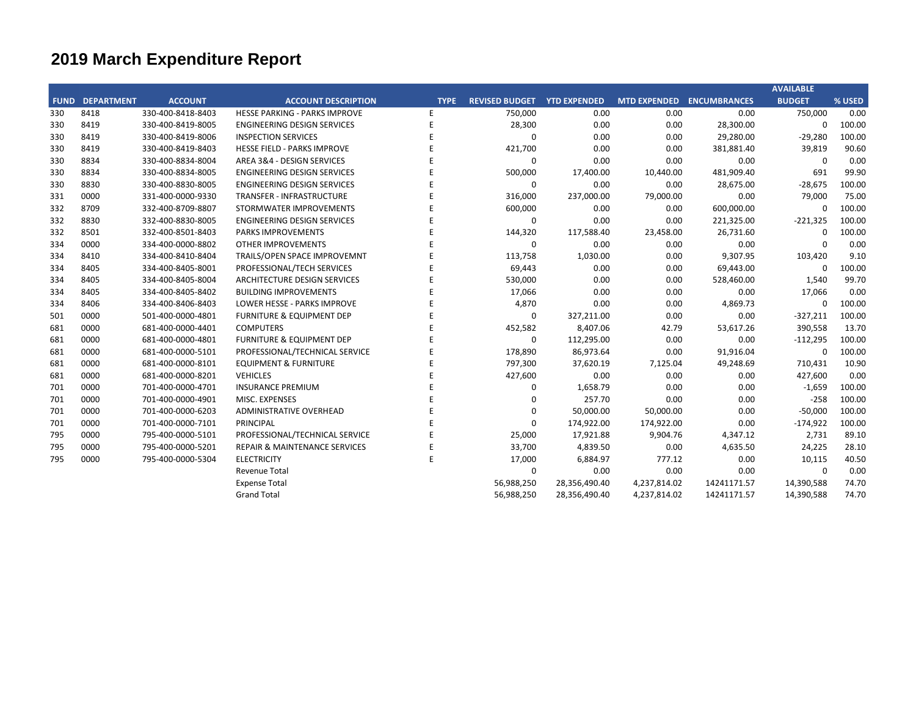# 2019 March Expenditure Report

| FUND | DEPARTMENT | ACCOUNT | ACCOUNT DESCRIPTION | TYPE | REVISED BUDGET | YTD EXPENDED | MTD EXPENDED | ENCUMBRANCES | AVAILABLE BUDGET | % USED |
|---|---|---|---|---|---|---|---|---|---|---|
| 330 | 8418 | 330-400-8418-8403 | HESSE PARKING - PARKS IMPROVE | E | 750,000 | 0.00 | 0.00 | 0.00 | 750,000 | 0.00 |
| 330 | 8419 | 330-400-8419-8005 | ENGINEERING DESIGN SERVICES | E | 28,300 | 0.00 | 0.00 | 28,300.00 | 0 | 100.00 |
| 330 | 8419 | 330-400-8419-8006 | INSPECTION SERVICES | E | 0 | 0.00 | 0.00 | 29,280.00 | -29,280 | 100.00 |
| 330 | 8419 | 330-400-8419-8403 | HESSE FIELD - PARKS IMPROVE | E | 421,700 | 0.00 | 0.00 | 381,881.40 | 39,819 | 90.60 |
| 330 | 8834 | 330-400-8834-8004 | AREA 3&4 - DESIGN SERVICES | E | 0 | 0.00 | 0.00 | 0.00 | 0 | 0.00 |
| 330 | 8834 | 330-400-8834-8005 | ENGINEERING DESIGN SERVICES | E | 500,000 | 17,400.00 | 10,440.00 | 481,909.40 | 691 | 99.90 |
| 330 | 8830 | 330-400-8830-8005 | ENGINEERING DESIGN SERVICES | E | 0 | 0.00 | 0.00 | 28,675.00 | -28,675 | 100.00 |
| 331 | 0000 | 331-400-0000-9330 | TRANSFER - INFRASTRUCTURE | E | 316,000 | 237,000.00 | 79,000.00 | 0.00 | 79,000 | 75.00 |
| 332 | 8709 | 332-400-8709-8807 | STORMWATER IMPROVEMENTS | E | 600,000 | 0.00 | 0.00 | 600,000.00 | 0 | 100.00 |
| 332 | 8830 | 332-400-8830-8005 | ENGINEERING DESIGN SERVICES | E | 0 | 0.00 | 0.00 | 221,325.00 | -221,325 | 100.00 |
| 332 | 8501 | 332-400-8501-8403 | PARKS IMPROVEMENTS | E | 144,320 | 117,588.40 | 23,458.00 | 26,731.60 | 0 | 100.00 |
| 334 | 0000 | 334-400-0000-8802 | OTHER IMPROVEMENTS | E | 0 | 0.00 | 0.00 | 0.00 | 0 | 0.00 |
| 334 | 8410 | 334-400-8410-8404 | TRAILS/OPEN SPACE IMPROVEMNT | E | 113,758 | 1,030.00 | 0.00 | 9,307.95 | 103,420 | 9.10 |
| 334 | 8405 | 334-400-8405-8001 | PROFESSIONAL/TECH SERVICES | E | 69,443 | 0.00 | 0.00 | 69,443.00 | 0 | 100.00 |
| 334 | 8405 | 334-400-8405-8004 | ARCHITECTURE DESIGN SERVICES | E | 530,000 | 0.00 | 0.00 | 528,460.00 | 1,540 | 99.70 |
| 334 | 8405 | 334-400-8405-8402 | BUILDING IMPROVEMENTS | E | 17,066 | 0.00 | 0.00 | 0.00 | 17,066 | 0.00 |
| 334 | 8406 | 334-400-8406-8403 | LOWER HESSE - PARKS IMPROVE | E | 4,870 | 0.00 | 0.00 | 4,869.73 | 0 | 100.00 |
| 501 | 0000 | 501-400-0000-4801 | FURNITURE & EQUIPMENT DEP | E | 0 | 327,211.00 | 0.00 | 0.00 | -327,211 | 100.00 |
| 681 | 0000 | 681-400-0000-4401 | COMPUTERS | E | 452,582 | 8,407.06 | 42.79 | 53,617.26 | 390,558 | 13.70 |
| 681 | 0000 | 681-400-0000-4801 | FURNITURE & EQUIPMENT DEP | E | 0 | 112,295.00 | 0.00 | 0.00 | -112,295 | 100.00 |
| 681 | 0000 | 681-400-0000-5101 | PROFESSIONAL/TECHNICAL SERVICE | E | 178,890 | 86,973.64 | 0.00 | 91,916.04 | 0 | 100.00 |
| 681 | 0000 | 681-400-0000-8101 | EQUIPMENT & FURNITURE | E | 797,300 | 37,620.19 | 7,125.04 | 49,248.69 | 710,431 | 10.90 |
| 681 | 0000 | 681-400-0000-8201 | VEHICLES | E | 427,600 | 0.00 | 0.00 | 0.00 | 427,600 | 0.00 |
| 701 | 0000 | 701-400-0000-4701 | INSURANCE PREMIUM | E | 0 | 1,658.79 | 0.00 | 0.00 | -1,659 | 100.00 |
| 701 | 0000 | 701-400-0000-4901 | MISC. EXPENSES | E | 0 | 257.70 | 0.00 | 0.00 | -258 | 100.00 |
| 701 | 0000 | 701-400-0000-6203 | ADMINISTRATIVE OVERHEAD | E | 0 | 50,000.00 | 50,000.00 | 0.00 | -50,000 | 100.00 |
| 701 | 0000 | 701-400-0000-7101 | PRINCIPAL | E | 0 | 174,922.00 | 174,922.00 | 0.00 | -174,922 | 100.00 |
| 795 | 0000 | 795-400-0000-5101 | PROFESSIONAL/TECHNICAL SERVICE | E | 25,000 | 17,921.88 | 9,904.76 | 4,347.12 | 2,731 | 89.10 |
| 795 | 0000 | 795-400-0000-5201 | REPAIR & MAINTENANCE SERVICES | E | 33,700 | 4,839.50 | 0.00 | 4,635.50 | 24,225 | 28.10 |
| 795 | 0000 | 795-400-0000-5304 | ELECTRICITY | E | 17,000 | 6,884.97 | 777.12 | 0.00 | 10,115 | 40.50 |
| | | | Revenue Total | | 0 | 0.00 | 0.00 | 0.00 | 0 | 0.00 |
| | | | Expense Total | | 56,988,250 | 28,356,490.40 | 4,237,814.02 | 14241171.57 | 14,390,588 | 74.70 |
| | | | Grand Total | | 56,988,250 | 28,356,490.40 | 4,237,814.02 | 14241171.57 | 14,390,588 | 74.70 |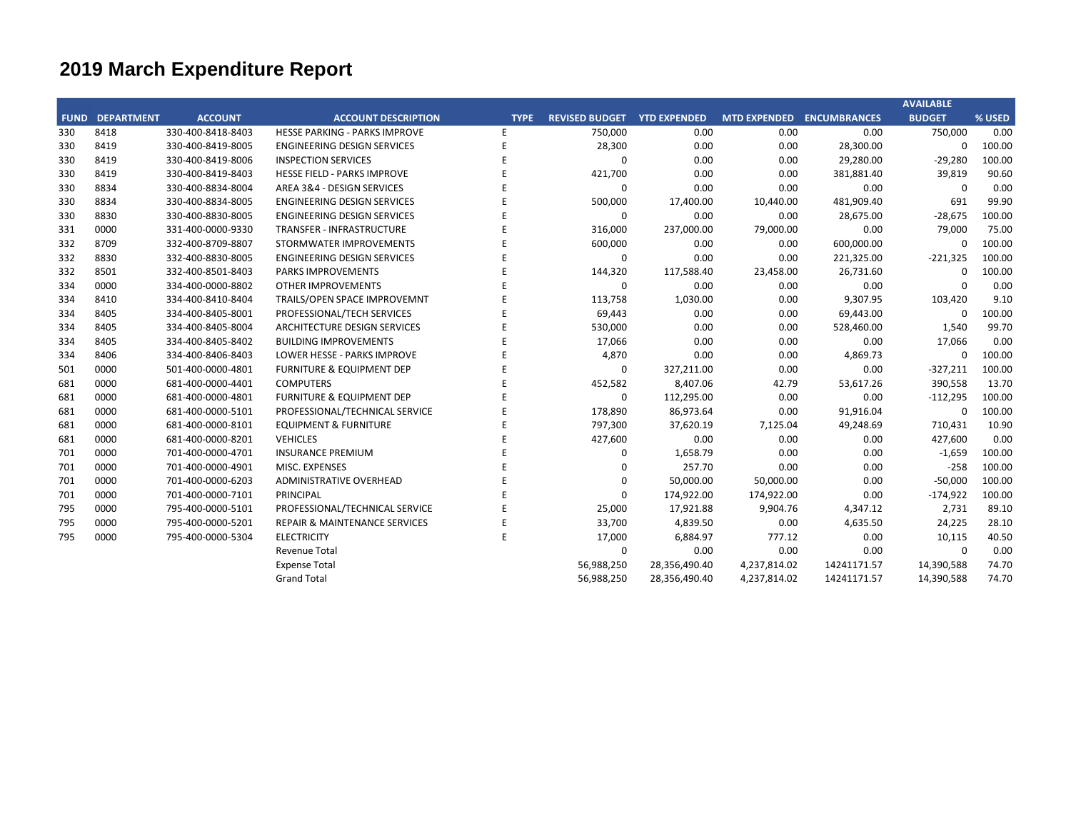# 2019 March Expenditure Report

| FUND | DEPARTMENT | ACCOUNT | ACCOUNT DESCRIPTION | TYPE | REVISED BUDGET | YTD EXPENDED | MTD EXPENDED | ENCUMBRANCES | AVAILABLE BUDGET | % USED |
|---|---|---|---|---|---|---|---|---|---|---|
| 330 | 8418 | 330-400-8418-8403 | HESSE PARKING - PARKS IMPROVE | E | 750,000 | 0.00 | 0.00 | 0.00 | 750,000 | 0.00 |
| 330 | 8419 | 330-400-8419-8005 | ENGINEERING DESIGN SERVICES | E | 28,300 | 0.00 | 0.00 | 28,300.00 | 0 | 100.00 |
| 330 | 8419 | 330-400-8419-8006 | INSPECTION SERVICES | E | 0 | 0.00 | 0.00 | 29,280.00 | -29,280 | 100.00 |
| 330 | 8419 | 330-400-8419-8403 | HESSE FIELD - PARKS IMPROVE | E | 421,700 | 0.00 | 0.00 | 381,881.40 | 39,819 | 90.60 |
| 330 | 8834 | 330-400-8834-8004 | AREA 3&4 - DESIGN SERVICES | E | 0 | 0.00 | 0.00 | 0.00 | 0 | 0.00 |
| 330 | 8834 | 330-400-8834-8005 | ENGINEERING DESIGN SERVICES | E | 500,000 | 17,400.00 | 10,440.00 | 481,909.40 | 691 | 99.90 |
| 330 | 8830 | 330-400-8830-8005 | ENGINEERING DESIGN SERVICES | E | 0 | 0.00 | 0.00 | 28,675.00 | -28,675 | 100.00 |
| 331 | 0000 | 331-400-0000-9330 | TRANSFER - INFRASTRUCTURE | E | 316,000 | 237,000.00 | 79,000.00 | 0.00 | 79,000 | 75.00 |
| 332 | 8709 | 332-400-8709-8807 | STORMWATER IMPROVEMENTS | E | 600,000 | 0.00 | 0.00 | 600,000.00 | 0 | 100.00 |
| 332 | 8830 | 332-400-8830-8005 | ENGINEERING DESIGN SERVICES | E | 0 | 0.00 | 0.00 | 221,325.00 | -221,325 | 100.00 |
| 332 | 8501 | 332-400-8501-8403 | PARKS IMPROVEMENTS | E | 144,320 | 117,588.40 | 23,458.00 | 26,731.60 | 0 | 100.00 |
| 334 | 0000 | 334-400-0000-8802 | OTHER IMPROVEMENTS | E | 0 | 0.00 | 0.00 | 0.00 | 0 | 0.00 |
| 334 | 8410 | 334-400-8410-8404 | TRAILS/OPEN SPACE IMPROVEMNT | E | 113,758 | 1,030.00 | 0.00 | 9,307.95 | 103,420 | 9.10 |
| 334 | 8405 | 334-400-8405-8001 | PROFESSIONAL/TECH SERVICES | E | 69,443 | 0.00 | 0.00 | 69,443.00 | 0 | 100.00 |
| 334 | 8405 | 334-400-8405-8004 | ARCHITECTURE DESIGN SERVICES | E | 530,000 | 0.00 | 0.00 | 528,460.00 | 1,540 | 99.70 |
| 334 | 8405 | 334-400-8405-8402 | BUILDING IMPROVEMENTS | E | 17,066 | 0.00 | 0.00 | 0.00 | 17,066 | 0.00 |
| 334 | 8406 | 334-400-8406-8403 | LOWER HESSE - PARKS IMPROVE | E | 4,870 | 0.00 | 0.00 | 4,869.73 | 0 | 100.00 |
| 501 | 0000 | 501-400-0000-4801 | FURNITURE & EQUIPMENT DEP | E | 0 | 327,211.00 | 0.00 | 0.00 | -327,211 | 100.00 |
| 681 | 0000 | 681-400-0000-4401 | COMPUTERS | E | 452,582 | 8,407.06 | 42.79 | 53,617.26 | 390,558 | 13.70 |
| 681 | 0000 | 681-400-0000-4801 | FURNITURE & EQUIPMENT DEP | E | 0 | 112,295.00 | 0.00 | 0.00 | -112,295 | 100.00 |
| 681 | 0000 | 681-400-0000-5101 | PROFESSIONAL/TECHNICAL SERVICE | E | 178,890 | 86,973.64 | 0.00 | 91,916.04 | 0 | 100.00 |
| 681 | 0000 | 681-400-0000-8101 | EQUIPMENT & FURNITURE | E | 797,300 | 37,620.19 | 7,125.04 | 49,248.69 | 710,431 | 10.90 |
| 681 | 0000 | 681-400-0000-8201 | VEHICLES | E | 427,600 | 0.00 | 0.00 | 0.00 | 427,600 | 0.00 |
| 701 | 0000 | 701-400-0000-4701 | INSURANCE PREMIUM | E | 0 | 1,658.79 | 0.00 | 0.00 | -1,659 | 100.00 |
| 701 | 0000 | 701-400-0000-4901 | MISC. EXPENSES | E | 0 | 257.70 | 0.00 | 0.00 | -258 | 100.00 |
| 701 | 0000 | 701-400-0000-6203 | ADMINISTRATIVE OVERHEAD | E | 0 | 50,000.00 | 50,000.00 | 0.00 | -50,000 | 100.00 |
| 701 | 0000 | 701-400-0000-7101 | PRINCIPAL | E | 0 | 174,922.00 | 174,922.00 | 0.00 | -174,922 | 100.00 |
| 795 | 0000 | 795-400-0000-5101 | PROFESSIONAL/TECHNICAL SERVICE | E | 25,000 | 17,921.88 | 9,904.76 | 4,347.12 | 2,731 | 89.10 |
| 795 | 0000 | 795-400-0000-5201 | REPAIR & MAINTENANCE SERVICES | E | 33,700 | 4,839.50 | 0.00 | 4,635.50 | 24,225 | 28.10 |
| 795 | 0000 | 795-400-0000-5304 | ELECTRICITY | E | 17,000 | 6,884.97 | 777.12 | 0.00 | 10,115 | 40.50 |
| | | | Revenue Total | | 0 | 0.00 | 0.00 | 0.00 | 0 | 0.00 |
| | | | Expense Total | | 56,988,250 | 28,356,490.40 | 4,237,814.02 | 14241171.57 | 14,390,588 | 74.70 |
| | | | Grand Total | | 56,988,250 | 28,356,490.40 | 4,237,814.02 | 14241171.57 | 14,390,588 | 74.70 |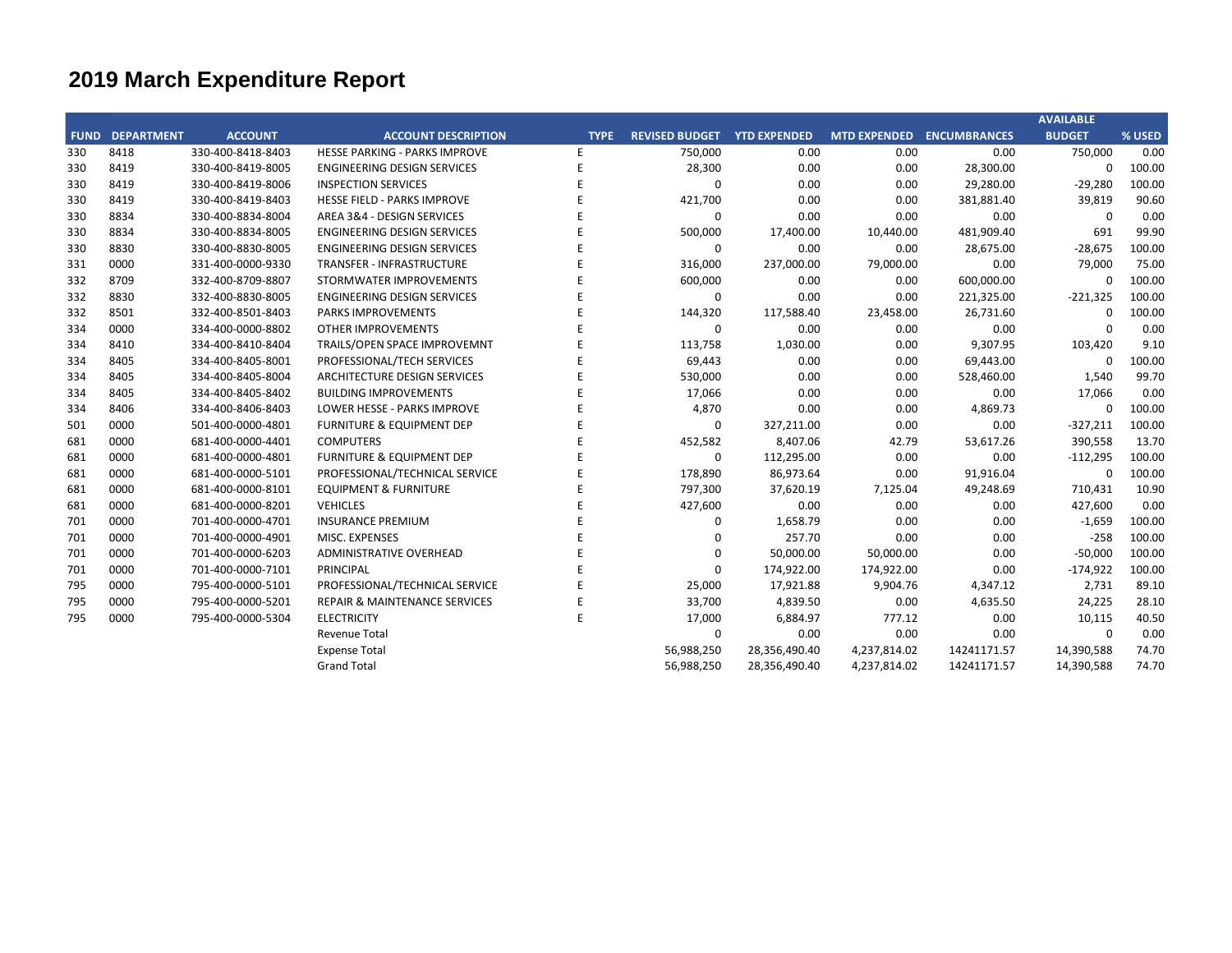# 2019 March Expenditure Report

| FUND | DEPARTMENT | ACCOUNT | ACCOUNT DESCRIPTION | TYPE | REVISED BUDGET | YTD EXPENDED | MTD EXPENDED | ENCUMBRANCES | AVAILABLE BUDGET | % USED |
|---|---|---|---|---|---|---|---|---|---|---|
| 330 | 8418 | 330-400-8418-8403 | HESSE PARKING - PARKS IMPROVE | E | 750,000 | 0.00 | 0.00 | 0.00 | 750,000 | 0.00 |
| 330 | 8419 | 330-400-8419-8005 | ENGINEERING DESIGN SERVICES | E | 28,300 | 0.00 | 0.00 | 28,300.00 | 0 | 100.00 |
| 330 | 8419 | 330-400-8419-8006 | INSPECTION SERVICES | E | 0 | 0.00 | 0.00 | 29,280.00 | -29,280 | 100.00 |
| 330 | 8419 | 330-400-8419-8403 | HESSE FIELD - PARKS IMPROVE | E | 421,700 | 0.00 | 0.00 | 381,881.40 | 39,819 | 90.60 |
| 330 | 8834 | 330-400-8834-8004 | AREA 3&4 - DESIGN SERVICES | E | 0 | 0.00 | 0.00 | 0.00 | 0 | 0.00 |
| 330 | 8834 | 330-400-8834-8005 | ENGINEERING DESIGN SERVICES | E | 500,000 | 17,400.00 | 10,440.00 | 481,909.40 | 691 | 99.90 |
| 330 | 8830 | 330-400-8830-8005 | ENGINEERING DESIGN SERVICES | E | 0 | 0.00 | 0.00 | 28,675.00 | -28,675 | 100.00 |
| 331 | 0000 | 331-400-0000-9330 | TRANSFER - INFRASTRUCTURE | E | 316,000 | 237,000.00 | 79,000.00 | 0.00 | 79,000 | 75.00 |
| 332 | 8709 | 332-400-8709-8807 | STORMWATER IMPROVEMENTS | E | 600,000 | 0.00 | 0.00 | 600,000.00 | 0 | 100.00 |
| 332 | 8830 | 332-400-8830-8005 | ENGINEERING DESIGN SERVICES | E | 0 | 0.00 | 0.00 | 221,325.00 | -221,325 | 100.00 |
| 332 | 8501 | 332-400-8501-8403 | PARKS IMPROVEMENTS | E | 144,320 | 117,588.40 | 23,458.00 | 26,731.60 | 0 | 100.00 |
| 334 | 0000 | 334-400-0000-8802 | OTHER IMPROVEMENTS | E | 0 | 0.00 | 0.00 | 0.00 | 0 | 0.00 |
| 334 | 8410 | 334-400-8410-8404 | TRAILS/OPEN SPACE IMPROVEMNT | E | 113,758 | 1,030.00 | 0.00 | 9,307.95 | 103,420 | 9.10 |
| 334 | 8405 | 334-400-8405-8001 | PROFESSIONAL/TECH SERVICES | E | 69,443 | 0.00 | 0.00 | 69,443.00 | 0 | 100.00 |
| 334 | 8405 | 334-400-8405-8004 | ARCHITECTURE DESIGN SERVICES | E | 530,000 | 0.00 | 0.00 | 528,460.00 | 1,540 | 99.70 |
| 334 | 8405 | 334-400-8405-8402 | BUILDING IMPROVEMENTS | E | 17,066 | 0.00 | 0.00 | 0.00 | 17,066 | 0.00 |
| 334 | 8406 | 334-400-8406-8403 | LOWER HESSE - PARKS IMPROVE | E | 4,870 | 0.00 | 0.00 | 4,869.73 | 0 | 100.00 |
| 501 | 0000 | 501-400-0000-4801 | FURNITURE & EQUIPMENT DEP | E | 0 | 327,211.00 | 0.00 | 0.00 | -327,211 | 100.00 |
| 681 | 0000 | 681-400-0000-4401 | COMPUTERS | E | 452,582 | 8,407.06 | 42.79 | 53,617.26 | 390,558 | 13.70 |
| 681 | 0000 | 681-400-0000-4801 | FURNITURE & EQUIPMENT DEP | E | 0 | 112,295.00 | 0.00 | 0.00 | -112,295 | 100.00 |
| 681 | 0000 | 681-400-0000-5101 | PROFESSIONAL/TECHNICAL SERVICE | E | 178,890 | 86,973.64 | 0.00 | 91,916.04 | 0 | 100.00 |
| 681 | 0000 | 681-400-0000-8101 | EQUIPMENT & FURNITURE | E | 797,300 | 37,620.19 | 7,125.04 | 49,248.69 | 710,431 | 10.90 |
| 681 | 0000 | 681-400-0000-8201 | VEHICLES | E | 427,600 | 0.00 | 0.00 | 0.00 | 427,600 | 0.00 |
| 701 | 0000 | 701-400-0000-4701 | INSURANCE PREMIUM | E | 0 | 1,658.79 | 0.00 | 0.00 | -1,659 | 100.00 |
| 701 | 0000 | 701-400-0000-4901 | MISC. EXPENSES | E | 0 | 257.70 | 0.00 | 0.00 | -258 | 100.00 |
| 701 | 0000 | 701-400-0000-6203 | ADMINISTRATIVE OVERHEAD | E | 0 | 50,000.00 | 50,000.00 | 0.00 | -50,000 | 100.00 |
| 701 | 0000 | 701-400-0000-7101 | PRINCIPAL | E | 0 | 174,922.00 | 174,922.00 | 0.00 | -174,922 | 100.00 |
| 795 | 0000 | 795-400-0000-5101 | PROFESSIONAL/TECHNICAL SERVICE | E | 25,000 | 17,921.88 | 9,904.76 | 4,347.12 | 2,731 | 89.10 |
| 795 | 0000 | 795-400-0000-5201 | REPAIR & MAINTENANCE SERVICES | E | 33,700 | 4,839.50 | 0.00 | 4,635.50 | 24,225 | 28.10 |
| 795 | 0000 | 795-400-0000-5304 | ELECTRICITY | E | 17,000 | 6,884.97 | 777.12 | 0.00 | 10,115 | 40.50 |
| | | | Revenue Total | | 0 | 0.00 | 0.00 | 0.00 | 0 | 0.00 |
| | | | Expense Total | | 56,988,250 | 28,356,490.40 | 4,237,814.02 | 14241171.57 | 14,390,588 | 74.70 |
| | | | Grand Total | | 56,988,250 | 28,356,490.40 | 4,237,814.02 | 14241171.57 | 14,390,588 | 74.70 |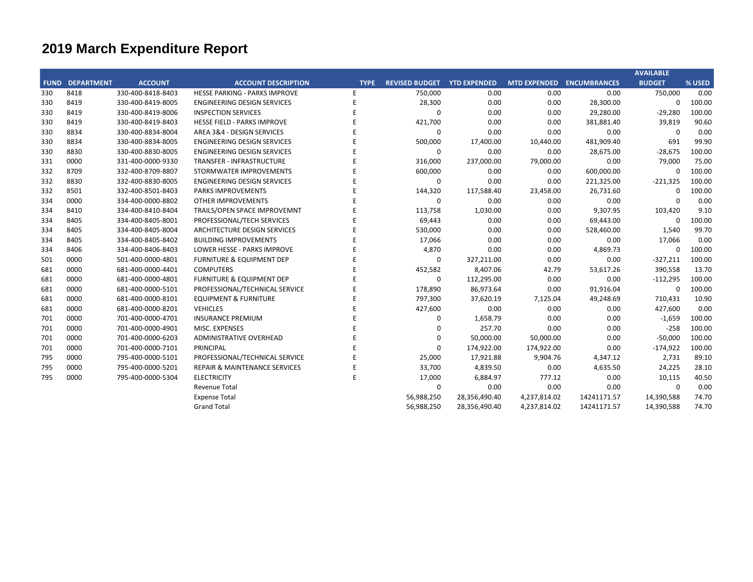# 2019 March Expenditure Report

| FUND | DEPARTMENT | ACCOUNT | ACCOUNT DESCRIPTION | TYPE | REVISED BUDGET | YTD EXPENDED | MTD EXPENDED | ENCUMBRANCES | AVAILABLE BUDGET | % USED |
|---|---|---|---|---|---|---|---|---|---|---|
| 330 | 8418 | 330-400-8418-8403 | HESSE PARKING - PARKS IMPROVE | E | 750,000 | 0.00 | 0.00 | 0.00 | 750,000 | 0.00 |
| 330 | 8419 | 330-400-8419-8005 | ENGINEERING DESIGN SERVICES | E | 28,300 | 0.00 | 0.00 | 28,300.00 | 0 | 100.00 |
| 330 | 8419 | 330-400-8419-8006 | INSPECTION SERVICES | E | 0 | 0.00 | 0.00 | 29,280.00 | -29,280 | 100.00 |
| 330 | 8419 | 330-400-8419-8403 | HESSE FIELD - PARKS IMPROVE | E | 421,700 | 0.00 | 0.00 | 381,881.40 | 39,819 | 90.60 |
| 330 | 8834 | 330-400-8834-8004 | AREA 3&4 - DESIGN SERVICES | E | 0 | 0.00 | 0.00 | 0.00 | 0 | 0.00 |
| 330 | 8834 | 330-400-8834-8005 | ENGINEERING DESIGN SERVICES | E | 500,000 | 17,400.00 | 10,440.00 | 481,909.40 | 691 | 99.90 |
| 330 | 8830 | 330-400-8830-8005 | ENGINEERING DESIGN SERVICES | E | 0 | 0.00 | 0.00 | 28,675.00 | -28,675 | 100.00 |
| 331 | 0000 | 331-400-0000-9330 | TRANSFER - INFRASTRUCTURE | E | 316,000 | 237,000.00 | 79,000.00 | 0.00 | 79,000 | 75.00 |
| 332 | 8709 | 332-400-8709-8807 | STORMWATER IMPROVEMENTS | E | 600,000 | 0.00 | 0.00 | 600,000.00 | 0 | 100.00 |
| 332 | 8830 | 332-400-8830-8005 | ENGINEERING DESIGN SERVICES | E | 0 | 0.00 | 0.00 | 221,325.00 | -221,325 | 100.00 |
| 332 | 8501 | 332-400-8501-8403 | PARKS IMPROVEMENTS | E | 144,320 | 117,588.40 | 23,458.00 | 26,731.60 | 0 | 100.00 |
| 334 | 0000 | 334-400-0000-8802 | OTHER IMPROVEMENTS | E | 0 | 0.00 | 0.00 | 0.00 | 0 | 0.00 |
| 334 | 8410 | 334-400-8410-8404 | TRAILS/OPEN SPACE IMPROVEMNT | E | 113,758 | 1,030.00 | 0.00 | 9,307.95 | 103,420 | 9.10 |
| 334 | 8405 | 334-400-8405-8001 | PROFESSIONAL/TECH SERVICES | E | 69,443 | 0.00 | 0.00 | 69,443.00 | 0 | 100.00 |
| 334 | 8405 | 334-400-8405-8004 | ARCHITECTURE DESIGN SERVICES | E | 530,000 | 0.00 | 0.00 | 528,460.00 | 1,540 | 99.70 |
| 334 | 8405 | 334-400-8405-8402 | BUILDING IMPROVEMENTS | E | 17,066 | 0.00 | 0.00 | 0.00 | 17,066 | 0.00 |
| 334 | 8406 | 334-400-8406-8403 | LOWER HESSE - PARKS IMPROVE | E | 4,870 | 0.00 | 0.00 | 4,869.73 | 0 | 100.00 |
| 501 | 0000 | 501-400-0000-4801 | FURNITURE & EQUIPMENT DEP | E | 0 | 327,211.00 | 0.00 | 0.00 | -327,211 | 100.00 |
| 681 | 0000 | 681-400-0000-4401 | COMPUTERS | E | 452,582 | 8,407.06 | 42.79 | 53,617.26 | 390,558 | 13.70 |
| 681 | 0000 | 681-400-0000-4801 | FURNITURE & EQUIPMENT DEP | E | 0 | 112,295.00 | 0.00 | 0.00 | -112,295 | 100.00 |
| 681 | 0000 | 681-400-0000-5101 | PROFESSIONAL/TECHNICAL SERVICE | E | 178,890 | 86,973.64 | 0.00 | 91,916.04 | 0 | 100.00 |
| 681 | 0000 | 681-400-0000-8101 | EQUIPMENT & FURNITURE | E | 797,300 | 37,620.19 | 7,125.04 | 49,248.69 | 710,431 | 10.90 |
| 681 | 0000 | 681-400-0000-8201 | VEHICLES | E | 427,600 | 0.00 | 0.00 | 0.00 | 427,600 | 0.00 |
| 701 | 0000 | 701-400-0000-4701 | INSURANCE PREMIUM | E | 0 | 1,658.79 | 0.00 | 0.00 | -1,659 | 100.00 |
| 701 | 0000 | 701-400-0000-4901 | MISC. EXPENSES | E | 0 | 257.70 | 0.00 | 0.00 | -258 | 100.00 |
| 701 | 0000 | 701-400-0000-6203 | ADMINISTRATIVE OVERHEAD | E | 0 | 50,000.00 | 50,000.00 | 0.00 | -50,000 | 100.00 |
| 701 | 0000 | 701-400-0000-7101 | PRINCIPAL | E | 0 | 174,922.00 | 174,922.00 | 0.00 | -174,922 | 100.00 |
| 795 | 0000 | 795-400-0000-5101 | PROFESSIONAL/TECHNICAL SERVICE | E | 25,000 | 17,921.88 | 9,904.76 | 4,347.12 | 2,731 | 89.10 |
| 795 | 0000 | 795-400-0000-5201 | REPAIR & MAINTENANCE SERVICES | E | 33,700 | 4,839.50 | 0.00 | 4,635.50 | 24,225 | 28.10 |
| 795 | 0000 | 795-400-0000-5304 | ELECTRICITY | E | 17,000 | 6,884.97 | 777.12 | 0.00 | 10,115 | 40.50 |
| | | | Revenue Total | | 0 | 0.00 | 0.00 | 0.00 | 0 | 0.00 |
| | | | Expense Total | | 56,988,250 | 28,356,490.40 | 4,237,814.02 | 14241171.57 | 14,390,588 | 74.70 |
| | | | Grand Total | | 56,988,250 | 28,356,490.40 | 4,237,814.02 | 14241171.57 | 14,390,588 | 74.70 |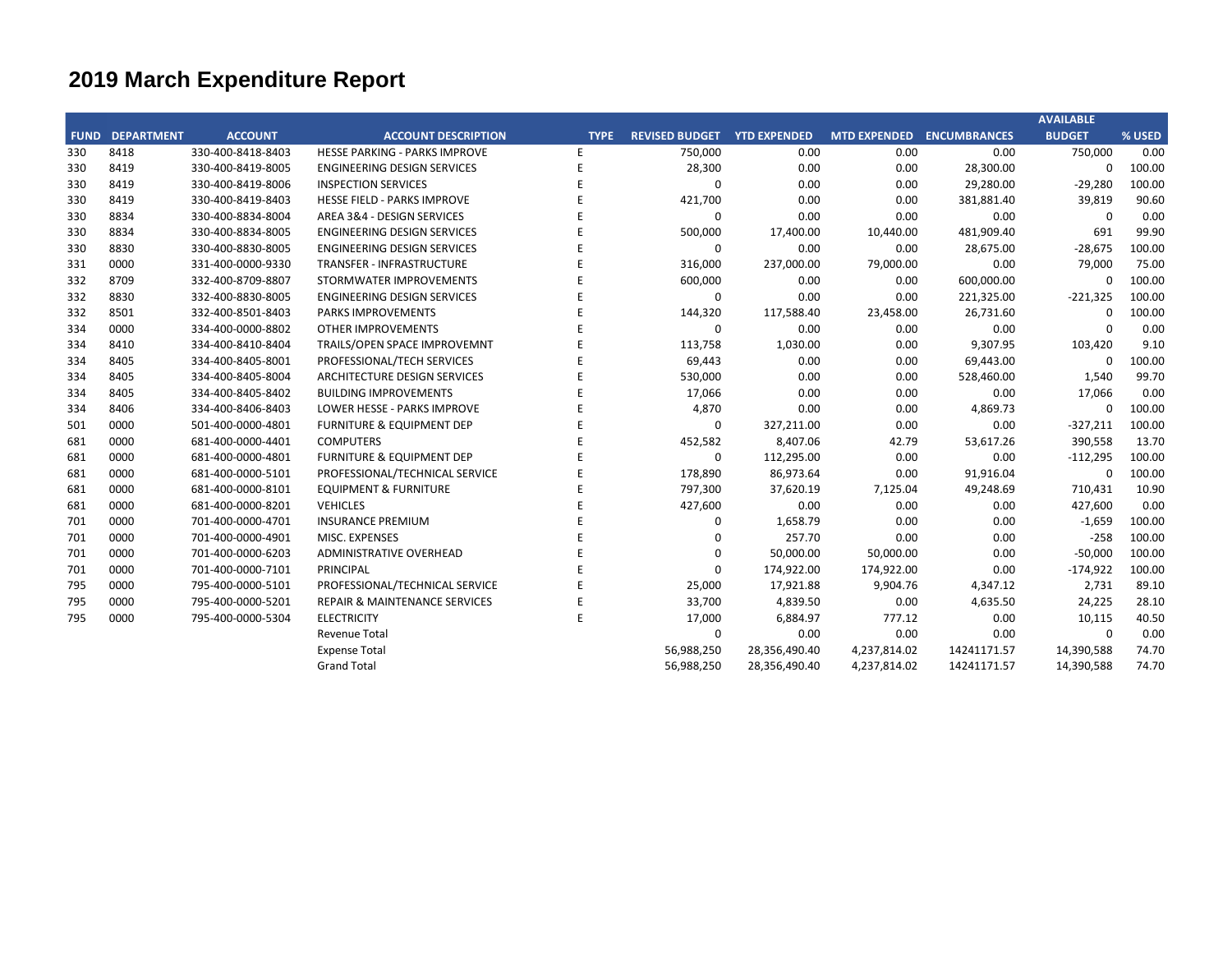# 2019 March Expenditure Report

| FUND | DEPARTMENT | ACCOUNT | ACCOUNT DESCRIPTION | TYPE | REVISED BUDGET | YTD EXPENDED | MTD EXPENDED | ENCUMBRANCES | AVAILABLE BUDGET | % USED |
|---|---|---|---|---|---|---|---|---|---|---|
| 330 | 8418 | 330-400-8418-8403 | HESSE PARKING - PARKS IMPROVE | E | 750,000 | 0.00 | 0.00 | 0.00 | 750,000 | 0.00 |
| 330 | 8419 | 330-400-8419-8005 | ENGINEERING DESIGN SERVICES | E | 28,300 | 0.00 | 0.00 | 28,300.00 | 0 | 100.00 |
| 330 | 8419 | 330-400-8419-8006 | INSPECTION SERVICES | E | 0 | 0.00 | 0.00 | 29,280.00 | -29,280 | 100.00 |
| 330 | 8419 | 330-400-8419-8403 | HESSE FIELD - PARKS IMPROVE | E | 421,700 | 0.00 | 0.00 | 381,881.40 | 39,819 | 90.60 |
| 330 | 8834 | 330-400-8834-8004 | AREA 3&4 - DESIGN SERVICES | E | 0 | 0.00 | 0.00 | 0.00 | 0 | 0.00 |
| 330 | 8834 | 330-400-8834-8005 | ENGINEERING DESIGN SERVICES | E | 500,000 | 17,400.00 | 10,440.00 | 481,909.40 | 691 | 99.90 |
| 330 | 8830 | 330-400-8830-8005 | ENGINEERING DESIGN SERVICES | E | 0 | 0.00 | 0.00 | 28,675.00 | -28,675 | 100.00 |
| 331 | 0000 | 331-400-0000-9330 | TRANSFER - INFRASTRUCTURE | E | 316,000 | 237,000.00 | 79,000.00 | 0.00 | 79,000 | 75.00 |
| 332 | 8709 | 332-400-8709-8807 | STORMWATER IMPROVEMENTS | E | 600,000 | 0.00 | 0.00 | 600,000.00 | 0 | 100.00 |
| 332 | 8830 | 332-400-8830-8005 | ENGINEERING DESIGN SERVICES | E | 0 | 0.00 | 0.00 | 221,325.00 | -221,325 | 100.00 |
| 332 | 8501 | 332-400-8501-8403 | PARKS IMPROVEMENTS | E | 144,320 | 117,588.40 | 23,458.00 | 26,731.60 | 0 | 100.00 |
| 334 | 0000 | 334-400-0000-8802 | OTHER IMPROVEMENTS | E | 0 | 0.00 | 0.00 | 0.00 | 0 | 0.00 |
| 334 | 8410 | 334-400-8410-8404 | TRAILS/OPEN SPACE IMPROVEMNT | E | 113,758 | 1,030.00 | 0.00 | 9,307.95 | 103,420 | 9.10 |
| 334 | 8405 | 334-400-8405-8001 | PROFESSIONAL/TECH SERVICES | E | 69,443 | 0.00 | 0.00 | 69,443.00 | 0 | 100.00 |
| 334 | 8405 | 334-400-8405-8004 | ARCHITECTURE DESIGN SERVICES | E | 530,000 | 0.00 | 0.00 | 528,460.00 | 1,540 | 99.70 |
| 334 | 8405 | 334-400-8405-8402 | BUILDING IMPROVEMENTS | E | 17,066 | 0.00 | 0.00 | 0.00 | 17,066 | 0.00 |
| 334 | 8406 | 334-400-8406-8403 | LOWER HESSE - PARKS IMPROVE | E | 4,870 | 0.00 | 0.00 | 4,869.73 | 0 | 100.00 |
| 501 | 0000 | 501-400-0000-4801 | FURNITURE & EQUIPMENT DEP | E | 0 | 327,211.00 | 0.00 | 0.00 | -327,211 | 100.00 |
| 681 | 0000 | 681-400-0000-4401 | COMPUTERS | E | 452,582 | 8,407.06 | 42.79 | 53,617.26 | 390,558 | 13.70 |
| 681 | 0000 | 681-400-0000-4801 | FURNITURE & EQUIPMENT DEP | E | 0 | 112,295.00 | 0.00 | 0.00 | -112,295 | 100.00 |
| 681 | 0000 | 681-400-0000-5101 | PROFESSIONAL/TECHNICAL SERVICE | E | 178,890 | 86,973.64 | 0.00 | 91,916.04 | 0 | 100.00 |
| 681 | 0000 | 681-400-0000-8101 | EQUIPMENT & FURNITURE | E | 797,300 | 37,620.19 | 7,125.04 | 49,248.69 | 710,431 | 10.90 |
| 681 | 0000 | 681-400-0000-8201 | VEHICLES | E | 427,600 | 0.00 | 0.00 | 0.00 | 427,600 | 0.00 |
| 701 | 0000 | 701-400-0000-4701 | INSURANCE PREMIUM | E | 0 | 1,658.79 | 0.00 | 0.00 | -1,659 | 100.00 |
| 701 | 0000 | 701-400-0000-4901 | MISC. EXPENSES | E | 0 | 257.70 | 0.00 | 0.00 | -258 | 100.00 |
| 701 | 0000 | 701-400-0000-6203 | ADMINISTRATIVE OVERHEAD | E | 0 | 50,000.00 | 50,000.00 | 0.00 | -50,000 | 100.00 |
| 701 | 0000 | 701-400-0000-7101 | PRINCIPAL | E | 0 | 174,922.00 | 174,922.00 | 0.00 | -174,922 | 100.00 |
| 795 | 0000 | 795-400-0000-5101 | PROFESSIONAL/TECHNICAL SERVICE | E | 25,000 | 17,921.88 | 9,904.76 | 4,347.12 | 2,731 | 89.10 |
| 795 | 0000 | 795-400-0000-5201 | REPAIR & MAINTENANCE SERVICES | E | 33,700 | 4,839.50 | 0.00 | 4,635.50 | 24,225 | 28.10 |
| 795 | 0000 | 795-400-0000-5304 | ELECTRICITY | E | 17,000 | 6,884.97 | 777.12 | 0.00 | 10,115 | 40.50 |
| | | | Revenue Total | | 0 | 0.00 | 0.00 | 0.00 | 0 | 0.00 |
| | | | Expense Total | | 56,988,250 | 28,356,490.40 | 4,237,814.02 | 14241171.57 | 14,390,588 | 74.70 |
| | | | Grand Total | | 56,988,250 | 28,356,490.40 | 4,237,814.02 | 14241171.57 | 14,390,588 | 74.70 |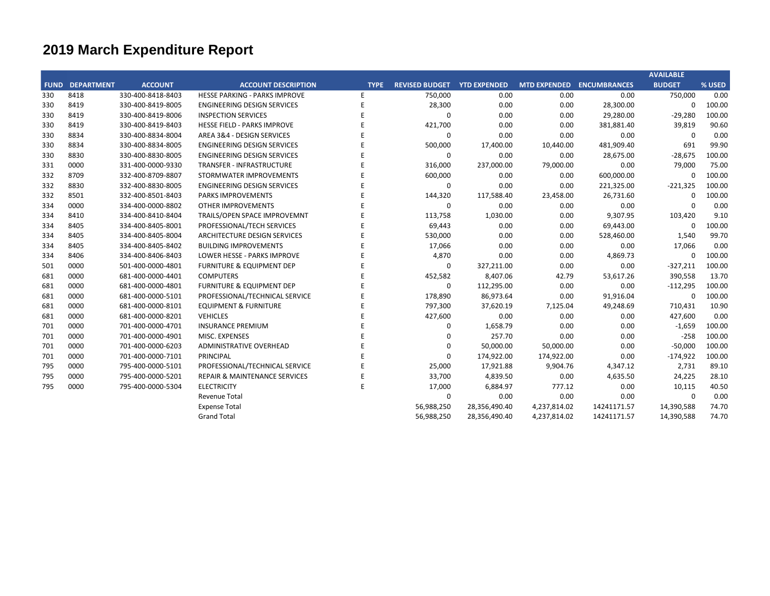# 2019 March Expenditure Report

| FUND | DEPARTMENT | ACCOUNT | ACCOUNT DESCRIPTION | TYPE | REVISED BUDGET | YTD EXPENDED | MTD EXPENDED | ENCUMBRANCES | AVAILABLE BUDGET | % USED |
|---|---|---|---|---|---|---|---|---|---|---|
| 330 | 8418 | 330-400-8418-8403 | HESSE PARKING - PARKS IMPROVE | E | 750,000 | 0.00 | 0.00 | 0.00 | 750,000 | 0.00 |
| 330 | 8419 | 330-400-8419-8005 | ENGINEERING DESIGN SERVICES | E | 28,300 | 0.00 | 0.00 | 28,300.00 | 0 | 100.00 |
| 330 | 8419 | 330-400-8419-8006 | INSPECTION SERVICES | E | 0 | 0.00 | 0.00 | 29,280.00 | -29,280 | 100.00 |
| 330 | 8419 | 330-400-8419-8403 | HESSE FIELD - PARKS IMPROVE | E | 421,700 | 0.00 | 0.00 | 381,881.40 | 39,819 | 90.60 |
| 330 | 8834 | 330-400-8834-8004 | AREA 3&4 - DESIGN SERVICES | E | 0 | 0.00 | 0.00 | 0.00 | 0 | 0.00 |
| 330 | 8834 | 330-400-8834-8005 | ENGINEERING DESIGN SERVICES | E | 500,000 | 17,400.00 | 10,440.00 | 481,909.40 | 691 | 99.90 |
| 330 | 8830 | 330-400-8830-8005 | ENGINEERING DESIGN SERVICES | E | 0 | 0.00 | 0.00 | 28,675.00 | -28,675 | 100.00 |
| 331 | 0000 | 331-400-0000-9330 | TRANSFER - INFRASTRUCTURE | E | 316,000 | 237,000.00 | 79,000.00 | 0.00 | 79,000 | 75.00 |
| 332 | 8709 | 332-400-8709-8807 | STORMWATER IMPROVEMENTS | E | 600,000 | 0.00 | 0.00 | 600,000.00 | 0 | 100.00 |
| 332 | 8830 | 332-400-8830-8005 | ENGINEERING DESIGN SERVICES | E | 0 | 0.00 | 0.00 | 221,325.00 | -221,325 | 100.00 |
| 332 | 8501 | 332-400-8501-8403 | PARKS IMPROVEMENTS | E | 144,320 | 117,588.40 | 23,458.00 | 26,731.60 | 0 | 100.00 |
| 334 | 0000 | 334-400-0000-8802 | OTHER IMPROVEMENTS | E | 0 | 0.00 | 0.00 | 0.00 | 0 | 0.00 |
| 334 | 8410 | 334-400-8410-8404 | TRAILS/OPEN SPACE IMPROVEMNT | E | 113,758 | 1,030.00 | 0.00 | 9,307.95 | 103,420 | 9.10 |
| 334 | 8405 | 334-400-8405-8001 | PROFESSIONAL/TECH SERVICES | E | 69,443 | 0.00 | 0.00 | 69,443.00 | 0 | 100.00 |
| 334 | 8405 | 334-400-8405-8004 | ARCHITECTURE DESIGN SERVICES | E | 530,000 | 0.00 | 0.00 | 528,460.00 | 1,540 | 99.70 |
| 334 | 8405 | 334-400-8405-8402 | BUILDING IMPROVEMENTS | E | 17,066 | 0.00 | 0.00 | 0.00 | 17,066 | 0.00 |
| 334 | 8406 | 334-400-8406-8403 | LOWER HESSE - PARKS IMPROVE | E | 4,870 | 0.00 | 0.00 | 4,869.73 | 0 | 100.00 |
| 501 | 0000 | 501-400-0000-4801 | FURNITURE & EQUIPMENT DEP | E | 0 | 327,211.00 | 0.00 | 0.00 | -327,211 | 100.00 |
| 681 | 0000 | 681-400-0000-4401 | COMPUTERS | E | 452,582 | 8,407.06 | 42.79 | 53,617.26 | 390,558 | 13.70 |
| 681 | 0000 | 681-400-0000-4801 | FURNITURE & EQUIPMENT DEP | E | 0 | 112,295.00 | 0.00 | 0.00 | -112,295 | 100.00 |
| 681 | 0000 | 681-400-0000-5101 | PROFESSIONAL/TECHNICAL SERVICE | E | 178,890 | 86,973.64 | 0.00 | 91,916.04 | 0 | 100.00 |
| 681 | 0000 | 681-400-0000-8101 | EQUIPMENT & FURNITURE | E | 797,300 | 37,620.19 | 7,125.04 | 49,248.69 | 710,431 | 10.90 |
| 681 | 0000 | 681-400-0000-8201 | VEHICLES | E | 427,600 | 0.00 | 0.00 | 0.00 | 427,600 | 0.00 |
| 701 | 0000 | 701-400-0000-4701 | INSURANCE PREMIUM | E | 0 | 1,658.79 | 0.00 | 0.00 | -1,659 | 100.00 |
| 701 | 0000 | 701-400-0000-4901 | MISC. EXPENSES | E | 0 | 257.70 | 0.00 | 0.00 | -258 | 100.00 |
| 701 | 0000 | 701-400-0000-6203 | ADMINISTRATIVE OVERHEAD | E | 0 | 50,000.00 | 50,000.00 | 0.00 | -50,000 | 100.00 |
| 701 | 0000 | 701-400-0000-7101 | PRINCIPAL | E | 0 | 174,922.00 | 174,922.00 | 0.00 | -174,922 | 100.00 |
| 795 | 0000 | 795-400-0000-5101 | PROFESSIONAL/TECHNICAL SERVICE | E | 25,000 | 17,921.88 | 9,904.76 | 4,347.12 | 2,731 | 89.10 |
| 795 | 0000 | 795-400-0000-5201 | REPAIR & MAINTENANCE SERVICES | E | 33,700 | 4,839.50 | 0.00 | 4,635.50 | 24,225 | 28.10 |
| 795 | 0000 | 795-400-0000-5304 | ELECTRICITY | E | 17,000 | 6,884.97 | 777.12 | 0.00 | 10,115 | 40.50 |
| | | | Revenue Total | | 0 | 0.00 | 0.00 | 0.00 | 0 | 0.00 |
| | | | Expense Total | | 56,988,250 | 28,356,490.40 | 4,237,814.02 | 14241171.57 | 14,390,588 | 74.70 |
| | | | Grand Total | | 56,988,250 | 28,356,490.40 | 4,237,814.02 | 14241171.57 | 14,390,588 | 74.70 |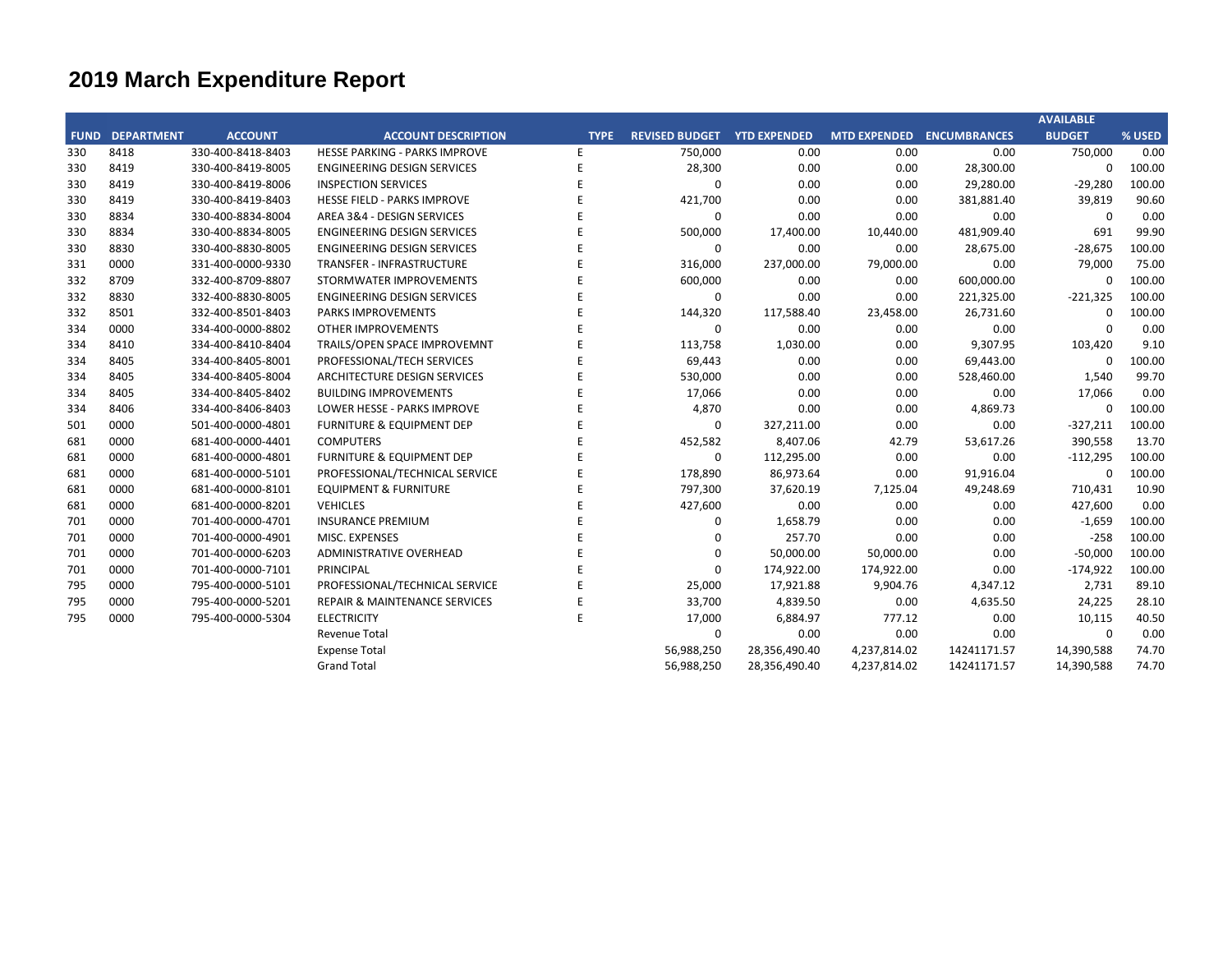# 2019 March Expenditure Report

| FUND | DEPARTMENT | ACCOUNT | ACCOUNT DESCRIPTION | TYPE | REVISED BUDGET | YTD EXPENDED | MTD EXPENDED | ENCUMBRANCES | AVAILABLE BUDGET | % USED |
|---|---|---|---|---|---|---|---|---|---|---|
| 330 | 8418 | 330-400-8418-8403 | HESSE PARKING - PARKS IMPROVE | E | 750,000 | 0.00 | 0.00 | 0.00 | 750,000 | 0.00 |
| 330 | 8419 | 330-400-8419-8005 | ENGINEERING DESIGN SERVICES | E | 28,300 | 0.00 | 0.00 | 28,300.00 | 0 | 100.00 |
| 330 | 8419 | 330-400-8419-8006 | INSPECTION SERVICES | E | 0 | 0.00 | 0.00 | 29,280.00 | -29,280 | 100.00 |
| 330 | 8419 | 330-400-8419-8403 | HESSE FIELD - PARKS IMPROVE | E | 421,700 | 0.00 | 0.00 | 381,881.40 | 39,819 | 90.60 |
| 330 | 8834 | 330-400-8834-8004 | AREA 3&4 - DESIGN SERVICES | E | 0 | 0.00 | 0.00 | 0.00 | 0 | 0.00 |
| 330 | 8834 | 330-400-8834-8005 | ENGINEERING DESIGN SERVICES | E | 500,000 | 17,400.00 | 10,440.00 | 481,909.40 | 691 | 99.90 |
| 330 | 8830 | 330-400-8830-8005 | ENGINEERING DESIGN SERVICES | E | 0 | 0.00 | 0.00 | 28,675.00 | -28,675 | 100.00 |
| 331 | 0000 | 331-400-0000-9330 | TRANSFER - INFRASTRUCTURE | E | 316,000 | 237,000.00 | 79,000.00 | 0.00 | 79,000 | 75.00 |
| 332 | 8709 | 332-400-8709-8807 | STORMWATER IMPROVEMENTS | E | 600,000 | 0.00 | 0.00 | 600,000.00 | 0 | 100.00 |
| 332 | 8830 | 332-400-8830-8005 | ENGINEERING DESIGN SERVICES | E | 0 | 0.00 | 0.00 | 221,325.00 | -221,325 | 100.00 |
| 332 | 8501 | 332-400-8501-8403 | PARKS IMPROVEMENTS | E | 144,320 | 117,588.40 | 23,458.00 | 26,731.60 | 0 | 100.00 |
| 334 | 0000 | 334-400-0000-8802 | OTHER IMPROVEMENTS | E | 0 | 0.00 | 0.00 | 0.00 | 0 | 0.00 |
| 334 | 8410 | 334-400-8410-8404 | TRAILS/OPEN SPACE IMPROVEMNT | E | 113,758 | 1,030.00 | 0.00 | 9,307.95 | 103,420 | 9.10 |
| 334 | 8405 | 334-400-8405-8001 | PROFESSIONAL/TECH SERVICES | E | 69,443 | 0.00 | 0.00 | 69,443.00 | 0 | 100.00 |
| 334 | 8405 | 334-400-8405-8004 | ARCHITECTURE DESIGN SERVICES | E | 530,000 | 0.00 | 0.00 | 528,460.00 | 1,540 | 99.70 |
| 334 | 8405 | 334-400-8405-8402 | BUILDING IMPROVEMENTS | E | 17,066 | 0.00 | 0.00 | 0.00 | 17,066 | 0.00 |
| 334 | 8406 | 334-400-8406-8403 | LOWER HESSE - PARKS IMPROVE | E | 4,870 | 0.00 | 0.00 | 4,869.73 | 0 | 100.00 |
| 501 | 0000 | 501-400-0000-4801 | FURNITURE & EQUIPMENT DEP | E | 0 | 327,211.00 | 0.00 | 0.00 | -327,211 | 100.00 |
| 681 | 0000 | 681-400-0000-4401 | COMPUTERS | E | 452,582 | 8,407.06 | 42.79 | 53,617.26 | 390,558 | 13.70 |
| 681 | 0000 | 681-400-0000-4801 | FURNITURE & EQUIPMENT DEP | E | 0 | 112,295.00 | 0.00 | 0.00 | -112,295 | 100.00 |
| 681 | 0000 | 681-400-0000-5101 | PROFESSIONAL/TECHNICAL SERVICE | E | 178,890 | 86,973.64 | 0.00 | 91,916.04 | 0 | 100.00 |
| 681 | 0000 | 681-400-0000-8101 | EQUIPMENT & FURNITURE | E | 797,300 | 37,620.19 | 7,125.04 | 49,248.69 | 710,431 | 10.90 |
| 681 | 0000 | 681-400-0000-8201 | VEHICLES | E | 427,600 | 0.00 | 0.00 | 0.00 | 427,600 | 0.00 |
| 701 | 0000 | 701-400-0000-4701 | INSURANCE PREMIUM | E | 0 | 1,658.79 | 0.00 | 0.00 | -1,659 | 100.00 |
| 701 | 0000 | 701-400-0000-4901 | MISC. EXPENSES | E | 0 | 257.70 | 0.00 | 0.00 | -258 | 100.00 |
| 701 | 0000 | 701-400-0000-6203 | ADMINISTRATIVE OVERHEAD | E | 0 | 50,000.00 | 50,000.00 | 0.00 | -50,000 | 100.00 |
| 701 | 0000 | 701-400-0000-7101 | PRINCIPAL | E | 0 | 174,922.00 | 174,922.00 | 0.00 | -174,922 | 100.00 |
| 795 | 0000 | 795-400-0000-5101 | PROFESSIONAL/TECHNICAL SERVICE | E | 25,000 | 17,921.88 | 9,904.76 | 4,347.12 | 2,731 | 89.10 |
| 795 | 0000 | 795-400-0000-5201 | REPAIR & MAINTENANCE SERVICES | E | 33,700 | 4,839.50 | 0.00 | 4,635.50 | 24,225 | 28.10 |
| 795 | 0000 | 795-400-0000-5304 | ELECTRICITY | E | 17,000 | 6,884.97 | 777.12 | 0.00 | 10,115 | 40.50 |
| | | | Revenue Total | | 0 | 0.00 | 0.00 | 0.00 | 0 | 0.00 |
| | | | Expense Total | | 56,988,250 | 28,356,490.40 | 4,237,814.02 | 14241171.57 | 14,390,588 | 74.70 |
| | | | Grand Total | | 56,988,250 | 28,356,490.40 | 4,237,814.02 | 14241171.57 | 14,390,588 | 74.70 |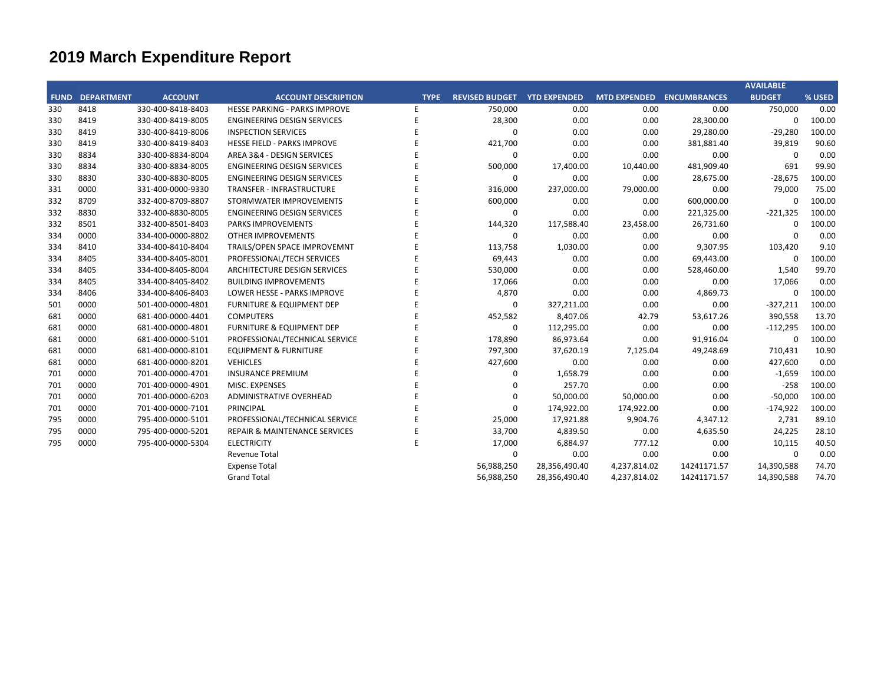# 2019 March Expenditure Report

| FUND | DEPARTMENT | ACCOUNT | ACCOUNT DESCRIPTION | TYPE | REVISED BUDGET | YTD EXPENDED | MTD EXPENDED | ENCUMBRANCES | AVAILABLE BUDGET | % USED |
|---|---|---|---|---|---|---|---|---|---|---|
| 330 | 8418 | 330-400-8418-8403 | HESSE PARKING - PARKS IMPROVE | E | 750,000 | 0.00 | 0.00 | 0.00 | 750,000 | 0.00 |
| 330 | 8419 | 330-400-8419-8005 | ENGINEERING DESIGN SERVICES | E | 28,300 | 0.00 | 0.00 | 28,300.00 | 0 | 100.00 |
| 330 | 8419 | 330-400-8419-8006 | INSPECTION SERVICES | E | 0 | 0.00 | 0.00 | 29,280.00 | -29,280 | 100.00 |
| 330 | 8419 | 330-400-8419-8403 | HESSE FIELD - PARKS IMPROVE | E | 421,700 | 0.00 | 0.00 | 381,881.40 | 39,819 | 90.60 |
| 330 | 8834 | 330-400-8834-8004 | AREA 3&4 - DESIGN SERVICES | E | 0 | 0.00 | 0.00 | 0.00 | 0 | 0.00 |
| 330 | 8834 | 330-400-8834-8005 | ENGINEERING DESIGN SERVICES | E | 500,000 | 17,400.00 | 10,440.00 | 481,909.40 | 691 | 99.90 |
| 330 | 8830 | 330-400-8830-8005 | ENGINEERING DESIGN SERVICES | E | 0 | 0.00 | 0.00 | 28,675.00 | -28,675 | 100.00 |
| 331 | 0000 | 331-400-0000-9330 | TRANSFER - INFRASTRUCTURE | E | 316,000 | 237,000.00 | 79,000.00 | 0.00 | 79,000 | 75.00 |
| 332 | 8709 | 332-400-8709-8807 | STORMWATER IMPROVEMENTS | E | 600,000 | 0.00 | 0.00 | 600,000.00 | 0 | 100.00 |
| 332 | 8830 | 332-400-8830-8005 | ENGINEERING DESIGN SERVICES | E | 0 | 0.00 | 0.00 | 221,325.00 | -221,325 | 100.00 |
| 332 | 8501 | 332-400-8501-8403 | PARKS IMPROVEMENTS | E | 144,320 | 117,588.40 | 23,458.00 | 26,731.60 | 0 | 100.00 |
| 334 | 0000 | 334-400-0000-8802 | OTHER IMPROVEMENTS | E | 0 | 0.00 | 0.00 | 0.00 | 0 | 0.00 |
| 334 | 8410 | 334-400-8410-8404 | TRAILS/OPEN SPACE IMPROVEMNT | E | 113,758 | 1,030.00 | 0.00 | 9,307.95 | 103,420 | 9.10 |
| 334 | 8405 | 334-400-8405-8001 | PROFESSIONAL/TECH SERVICES | E | 69,443 | 0.00 | 0.00 | 69,443.00 | 0 | 100.00 |
| 334 | 8405 | 334-400-8405-8004 | ARCHITECTURE DESIGN SERVICES | E | 530,000 | 0.00 | 0.00 | 528,460.00 | 1,540 | 99.70 |
| 334 | 8405 | 334-400-8405-8402 | BUILDING IMPROVEMENTS | E | 17,066 | 0.00 | 0.00 | 0.00 | 17,066 | 0.00 |
| 334 | 8406 | 334-400-8406-8403 | LOWER HESSE - PARKS IMPROVE | E | 4,870 | 0.00 | 0.00 | 4,869.73 | 0 | 100.00 |
| 501 | 0000 | 501-400-0000-4801 | FURNITURE & EQUIPMENT DEP | E | 0 | 327,211.00 | 0.00 | 0.00 | -327,211 | 100.00 |
| 681 | 0000 | 681-400-0000-4401 | COMPUTERS | E | 452,582 | 8,407.06 | 42.79 | 53,617.26 | 390,558 | 13.70 |
| 681 | 0000 | 681-400-0000-4801 | FURNITURE & EQUIPMENT DEP | E | 0 | 112,295.00 | 0.00 | 0.00 | -112,295 | 100.00 |
| 681 | 0000 | 681-400-0000-5101 | PROFESSIONAL/TECHNICAL SERVICE | E | 178,890 | 86,973.64 | 0.00 | 91,916.04 | 0 | 100.00 |
| 681 | 0000 | 681-400-0000-8101 | EQUIPMENT & FURNITURE | E | 797,300 | 37,620.19 | 7,125.04 | 49,248.69 | 710,431 | 10.90 |
| 681 | 0000 | 681-400-0000-8201 | VEHICLES | E | 427,600 | 0.00 | 0.00 | 0.00 | 427,600 | 0.00 |
| 701 | 0000 | 701-400-0000-4701 | INSURANCE PREMIUM | E | 0 | 1,658.79 | 0.00 | 0.00 | -1,659 | 100.00 |
| 701 | 0000 | 701-400-0000-4901 | MISC. EXPENSES | E | 0 | 257.70 | 0.00 | 0.00 | -258 | 100.00 |
| 701 | 0000 | 701-400-0000-6203 | ADMINISTRATIVE OVERHEAD | E | 0 | 50,000.00 | 50,000.00 | 0.00 | -50,000 | 100.00 |
| 701 | 0000 | 701-400-0000-7101 | PRINCIPAL | E | 0 | 174,922.00 | 174,922.00 | 0.00 | -174,922 | 100.00 |
| 795 | 0000 | 795-400-0000-5101 | PROFESSIONAL/TECHNICAL SERVICE | E | 25,000 | 17,921.88 | 9,904.76 | 4,347.12 | 2,731 | 89.10 |
| 795 | 0000 | 795-400-0000-5201 | REPAIR & MAINTENANCE SERVICES | E | 33,700 | 4,839.50 | 0.00 | 4,635.50 | 24,225 | 28.10 |
| 795 | 0000 | 795-400-0000-5304 | ELECTRICITY | E | 17,000 | 6,884.97 | 777.12 | 0.00 | 10,115 | 40.50 |
| | | | Revenue Total | | 0 | 0.00 | 0.00 | 0.00 | 0 | 0.00 |
| | | | Expense Total | | 56,988,250 | 28,356,490.40 | 4,237,814.02 | 14241171.57 | 14,390,588 | 74.70 |
| | | | Grand Total | | 56,988,250 | 28,356,490.40 | 4,237,814.02 | 14241171.57 | 14,390,588 | 74.70 |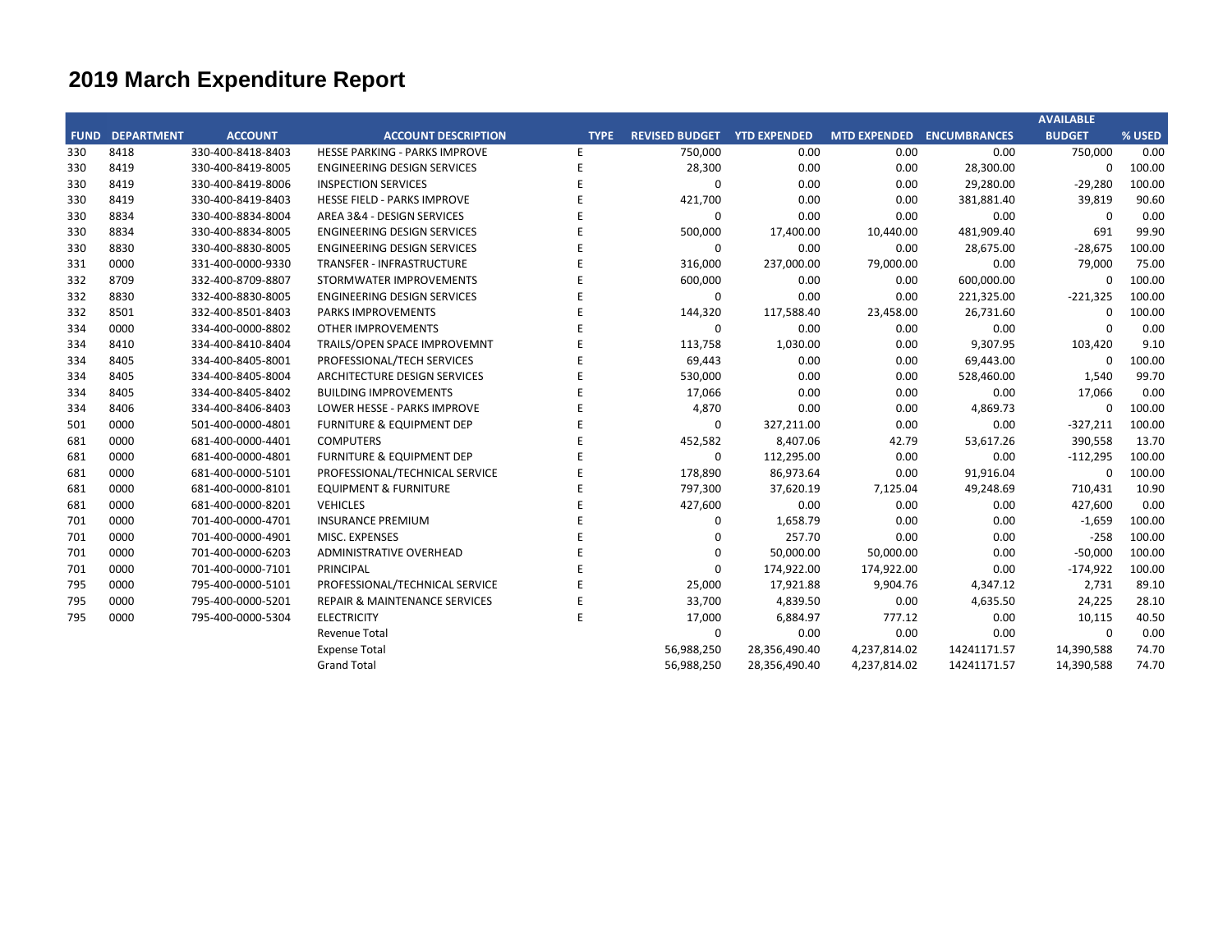# 2019 March Expenditure Report

| FUND | DEPARTMENT | ACCOUNT | ACCOUNT DESCRIPTION | TYPE | REVISED BUDGET | YTD EXPENDED | MTD EXPENDED | ENCUMBRANCES | AVAILABLE BUDGET | % USED |
|---|---|---|---|---|---|---|---|---|---|---|
| 330 | 8418 | 330-400-8418-8403 | HESSE PARKING - PARKS IMPROVE | E | 750,000 | 0.00 | 0.00 | 0.00 | 750,000 | 0.00 |
| 330 | 8419 | 330-400-8419-8005 | ENGINEERING DESIGN SERVICES | E | 28,300 | 0.00 | 0.00 | 28,300.00 | 0 | 100.00 |
| 330 | 8419 | 330-400-8419-8006 | INSPECTION SERVICES | E | 0 | 0.00 | 0.00 | 29,280.00 | -29,280 | 100.00 |
| 330 | 8419 | 330-400-8419-8403 | HESSE FIELD - PARKS IMPROVE | E | 421,700 | 0.00 | 0.00 | 381,881.40 | 39,819 | 90.60 |
| 330 | 8834 | 330-400-8834-8004 | AREA 3&4 - DESIGN SERVICES | E | 0 | 0.00 | 0.00 | 0.00 | 0 | 0.00 |
| 330 | 8834 | 330-400-8834-8005 | ENGINEERING DESIGN SERVICES | E | 500,000 | 17,400.00 | 10,440.00 | 481,909.40 | 691 | 99.90 |
| 330 | 8830 | 330-400-8830-8005 | ENGINEERING DESIGN SERVICES | E | 0 | 0.00 | 0.00 | 28,675.00 | -28,675 | 100.00 |
| 331 | 0000 | 331-400-0000-9330 | TRANSFER - INFRASTRUCTURE | E | 316,000 | 237,000.00 | 79,000.00 | 0.00 | 79,000 | 75.00 |
| 332 | 8709 | 332-400-8709-8807 | STORMWATER IMPROVEMENTS | E | 600,000 | 0.00 | 0.00 | 600,000.00 | 0 | 100.00 |
| 332 | 8830 | 332-400-8830-8005 | ENGINEERING DESIGN SERVICES | E | 0 | 0.00 | 0.00 | 221,325.00 | -221,325 | 100.00 |
| 332 | 8501 | 332-400-8501-8403 | PARKS IMPROVEMENTS | E | 144,320 | 117,588.40 | 23,458.00 | 26,731.60 | 0 | 100.00 |
| 334 | 0000 | 334-400-0000-8802 | OTHER IMPROVEMENTS | E | 0 | 0.00 | 0.00 | 0.00 | 0 | 0.00 |
| 334 | 8410 | 334-400-8410-8404 | TRAILS/OPEN SPACE IMPROVEMNT | E | 113,758 | 1,030.00 | 0.00 | 9,307.95 | 103,420 | 9.10 |
| 334 | 8405 | 334-400-8405-8001 | PROFESSIONAL/TECH SERVICES | E | 69,443 | 0.00 | 0.00 | 69,443.00 | 0 | 100.00 |
| 334 | 8405 | 334-400-8405-8004 | ARCHITECTURE DESIGN SERVICES | E | 530,000 | 0.00 | 0.00 | 528,460.00 | 1,540 | 99.70 |
| 334 | 8405 | 334-400-8405-8402 | BUILDING IMPROVEMENTS | E | 17,066 | 0.00 | 0.00 | 0.00 | 17,066 | 0.00 |
| 334 | 8406 | 334-400-8406-8403 | LOWER HESSE - PARKS IMPROVE | E | 4,870 | 0.00 | 0.00 | 4,869.73 | 0 | 100.00 |
| 501 | 0000 | 501-400-0000-4801 | FURNITURE & EQUIPMENT DEP | E | 0 | 327,211.00 | 0.00 | 0.00 | -327,211 | 100.00 |
| 681 | 0000 | 681-400-0000-4401 | COMPUTERS | E | 452,582 | 8,407.06 | 42.79 | 53,617.26 | 390,558 | 13.70 |
| 681 | 0000 | 681-400-0000-4801 | FURNITURE & EQUIPMENT DEP | E | 0 | 112,295.00 | 0.00 | 0.00 | -112,295 | 100.00 |
| 681 | 0000 | 681-400-0000-5101 | PROFESSIONAL/TECHNICAL SERVICE | E | 178,890 | 86,973.64 | 0.00 | 91,916.04 | 0 | 100.00 |
| 681 | 0000 | 681-400-0000-8101 | EQUIPMENT & FURNITURE | E | 797,300 | 37,620.19 | 7,125.04 | 49,248.69 | 710,431 | 10.90 |
| 681 | 0000 | 681-400-0000-8201 | VEHICLES | E | 427,600 | 0.00 | 0.00 | 0.00 | 427,600 | 0.00 |
| 701 | 0000 | 701-400-0000-4701 | INSURANCE PREMIUM | E | 0 | 1,658.79 | 0.00 | 0.00 | -1,659 | 100.00 |
| 701 | 0000 | 701-400-0000-4901 | MISC. EXPENSES | E | 0 | 257.70 | 0.00 | 0.00 | -258 | 100.00 |
| 701 | 0000 | 701-400-0000-6203 | ADMINISTRATIVE OVERHEAD | E | 0 | 50,000.00 | 50,000.00 | 0.00 | -50,000 | 100.00 |
| 701 | 0000 | 701-400-0000-7101 | PRINCIPAL | E | 0 | 174,922.00 | 174,922.00 | 0.00 | -174,922 | 100.00 |
| 795 | 0000 | 795-400-0000-5101 | PROFESSIONAL/TECHNICAL SERVICE | E | 25,000 | 17,921.88 | 9,904.76 | 4,347.12 | 2,731 | 89.10 |
| 795 | 0000 | 795-400-0000-5201 | REPAIR & MAINTENANCE SERVICES | E | 33,700 | 4,839.50 | 0.00 | 4,635.50 | 24,225 | 28.10 |
| 795 | 0000 | 795-400-0000-5304 | ELECTRICITY | E | 17,000 | 6,884.97 | 777.12 | 0.00 | 10,115 | 40.50 |
| | | | Revenue Total | | 0 | 0.00 | 0.00 | 0.00 | 0 | 0.00 |
| | | | Expense Total | | 56,988,250 | 28,356,490.40 | 4,237,814.02 | 14241171.57 | 14,390,588 | 74.70 |
| | | | Grand Total | | 56,988,250 | 28,356,490.40 | 4,237,814.02 | 14241171.57 | 14,390,588 | 74.70 |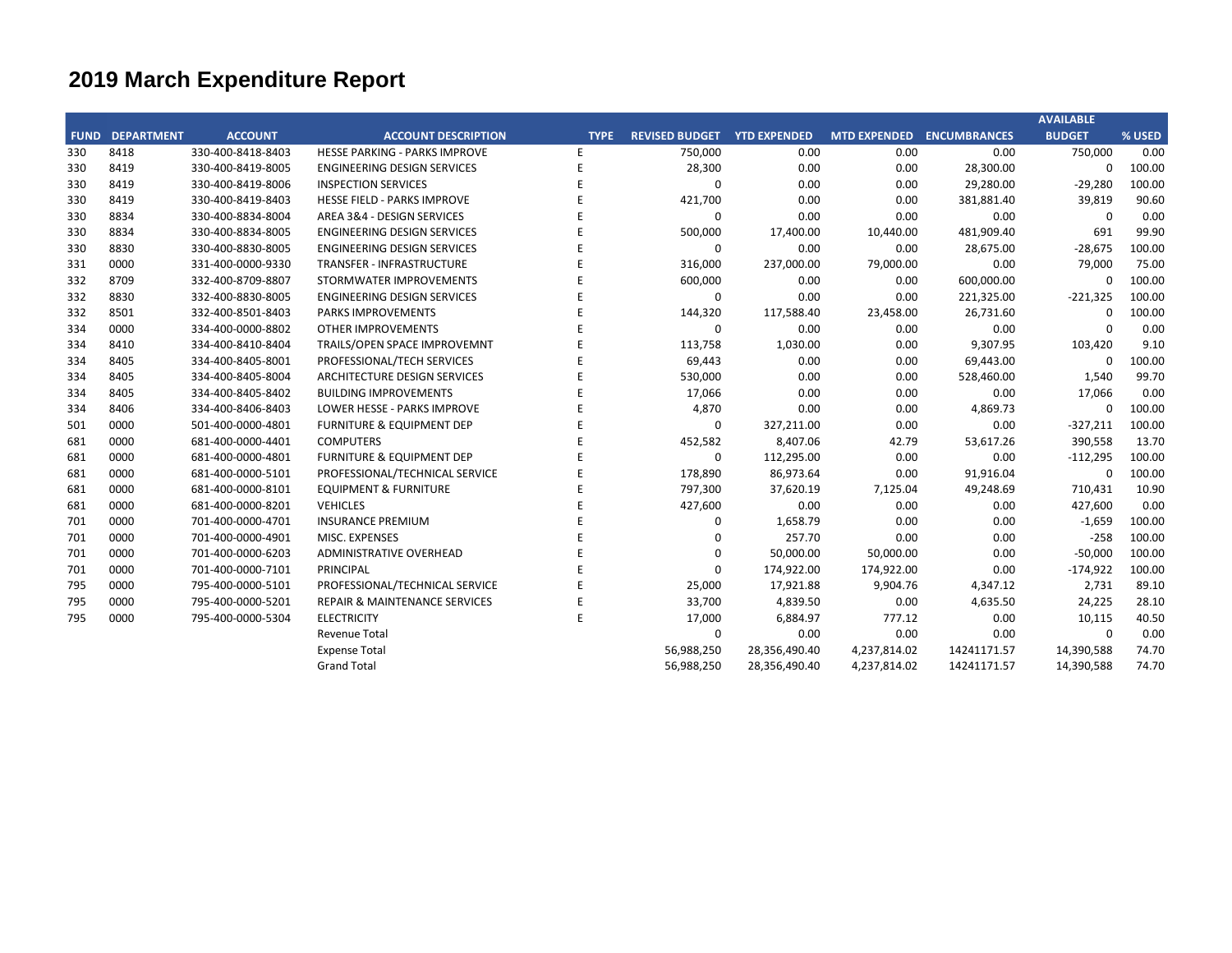# 2019 March Expenditure Report

| FUND | DEPARTMENT | ACCOUNT | ACCOUNT DESCRIPTION | TYPE | REVISED BUDGET | YTD EXPENDED | MTD EXPENDED | ENCUMBRANCES | AVAILABLE BUDGET | % USED |
|---|---|---|---|---|---|---|---|---|---|---|
| 330 | 8418 | 330-400-8418-8403 | HESSE PARKING - PARKS IMPROVE | E | 750,000 | 0.00 | 0.00 | 0.00 | 750,000 | 0.00 |
| 330 | 8419 | 330-400-8419-8005 | ENGINEERING DESIGN SERVICES | E | 28,300 | 0.00 | 0.00 | 28,300.00 | 0 | 100.00 |
| 330 | 8419 | 330-400-8419-8006 | INSPECTION SERVICES | E | 0 | 0.00 | 0.00 | 29,280.00 | -29,280 | 100.00 |
| 330 | 8419 | 330-400-8419-8403 | HESSE FIELD - PARKS IMPROVE | E | 421,700 | 0.00 | 0.00 | 381,881.40 | 39,819 | 90.60 |
| 330 | 8834 | 330-400-8834-8004 | AREA 3&4 - DESIGN SERVICES | E | 0 | 0.00 | 0.00 | 0.00 | 0 | 0.00 |
| 330 | 8834 | 330-400-8834-8005 | ENGINEERING DESIGN SERVICES | E | 500,000 | 17,400.00 | 10,440.00 | 481,909.40 | 691 | 99.90 |
| 330 | 8830 | 330-400-8830-8005 | ENGINEERING DESIGN SERVICES | E | 0 | 0.00 | 0.00 | 28,675.00 | -28,675 | 100.00 |
| 331 | 0000 | 331-400-0000-9330 | TRANSFER - INFRASTRUCTURE | E | 316,000 | 237,000.00 | 79,000.00 | 0.00 | 79,000 | 75.00 |
| 332 | 8709 | 332-400-8709-8807 | STORMWATER IMPROVEMENTS | E | 600,000 | 0.00 | 0.00 | 600,000.00 | 0 | 100.00 |
| 332 | 8830 | 332-400-8830-8005 | ENGINEERING DESIGN SERVICES | E | 0 | 0.00 | 0.00 | 221,325.00 | -221,325 | 100.00 |
| 332 | 8501 | 332-400-8501-8403 | PARKS IMPROVEMENTS | E | 144,320 | 117,588.40 | 23,458.00 | 26,731.60 | 0 | 100.00 |
| 334 | 0000 | 334-400-0000-8802 | OTHER IMPROVEMENTS | E | 0 | 0.00 | 0.00 | 0.00 | 0 | 0.00 |
| 334 | 8410 | 334-400-8410-8404 | TRAILS/OPEN SPACE IMPROVEMNT | E | 113,758 | 1,030.00 | 0.00 | 9,307.95 | 103,420 | 9.10 |
| 334 | 8405 | 334-400-8405-8001 | PROFESSIONAL/TECH SERVICES | E | 69,443 | 0.00 | 0.00 | 69,443.00 | 0 | 100.00 |
| 334 | 8405 | 334-400-8405-8004 | ARCHITECTURE DESIGN SERVICES | E | 530,000 | 0.00 | 0.00 | 528,460.00 | 1,540 | 99.70 |
| 334 | 8405 | 334-400-8405-8402 | BUILDING IMPROVEMENTS | E | 17,066 | 0.00 | 0.00 | 0.00 | 17,066 | 0.00 |
| 334 | 8406 | 334-400-8406-8403 | LOWER HESSE - PARKS IMPROVE | E | 4,870 | 0.00 | 0.00 | 4,869.73 | 0 | 100.00 |
| 501 | 0000 | 501-400-0000-4801 | FURNITURE & EQUIPMENT DEP | E | 0 | 327,211.00 | 0.00 | 0.00 | -327,211 | 100.00 |
| 681 | 0000 | 681-400-0000-4401 | COMPUTERS | E | 452,582 | 8,407.06 | 42.79 | 53,617.26 | 390,558 | 13.70 |
| 681 | 0000 | 681-400-0000-4801 | FURNITURE & EQUIPMENT DEP | E | 0 | 112,295.00 | 0.00 | 0.00 | -112,295 | 100.00 |
| 681 | 0000 | 681-400-0000-5101 | PROFESSIONAL/TECHNICAL SERVICE | E | 178,890 | 86,973.64 | 0.00 | 91,916.04 | 0 | 100.00 |
| 681 | 0000 | 681-400-0000-8101 | EQUIPMENT & FURNITURE | E | 797,300 | 37,620.19 | 7,125.04 | 49,248.69 | 710,431 | 10.90 |
| 681 | 0000 | 681-400-0000-8201 | VEHICLES | E | 427,600 | 0.00 | 0.00 | 0.00 | 427,600 | 0.00 |
| 701 | 0000 | 701-400-0000-4701 | INSURANCE PREMIUM | E | 0 | 1,658.79 | 0.00 | 0.00 | -1,659 | 100.00 |
| 701 | 0000 | 701-400-0000-4901 | MISC. EXPENSES | E | 0 | 257.70 | 0.00 | 0.00 | -258 | 100.00 |
| 701 | 0000 | 701-400-0000-6203 | ADMINISTRATIVE OVERHEAD | E | 0 | 50,000.00 | 50,000.00 | 0.00 | -50,000 | 100.00 |
| 701 | 0000 | 701-400-0000-7101 | PRINCIPAL | E | 0 | 174,922.00 | 174,922.00 | 0.00 | -174,922 | 100.00 |
| 795 | 0000 | 795-400-0000-5101 | PROFESSIONAL/TECHNICAL SERVICE | E | 25,000 | 17,921.88 | 9,904.76 | 4,347.12 | 2,731 | 89.10 |
| 795 | 0000 | 795-400-0000-5201 | REPAIR & MAINTENANCE SERVICES | E | 33,700 | 4,839.50 | 0.00 | 4,635.50 | 24,225 | 28.10 |
| 795 | 0000 | 795-400-0000-5304 | ELECTRICITY | E | 17,000 | 6,884.97 | 777.12 | 0.00 | 10,115 | 40.50 |
| | | | Revenue Total | | 0 | 0.00 | 0.00 | 0.00 | 0 | 0.00 |
| | | | Expense Total | | 56,988,250 | 28,356,490.40 | 4,237,814.02 | 14241171.57 | 14,390,588 | 74.70 |
| | | | Grand Total | | 56,988,250 | 28,356,490.40 | 4,237,814.02 | 14241171.57 | 14,390,588 | 74.70 |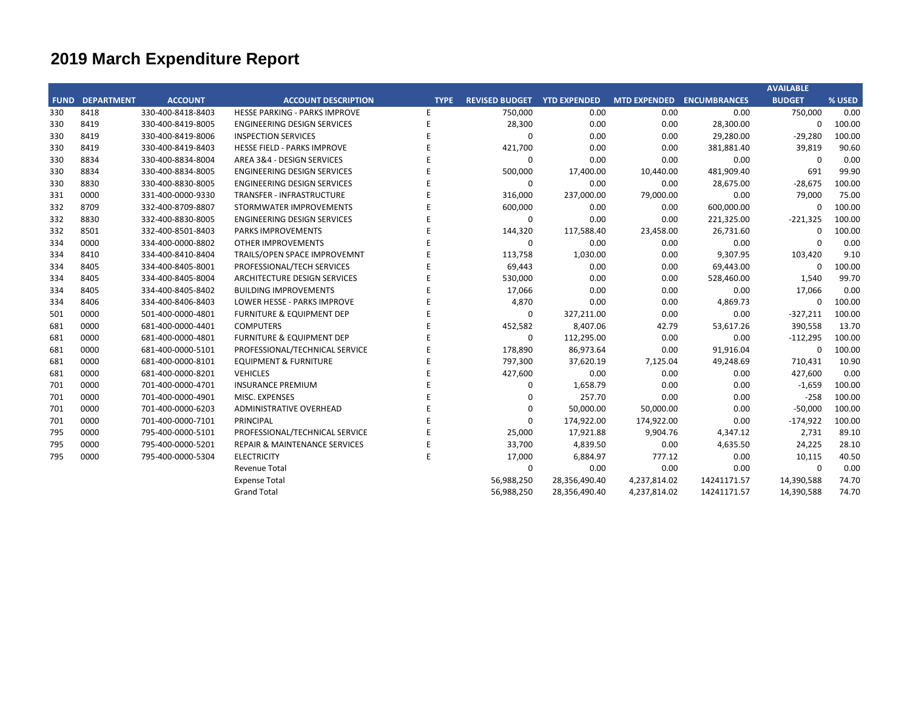# 2019 March Expenditure Report

| FUND | DEPARTMENT | ACCOUNT | ACCOUNT DESCRIPTION | TYPE | REVISED BUDGET | YTD EXPENDED | MTD EXPENDED | ENCUMBRANCES | AVAILABLE BUDGET | % USED |
|---|---|---|---|---|---|---|---|---|---|---|
| 330 | 8418 | 330-400-8418-8403 | HESSE PARKING - PARKS IMPROVE | E | 750,000 | 0.00 | 0.00 | 0.00 | 750,000 | 0.00 |
| 330 | 8419 | 330-400-8419-8005 | ENGINEERING DESIGN SERVICES | E | 28,300 | 0.00 | 0.00 | 28,300.00 | 0 | 100.00 |
| 330 | 8419 | 330-400-8419-8006 | INSPECTION SERVICES | E | 0 | 0.00 | 0.00 | 29,280.00 | -29,280 | 100.00 |
| 330 | 8419 | 330-400-8419-8403 | HESSE FIELD - PARKS IMPROVE | E | 421,700 | 0.00 | 0.00 | 381,881.40 | 39,819 | 90.60 |
| 330 | 8834 | 330-400-8834-8004 | AREA 3&4 - DESIGN SERVICES | E | 0 | 0.00 | 0.00 | 0.00 | 0 | 0.00 |
| 330 | 8834 | 330-400-8834-8005 | ENGINEERING DESIGN SERVICES | E | 500,000 | 17,400.00 | 10,440.00 | 481,909.40 | 691 | 99.90 |
| 330 | 8830 | 330-400-8830-8005 | ENGINEERING DESIGN SERVICES | E | 0 | 0.00 | 0.00 | 28,675.00 | -28,675 | 100.00 |
| 331 | 0000 | 331-400-0000-9330 | TRANSFER - INFRASTRUCTURE | E | 316,000 | 237,000.00 | 79,000.00 | 0.00 | 79,000 | 75.00 |
| 332 | 8709 | 332-400-8709-8807 | STORMWATER IMPROVEMENTS | E | 600,000 | 0.00 | 0.00 | 600,000.00 | 0 | 100.00 |
| 332 | 8830 | 332-400-8830-8005 | ENGINEERING DESIGN SERVICES | E | 0 | 0.00 | 0.00 | 221,325.00 | -221,325 | 100.00 |
| 332 | 8501 | 332-400-8501-8403 | PARKS IMPROVEMENTS | E | 144,320 | 117,588.40 | 23,458.00 | 26,731.60 | 0 | 100.00 |
| 334 | 0000 | 334-400-0000-8802 | OTHER IMPROVEMENTS | E | 0 | 0.00 | 0.00 | 0.00 | 0 | 0.00 |
| 334 | 8410 | 334-400-8410-8404 | TRAILS/OPEN SPACE IMPROVEMNT | E | 113,758 | 1,030.00 | 0.00 | 9,307.95 | 103,420 | 9.10 |
| 334 | 8405 | 334-400-8405-8001 | PROFESSIONAL/TECH SERVICES | E | 69,443 | 0.00 | 0.00 | 69,443.00 | 0 | 100.00 |
| 334 | 8405 | 334-400-8405-8004 | ARCHITECTURE DESIGN SERVICES | E | 530,000 | 0.00 | 0.00 | 528,460.00 | 1,540 | 99.70 |
| 334 | 8405 | 334-400-8405-8402 | BUILDING IMPROVEMENTS | E | 17,066 | 0.00 | 0.00 | 0.00 | 17,066 | 0.00 |
| 334 | 8406 | 334-400-8406-8403 | LOWER HESSE - PARKS IMPROVE | E | 4,870 | 0.00 | 0.00 | 4,869.73 | 0 | 100.00 |
| 501 | 0000 | 501-400-0000-4801 | FURNITURE & EQUIPMENT DEP | E | 0 | 327,211.00 | 0.00 | 0.00 | -327,211 | 100.00 |
| 681 | 0000 | 681-400-0000-4401 | COMPUTERS | E | 452,582 | 8,407.06 | 42.79 | 53,617.26 | 390,558 | 13.70 |
| 681 | 0000 | 681-400-0000-4801 | FURNITURE & EQUIPMENT DEP | E | 0 | 112,295.00 | 0.00 | 0.00 | -112,295 | 100.00 |
| 681 | 0000 | 681-400-0000-5101 | PROFESSIONAL/TECHNICAL SERVICE | E | 178,890 | 86,973.64 | 0.00 | 91,916.04 | 0 | 100.00 |
| 681 | 0000 | 681-400-0000-8101 | EQUIPMENT & FURNITURE | E | 797,300 | 37,620.19 | 7,125.04 | 49,248.69 | 710,431 | 10.90 |
| 681 | 0000 | 681-400-0000-8201 | VEHICLES | E | 427,600 | 0.00 | 0.00 | 0.00 | 427,600 | 0.00 |
| 701 | 0000 | 701-400-0000-4701 | INSURANCE PREMIUM | E | 0 | 1,658.79 | 0.00 | 0.00 | -1,659 | 100.00 |
| 701 | 0000 | 701-400-0000-4901 | MISC. EXPENSES | E | 0 | 257.70 | 0.00 | 0.00 | -258 | 100.00 |
| 701 | 0000 | 701-400-0000-6203 | ADMINISTRATIVE OVERHEAD | E | 0 | 50,000.00 | 50,000.00 | 0.00 | -50,000 | 100.00 |
| 701 | 0000 | 701-400-0000-7101 | PRINCIPAL | E | 0 | 174,922.00 | 174,922.00 | 0.00 | -174,922 | 100.00 |
| 795 | 0000 | 795-400-0000-5101 | PROFESSIONAL/TECHNICAL SERVICE | E | 25,000 | 17,921.88 | 9,904.76 | 4,347.12 | 2,731 | 89.10 |
| 795 | 0000 | 795-400-0000-5201 | REPAIR & MAINTENANCE SERVICES | E | 33,700 | 4,839.50 | 0.00 | 4,635.50 | 24,225 | 28.10 |
| 795 | 0000 | 795-400-0000-5304 | ELECTRICITY | E | 17,000 | 6,884.97 | 777.12 | 0.00 | 10,115 | 40.50 |
| | | | Revenue Total | | 0 | 0.00 | 0.00 | 0.00 | 0 | 0.00 |
| | | | Expense Total | | 56,988,250 | 28,356,490.40 | 4,237,814.02 | 14241171.57 | 14,390,588 | 74.70 |
| | | | Grand Total | | 56,988,250 | 28,356,490.40 | 4,237,814.02 | 14241171.57 | 14,390,588 | 74.70 |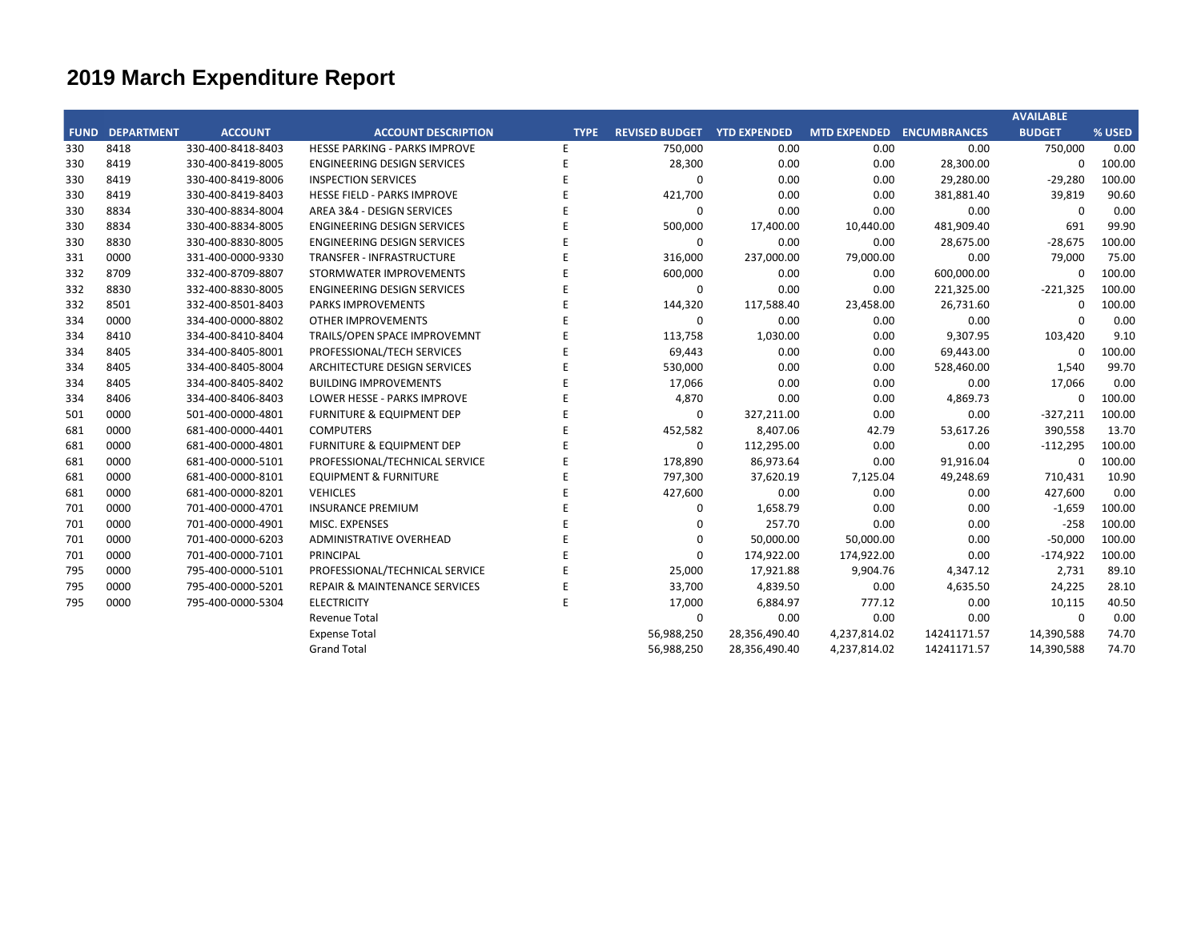# 2019 March Expenditure Report

| FUND | DEPARTMENT | ACCOUNT | ACCOUNT DESCRIPTION | TYPE | REVISED BUDGET | YTD EXPENDED | MTD EXPENDED | ENCUMBRANCES | AVAILABLE BUDGET | % USED |
|---|---|---|---|---|---|---|---|---|---|---|
| 330 | 8418 | 330-400-8418-8403 | HESSE PARKING - PARKS IMPROVE | E | 750,000 | 0.00 | 0.00 | 0.00 | 750,000 | 0.00 |
| 330 | 8419 | 330-400-8419-8005 | ENGINEERING DESIGN SERVICES | E | 28,300 | 0.00 | 0.00 | 28,300.00 | 0 | 100.00 |
| 330 | 8419 | 330-400-8419-8006 | INSPECTION SERVICES | E | 0 | 0.00 | 0.00 | 29,280.00 | -29,280 | 100.00 |
| 330 | 8419 | 330-400-8419-8403 | HESSE FIELD - PARKS IMPROVE | E | 421,700 | 0.00 | 0.00 | 381,881.40 | 39,819 | 90.60 |
| 330 | 8834 | 330-400-8834-8004 | AREA 3&4 - DESIGN SERVICES | E | 0 | 0.00 | 0.00 | 0.00 | 0 | 0.00 |
| 330 | 8834 | 330-400-8834-8005 | ENGINEERING DESIGN SERVICES | E | 500,000 | 17,400.00 | 10,440.00 | 481,909.40 | 691 | 99.90 |
| 330 | 8830 | 330-400-8830-8005 | ENGINEERING DESIGN SERVICES | E | 0 | 0.00 | 0.00 | 28,675.00 | -28,675 | 100.00 |
| 331 | 0000 | 331-400-0000-9330 | TRANSFER - INFRASTRUCTURE | E | 316,000 | 237,000.00 | 79,000.00 | 0.00 | 79,000 | 75.00 |
| 332 | 8709 | 332-400-8709-8807 | STORMWATER IMPROVEMENTS | E | 600,000 | 0.00 | 0.00 | 600,000.00 | 0 | 100.00 |
| 332 | 8830 | 332-400-8830-8005 | ENGINEERING DESIGN SERVICES | E | 0 | 0.00 | 0.00 | 221,325.00 | -221,325 | 100.00 |
| 332 | 8501 | 332-400-8501-8403 | PARKS IMPROVEMENTS | E | 144,320 | 117,588.40 | 23,458.00 | 26,731.60 | 0 | 100.00 |
| 334 | 0000 | 334-400-0000-8802 | OTHER IMPROVEMENTS | E | 0 | 0.00 | 0.00 | 0.00 | 0 | 0.00 |
| 334 | 8410 | 334-400-8410-8404 | TRAILS/OPEN SPACE IMPROVEMNT | E | 113,758 | 1,030.00 | 0.00 | 9,307.95 | 103,420 | 9.10 |
| 334 | 8405 | 334-400-8405-8001 | PROFESSIONAL/TECH SERVICES | E | 69,443 | 0.00 | 0.00 | 69,443.00 | 0 | 100.00 |
| 334 | 8405 | 334-400-8405-8004 | ARCHITECTURE DESIGN SERVICES | E | 530,000 | 0.00 | 0.00 | 528,460.00 | 1,540 | 99.70 |
| 334 | 8405 | 334-400-8405-8402 | BUILDING IMPROVEMENTS | E | 17,066 | 0.00 | 0.00 | 0.00 | 17,066 | 0.00 |
| 334 | 8406 | 334-400-8406-8403 | LOWER HESSE - PARKS IMPROVE | E | 4,870 | 0.00 | 0.00 | 4,869.73 | 0 | 100.00 |
| 501 | 0000 | 501-400-0000-4801 | FURNITURE & EQUIPMENT DEP | E | 0 | 327,211.00 | 0.00 | 0.00 | -327,211 | 100.00 |
| 681 | 0000 | 681-400-0000-4401 | COMPUTERS | E | 452,582 | 8,407.06 | 42.79 | 53,617.26 | 390,558 | 13.70 |
| 681 | 0000 | 681-400-0000-4801 | FURNITURE & EQUIPMENT DEP | E | 0 | 112,295.00 | 0.00 | 0.00 | -112,295 | 100.00 |
| 681 | 0000 | 681-400-0000-5101 | PROFESSIONAL/TECHNICAL SERVICE | E | 178,890 | 86,973.64 | 0.00 | 91,916.04 | 0 | 100.00 |
| 681 | 0000 | 681-400-0000-8101 | EQUIPMENT & FURNITURE | E | 797,300 | 37,620.19 | 7,125.04 | 49,248.69 | 710,431 | 10.90 |
| 681 | 0000 | 681-400-0000-8201 | VEHICLES | E | 427,600 | 0.00 | 0.00 | 0.00 | 427,600 | 0.00 |
| 701 | 0000 | 701-400-0000-4701 | INSURANCE PREMIUM | E | 0 | 1,658.79 | 0.00 | 0.00 | -1,659 | 100.00 |
| 701 | 0000 | 701-400-0000-4901 | MISC. EXPENSES | E | 0 | 257.70 | 0.00 | 0.00 | -258 | 100.00 |
| 701 | 0000 | 701-400-0000-6203 | ADMINISTRATIVE OVERHEAD | E | 0 | 50,000.00 | 50,000.00 | 0.00 | -50,000 | 100.00 |
| 701 | 0000 | 701-400-0000-7101 | PRINCIPAL | E | 0 | 174,922.00 | 174,922.00 | 0.00 | -174,922 | 100.00 |
| 795 | 0000 | 795-400-0000-5101 | PROFESSIONAL/TECHNICAL SERVICE | E | 25,000 | 17,921.88 | 9,904.76 | 4,347.12 | 2,731 | 89.10 |
| 795 | 0000 | 795-400-0000-5201 | REPAIR & MAINTENANCE SERVICES | E | 33,700 | 4,839.50 | 0.00 | 4,635.50 | 24,225 | 28.10 |
| 795 | 0000 | 795-400-0000-5304 | ELECTRICITY | E | 17,000 | 6,884.97 | 777.12 | 0.00 | 10,115 | 40.50 |
| | | | Revenue Total | | 0 | 0.00 | 0.00 | 0.00 | 0 | 0.00 |
| | | | Expense Total | | 56,988,250 | 28,356,490.40 | 4,237,814.02 | 14241171.57 | 14,390,588 | 74.70 |
| | | | Grand Total | | 56,988,250 | 28,356,490.40 | 4,237,814.02 | 14241171.57 | 14,390,588 | 74.70 |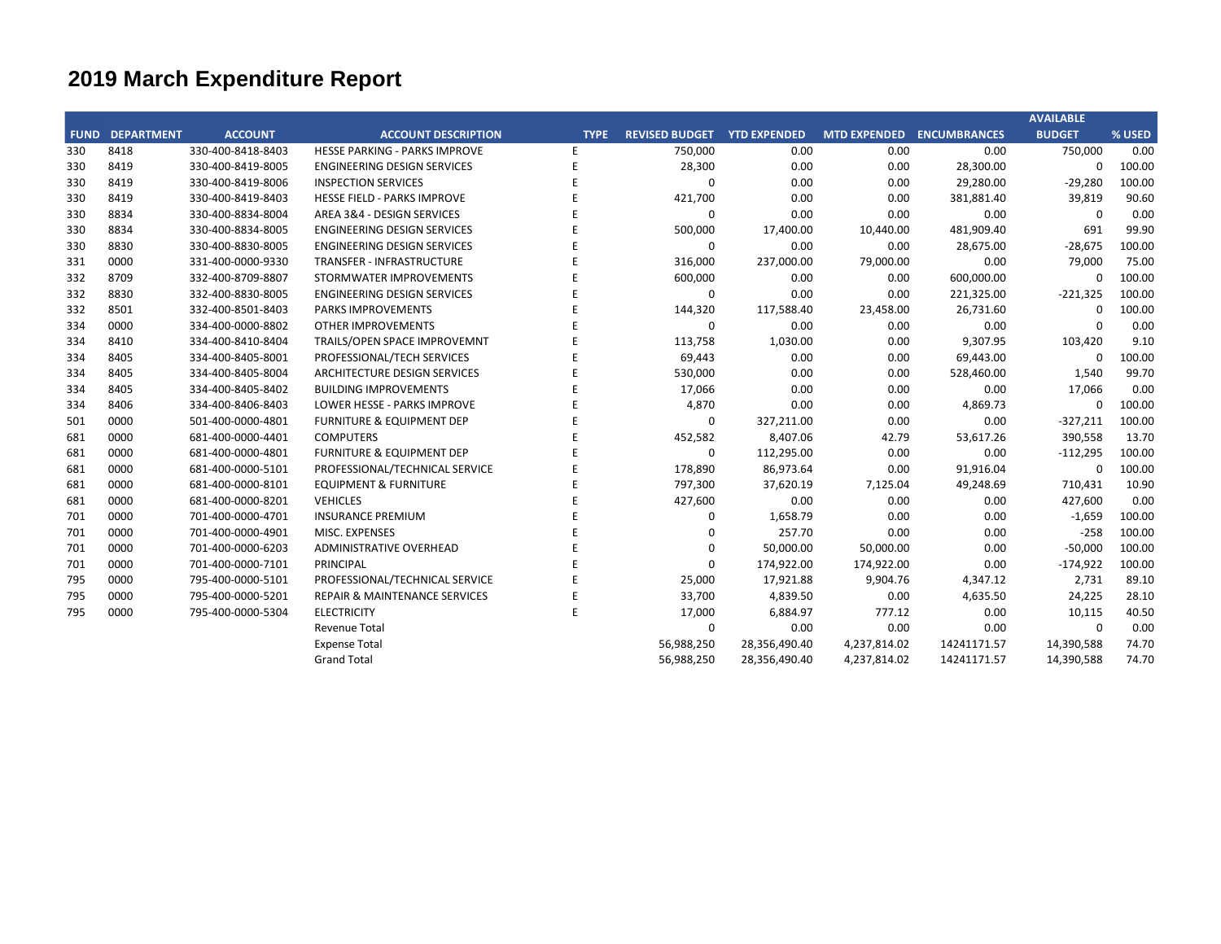# 2019 March Expenditure Report

| FUND | DEPARTMENT | ACCOUNT | ACCOUNT DESCRIPTION | TYPE | REVISED BUDGET | YTD EXPENDED | MTD EXPENDED | ENCUMBRANCES | AVAILABLE BUDGET | % USED |
|---|---|---|---|---|---|---|---|---|---|---|
| 330 | 8418 | 330-400-8418-8403 | HESSE PARKING - PARKS IMPROVE | E | 750,000 | 0.00 | 0.00 | 0.00 | 750,000 | 0.00 |
| 330 | 8419 | 330-400-8419-8005 | ENGINEERING DESIGN SERVICES | E | 28,300 | 0.00 | 0.00 | 28,300.00 | 0 | 100.00 |
| 330 | 8419 | 330-400-8419-8006 | INSPECTION SERVICES | E | 0 | 0.00 | 0.00 | 29,280.00 | -29,280 | 100.00 |
| 330 | 8419 | 330-400-8419-8403 | HESSE FIELD - PARKS IMPROVE | E | 421,700 | 0.00 | 0.00 | 381,881.40 | 39,819 | 90.60 |
| 330 | 8834 | 330-400-8834-8004 | AREA 3&4 - DESIGN SERVICES | E | 0 | 0.00 | 0.00 | 0.00 | 0 | 0.00 |
| 330 | 8834 | 330-400-8834-8005 | ENGINEERING DESIGN SERVICES | E | 500,000 | 17,400.00 | 10,440.00 | 481,909.40 | 691 | 99.90 |
| 330 | 8830 | 330-400-8830-8005 | ENGINEERING DESIGN SERVICES | E | 0 | 0.00 | 0.00 | 28,675.00 | -28,675 | 100.00 |
| 331 | 0000 | 331-400-0000-9330 | TRANSFER - INFRASTRUCTURE | E | 316,000 | 237,000.00 | 79,000.00 | 0.00 | 79,000 | 75.00 |
| 332 | 8709 | 332-400-8709-8807 | STORMWATER IMPROVEMENTS | E | 600,000 | 0.00 | 0.00 | 600,000.00 | 0 | 100.00 |
| 332 | 8830 | 332-400-8830-8005 | ENGINEERING DESIGN SERVICES | E | 0 | 0.00 | 0.00 | 221,325.00 | -221,325 | 100.00 |
| 332 | 8501 | 332-400-8501-8403 | PARKS IMPROVEMENTS | E | 144,320 | 117,588.40 | 23,458.00 | 26,731.60 | 0 | 100.00 |
| 334 | 0000 | 334-400-0000-8802 | OTHER IMPROVEMENTS | E | 0 | 0.00 | 0.00 | 0.00 | 0 | 0.00 |
| 334 | 8410 | 334-400-8410-8404 | TRAILS/OPEN SPACE IMPROVEMNT | E | 113,758 | 1,030.00 | 0.00 | 9,307.95 | 103,420 | 9.10 |
| 334 | 8405 | 334-400-8405-8001 | PROFESSIONAL/TECH SERVICES | E | 69,443 | 0.00 | 0.00 | 69,443.00 | 0 | 100.00 |
| 334 | 8405 | 334-400-8405-8004 | ARCHITECTURE DESIGN SERVICES | E | 530,000 | 0.00 | 0.00 | 528,460.00 | 1,540 | 99.70 |
| 334 | 8405 | 334-400-8405-8402 | BUILDING IMPROVEMENTS | E | 17,066 | 0.00 | 0.00 | 0.00 | 17,066 | 0.00 |
| 334 | 8406 | 334-400-8406-8403 | LOWER HESSE - PARKS IMPROVE | E | 4,870 | 0.00 | 0.00 | 4,869.73 | 0 | 100.00 |
| 501 | 0000 | 501-400-0000-4801 | FURNITURE & EQUIPMENT DEP | E | 0 | 327,211.00 | 0.00 | 0.00 | -327,211 | 100.00 |
| 681 | 0000 | 681-400-0000-4401 | COMPUTERS | E | 452,582 | 8,407.06 | 42.79 | 53,617.26 | 390,558 | 13.70 |
| 681 | 0000 | 681-400-0000-4801 | FURNITURE & EQUIPMENT DEP | E | 0 | 112,295.00 | 0.00 | 0.00 | -112,295 | 100.00 |
| 681 | 0000 | 681-400-0000-5101 | PROFESSIONAL/TECHNICAL SERVICE | E | 178,890 | 86,973.64 | 0.00 | 91,916.04 | 0 | 100.00 |
| 681 | 0000 | 681-400-0000-8101 | EQUIPMENT & FURNITURE | E | 797,300 | 37,620.19 | 7,125.04 | 49,248.69 | 710,431 | 10.90 |
| 681 | 0000 | 681-400-0000-8201 | VEHICLES | E | 427,600 | 0.00 | 0.00 | 0.00 | 427,600 | 0.00 |
| 701 | 0000 | 701-400-0000-4701 | INSURANCE PREMIUM | E | 0 | 1,658.79 | 0.00 | 0.00 | -1,659 | 100.00 |
| 701 | 0000 | 701-400-0000-4901 | MISC. EXPENSES | E | 0 | 257.70 | 0.00 | 0.00 | -258 | 100.00 |
| 701 | 0000 | 701-400-0000-6203 | ADMINISTRATIVE OVERHEAD | E | 0 | 50,000.00 | 50,000.00 | 0.00 | -50,000 | 100.00 |
| 701 | 0000 | 701-400-0000-7101 | PRINCIPAL | E | 0 | 174,922.00 | 174,922.00 | 0.00 | -174,922 | 100.00 |
| 795 | 0000 | 795-400-0000-5101 | PROFESSIONAL/TECHNICAL SERVICE | E | 25,000 | 17,921.88 | 9,904.76 | 4,347.12 | 2,731 | 89.10 |
| 795 | 0000 | 795-400-0000-5201 | REPAIR & MAINTENANCE SERVICES | E | 33,700 | 4,839.50 | 0.00 | 4,635.50 | 24,225 | 28.10 |
| 795 | 0000 | 795-400-0000-5304 | ELECTRICITY | E | 17,000 | 6,884.97 | 777.12 | 0.00 | 10,115 | 40.50 |
| | | | Revenue Total | | 0 | 0.00 | 0.00 | 0.00 | 0 | 0.00 |
| | | | Expense Total | | 56,988,250 | 28,356,490.40 | 4,237,814.02 | 14241171.57 | 14,390,588 | 74.70 |
| | | | Grand Total | | 56,988,250 | 28,356,490.40 | 4,237,814.02 | 14241171.57 | 14,390,588 | 74.70 |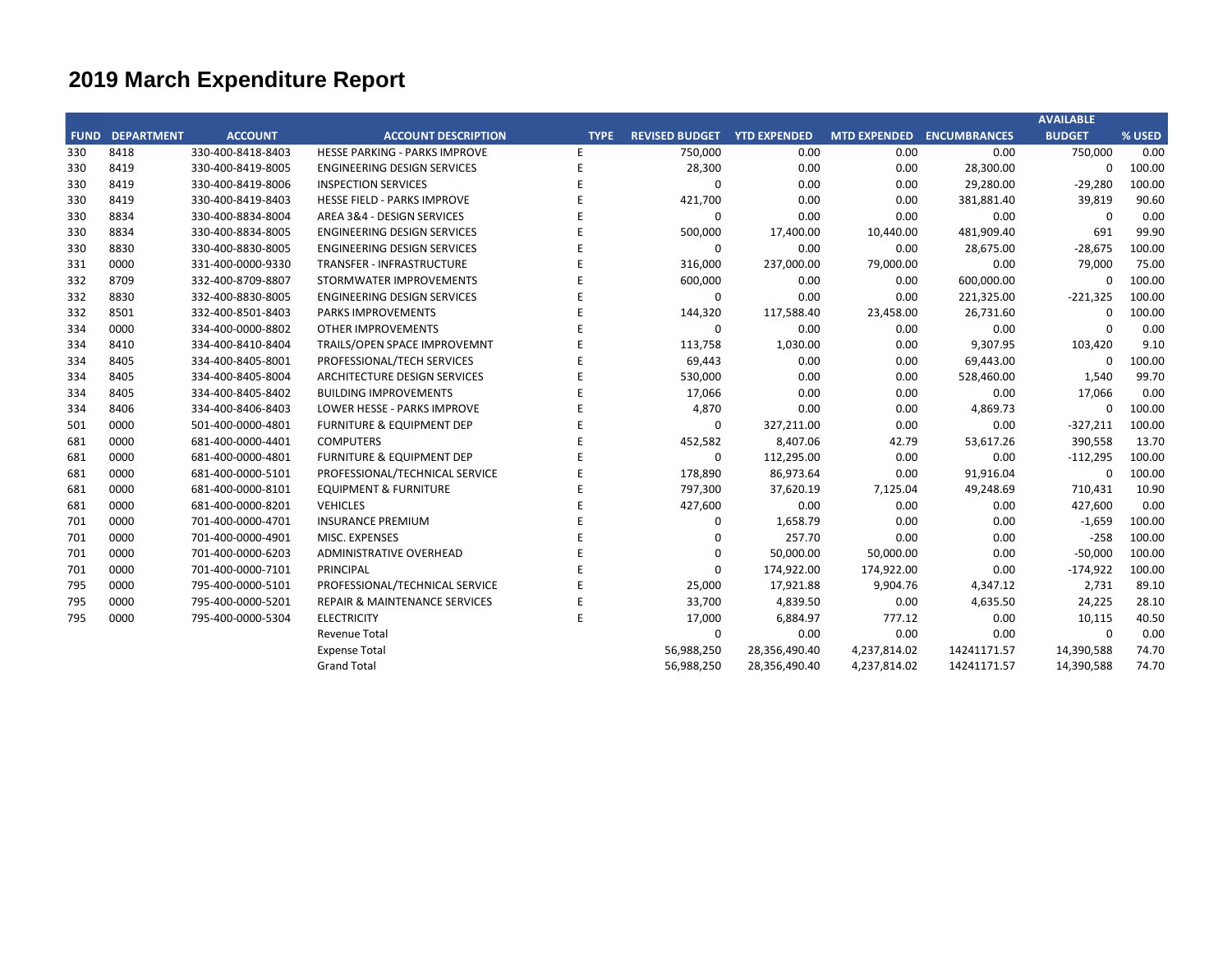# 2019 March Expenditure Report

| FUND | DEPARTMENT | ACCOUNT | ACCOUNT DESCRIPTION | TYPE | REVISED BUDGET | YTD EXPENDED | MTD EXPENDED | ENCUMBRANCES | AVAILABLE BUDGET | % USED |
|---|---|---|---|---|---|---|---|---|---|---|
| 330 | 8418 | 330-400-8418-8403 | HESSE PARKING - PARKS IMPROVE | E | 750,000 | 0.00 | 0.00 | 0.00 | 750,000 | 0.00 |
| 330 | 8419 | 330-400-8419-8005 | ENGINEERING DESIGN SERVICES | E | 28,300 | 0.00 | 0.00 | 28,300.00 | 0 | 100.00 |
| 330 | 8419 | 330-400-8419-8006 | INSPECTION SERVICES | E | 0 | 0.00 | 0.00 | 29,280.00 | -29,280 | 100.00 |
| 330 | 8419 | 330-400-8419-8403 | HESSE FIELD - PARKS IMPROVE | E | 421,700 | 0.00 | 0.00 | 381,881.40 | 39,819 | 90.60 |
| 330 | 8834 | 330-400-8834-8004 | AREA 3&4 - DESIGN SERVICES | E | 0 | 0.00 | 0.00 | 0.00 | 0 | 0.00 |
| 330 | 8834 | 330-400-8834-8005 | ENGINEERING DESIGN SERVICES | E | 500,000 | 17,400.00 | 10,440.00 | 481,909.40 | 691 | 99.90 |
| 330 | 8830 | 330-400-8830-8005 | ENGINEERING DESIGN SERVICES | E | 0 | 0.00 | 0.00 | 28,675.00 | -28,675 | 100.00 |
| 331 | 0000 | 331-400-0000-9330 | TRANSFER - INFRASTRUCTURE | E | 316,000 | 237,000.00 | 79,000.00 | 0.00 | 79,000 | 75.00 |
| 332 | 8709 | 332-400-8709-8807 | STORMWATER IMPROVEMENTS | E | 600,000 | 0.00 | 0.00 | 600,000.00 | 0 | 100.00 |
| 332 | 8830 | 332-400-8830-8005 | ENGINEERING DESIGN SERVICES | E | 0 | 0.00 | 0.00 | 221,325.00 | -221,325 | 100.00 |
| 332 | 8501 | 332-400-8501-8403 | PARKS IMPROVEMENTS | E | 144,320 | 117,588.40 | 23,458.00 | 26,731.60 | 0 | 100.00 |
| 334 | 0000 | 334-400-0000-8802 | OTHER IMPROVEMENTS | E | 0 | 0.00 | 0.00 | 0.00 | 0 | 0.00 |
| 334 | 8410 | 334-400-8410-8404 | TRAILS/OPEN SPACE IMPROVEMNT | E | 113,758 | 1,030.00 | 0.00 | 9,307.95 | 103,420 | 9.10 |
| 334 | 8405 | 334-400-8405-8001 | PROFESSIONAL/TECH SERVICES | E | 69,443 | 0.00 | 0.00 | 69,443.00 | 0 | 100.00 |
| 334 | 8405 | 334-400-8405-8004 | ARCHITECTURE DESIGN SERVICES | E | 530,000 | 0.00 | 0.00 | 528,460.00 | 1,540 | 99.70 |
| 334 | 8405 | 334-400-8405-8402 | BUILDING IMPROVEMENTS | E | 17,066 | 0.00 | 0.00 | 0.00 | 17,066 | 0.00 |
| 334 | 8406 | 334-400-8406-8403 | LOWER HESSE - PARKS IMPROVE | E | 4,870 | 0.00 | 0.00 | 4,869.73 | 0 | 100.00 |
| 501 | 0000 | 501-400-0000-4801 | FURNITURE & EQUIPMENT DEP | E | 0 | 327,211.00 | 0.00 | 0.00 | -327,211 | 100.00 |
| 681 | 0000 | 681-400-0000-4401 | COMPUTERS | E | 452,582 | 8,407.06 | 42.79 | 53,617.26 | 390,558 | 13.70 |
| 681 | 0000 | 681-400-0000-4801 | FURNITURE & EQUIPMENT DEP | E | 0 | 112,295.00 | 0.00 | 0.00 | -112,295 | 100.00 |
| 681 | 0000 | 681-400-0000-5101 | PROFESSIONAL/TECHNICAL SERVICE | E | 178,890 | 86,973.64 | 0.00 | 91,916.04 | 0 | 100.00 |
| 681 | 0000 | 681-400-0000-8101 | EQUIPMENT & FURNITURE | E | 797,300 | 37,620.19 | 7,125.04 | 49,248.69 | 710,431 | 10.90 |
| 681 | 0000 | 681-400-0000-8201 | VEHICLES | E | 427,600 | 0.00 | 0.00 | 0.00 | 427,600 | 0.00 |
| 701 | 0000 | 701-400-0000-4701 | INSURANCE PREMIUM | E | 0 | 1,658.79 | 0.00 | 0.00 | -1,659 | 100.00 |
| 701 | 0000 | 701-400-0000-4901 | MISC. EXPENSES | E | 0 | 257.70 | 0.00 | 0.00 | -258 | 100.00 |
| 701 | 0000 | 701-400-0000-6203 | ADMINISTRATIVE OVERHEAD | E | 0 | 50,000.00 | 50,000.00 | 0.00 | -50,000 | 100.00 |
| 701 | 0000 | 701-400-0000-7101 | PRINCIPAL | E | 0 | 174,922.00 | 174,922.00 | 0.00 | -174,922 | 100.00 |
| 795 | 0000 | 795-400-0000-5101 | PROFESSIONAL/TECHNICAL SERVICE | E | 25,000 | 17,921.88 | 9,904.76 | 4,347.12 | 2,731 | 89.10 |
| 795 | 0000 | 795-400-0000-5201 | REPAIR & MAINTENANCE SERVICES | E | 33,700 | 4,839.50 | 0.00 | 4,635.50 | 24,225 | 28.10 |
| 795 | 0000 | 795-400-0000-5304 | ELECTRICITY | E | 17,000 | 6,884.97 | 777.12 | 0.00 | 10,115 | 40.50 |
| | | | Revenue Total | | 0 | 0.00 | 0.00 | 0.00 | 0 | 0.00 |
| | | | Expense Total | | 56,988,250 | 28,356,490.40 | 4,237,814.02 | 14241171.57 | 14,390,588 | 74.70 |
| | | | Grand Total | | 56,988,250 | 28,356,490.40 | 4,237,814.02 | 14241171.57 | 14,390,588 | 74.70 |